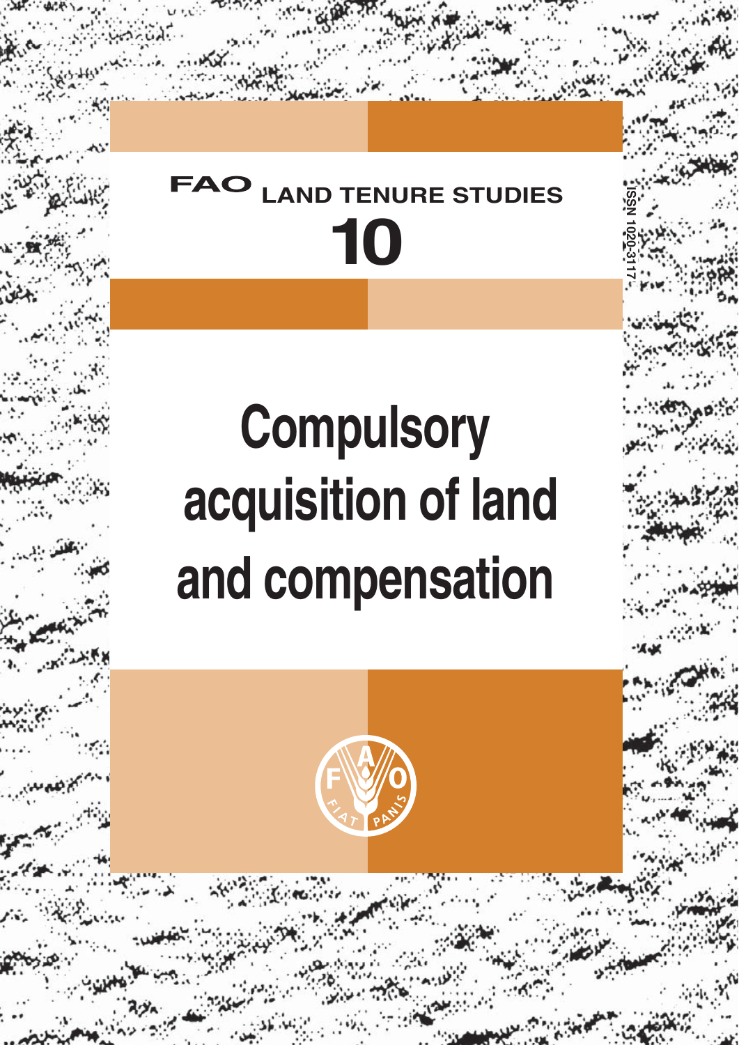FAO LAND TENURE STUDIES

10

ISSN 1020-3117

# Compulsory acquisition of land and compensation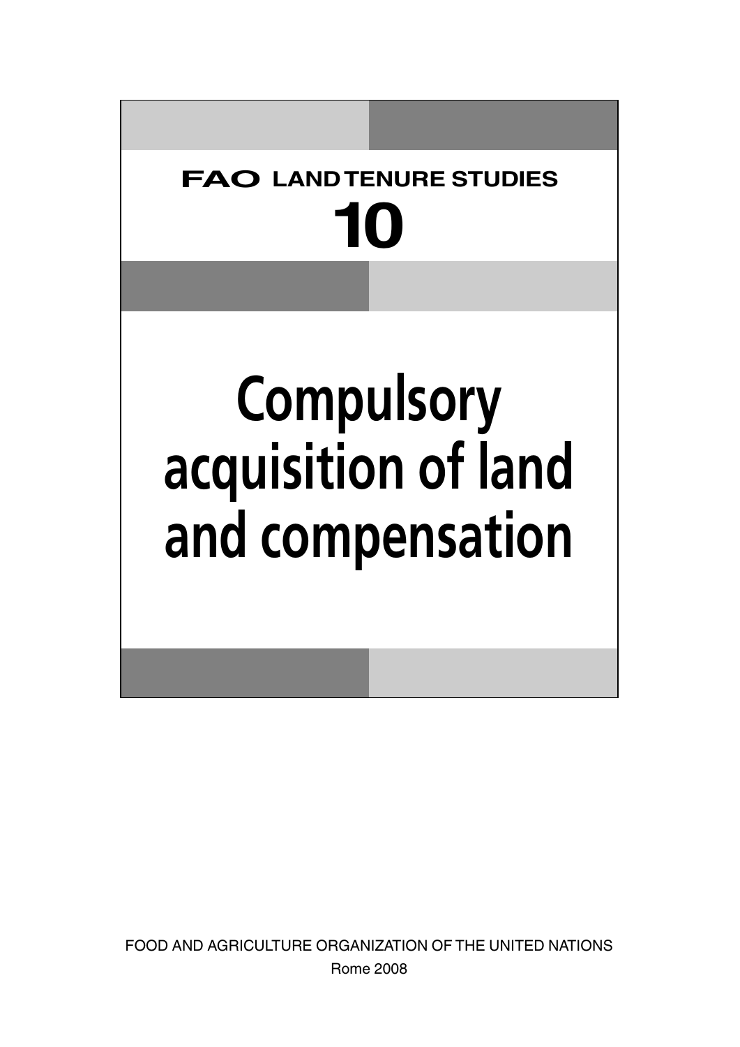**FAO LAND TENURE STUDIES**

**10**

# Compulsory acquisition of land and compensation

FOOD AND AGRICULTURE ORGANIZATION OF THE UNITED NATIONS

Rome 2008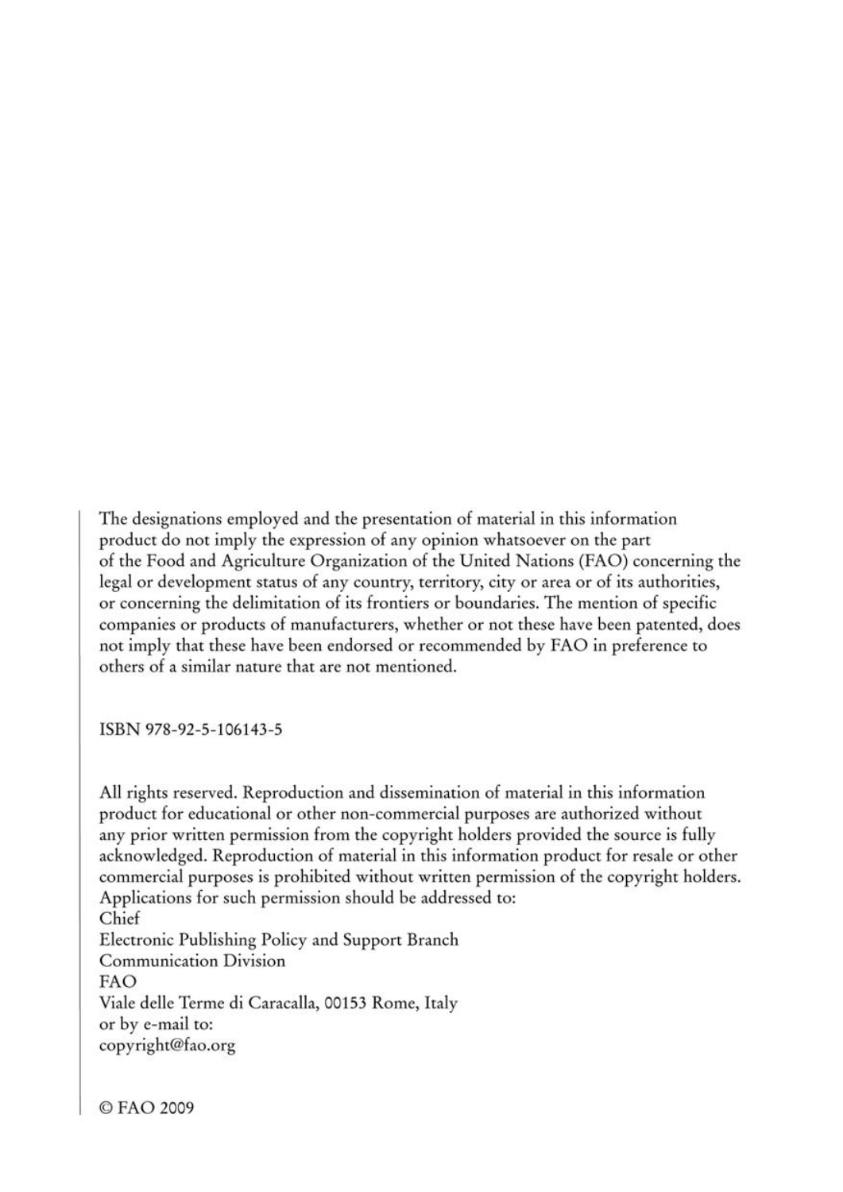The designations employed and the presentation of material in this information product do not imply the expression of any opinion whatsoever on the part of the Food and Agriculture Organization of the United Nations (FAO) concerning the legal or development status of any country, territory, city or area or of its authorities, or concerning the delimitation of its frontiers or boundaries. The mention of specific companies or products of manufacturers, whether or not these have been patented, does not imply that these have been endorsed or recommended by FAO in preference to others of a similar nature that are not mentioned.

ISBN 978-92-5-106143-5

All rights reserved. Reproduction and dissemination of material in this information product for educational or other non-commercial purposes are authorized without any prior written permission from the copyright holders provided the source is fully acknowledged. Reproduction of material in this information product for resale or other commercial purposes is prohibited without written permission of the copyright holders. Applications for such permission should be addressed to:
Chief
Electronic Publishing Policy and Support Branch
Communication Division
FAO
Viale delle Terme di Caracalla, 00153 Rome, Italy
or by e-mail to:
copyright@fao.org

© FAO 2009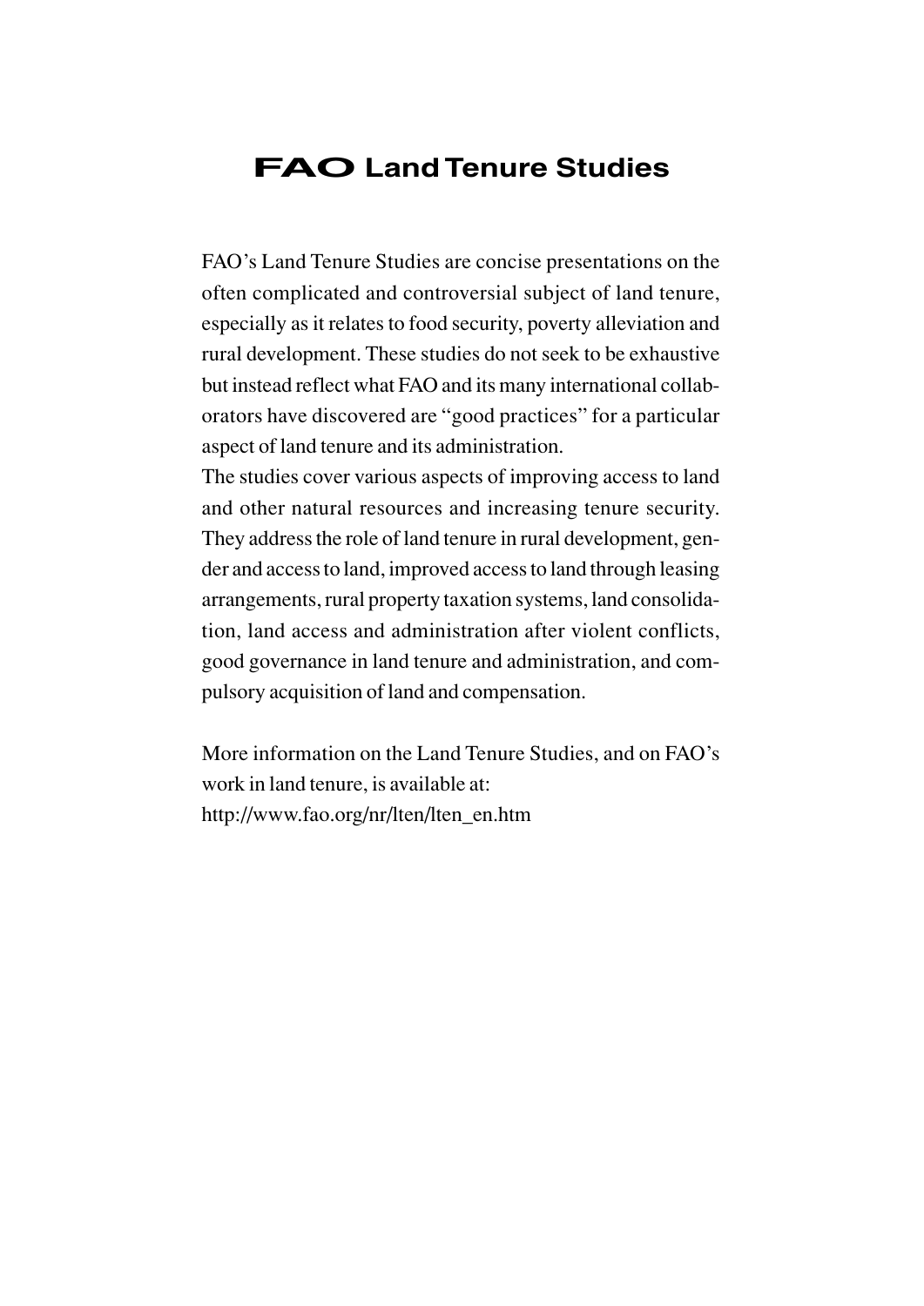# FAO Land Tenure Studies

FAO's Land Tenure Studies are concise presentations on the often complicated and controversial subject of land tenure, especially as it relates to food security, poverty alleviation and rural development. These studies do not seek to be exhaustive but instead reflect what FAO and its many international collaborators have discovered are "good practices" for a particular aspect of land tenure and its administration.

The studies cover various aspects of improving access to land and other natural resources and increasing tenure security. They address the role of land tenure in rural development, gender and access to land, improved access to land through leasing arrangements, rural property taxation systems, land consolidation, land access and administration after violent conflicts, good governance in land tenure and administration, and compulsory acquisition of land and compensation.

More information on the Land Tenure Studies, and on FAO's work in land tenure, is available at:
http://www.fao.org/nr/lten/lten_en.htm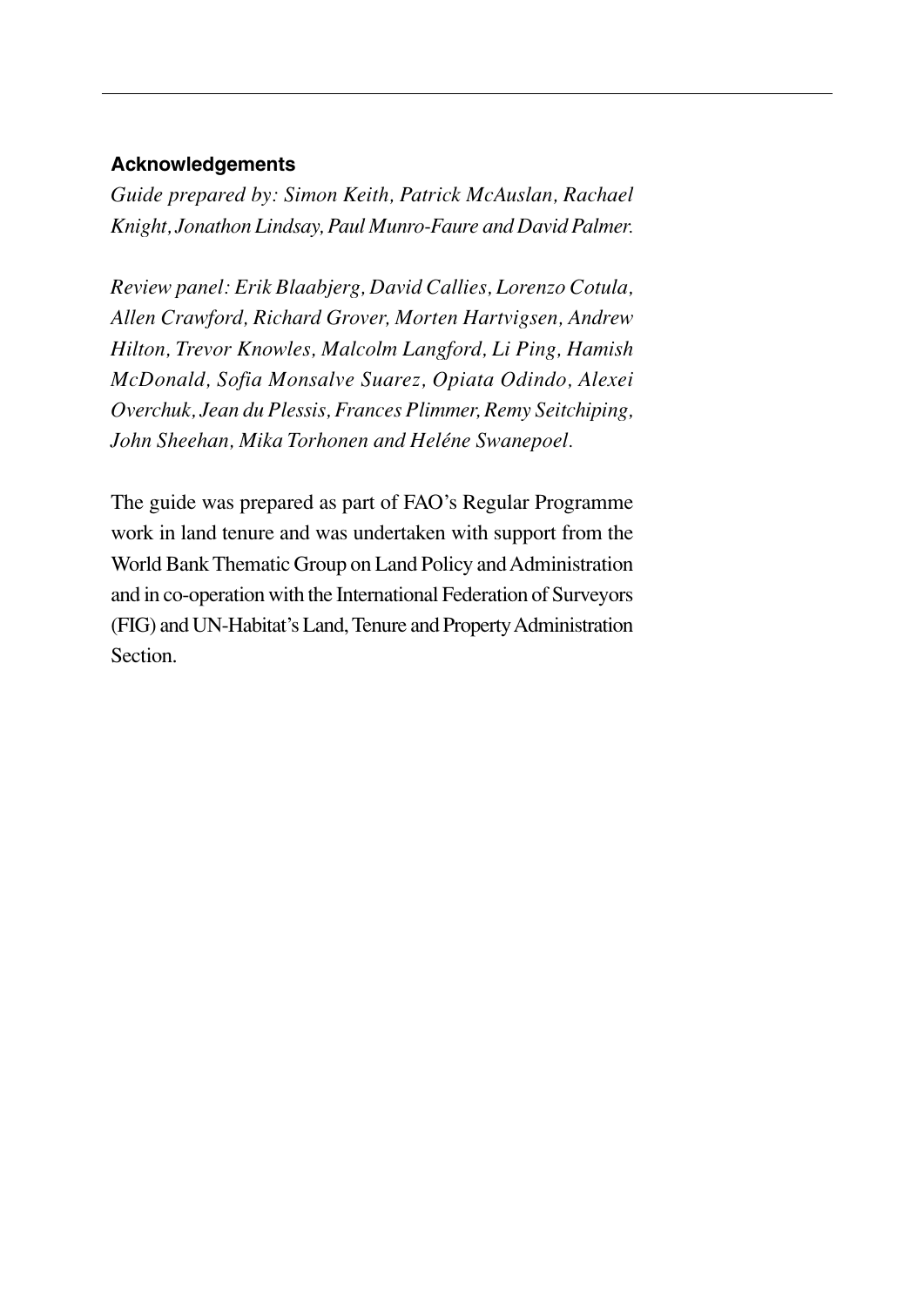**Acknowledgements**

*Guide prepared by: Simon Keith, Patrick McAuslan, Rachael Knight, Jonathon Lindsay, Paul Munro-Faure and David Palmer.*

*Review panel: Erik Blaabjerg, David Callies, Lorenzo Cotula, Allen Crawford, Richard Grover, Morten Hartvigsen, Andrew Hilton, Trevor Knowles, Malcolm Langford, Li Ping, Hamish McDonald, Sofia Monsalve Suarez, Opiata Odindo, Alexei Overchuk, Jean du Plessis, Frances Plimmer, Remy Seitchiping, John Sheehan, Mika Torhonen and Heléne Swanepoel.*

The guide was prepared as part of FAO's Regular Programme work in land tenure and was undertaken with support from the World Bank Thematic Group on Land Policy and Administration and in co-operation with the International Federation of Surveyors (FIG) and UN-Habitat's Land, Tenure and Property Administration Section.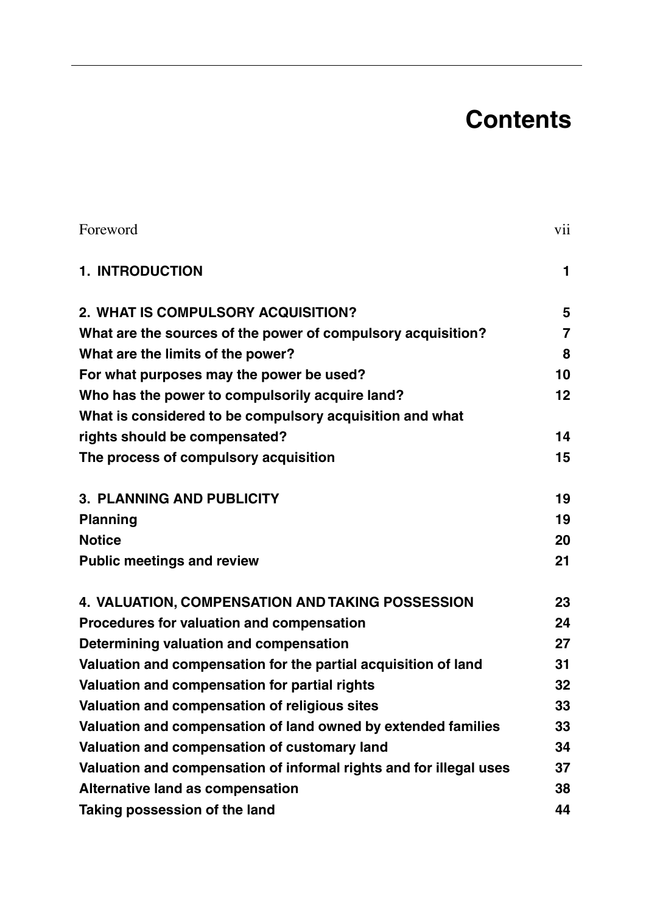# Contents

| | |
|---|---|
| Foreword | vii |
| **1. INTRODUCTION** | **1** |
| **2. WHAT IS COMPULSORY ACQUISITION?** | **5** |
| **What are the sources of the power of compulsory acquisition?** | **7** |
| **What are the limits of the power?** | **8** |
| **For what purposes may the power be used?** | **10** |
| **Who has the power to compulsorily acquire land?** | **12** |
| **What is considered to be compulsory acquisition and what rights should be compensated?** | **14** |
| **The process of compulsory acquisition** | **15** |
| **3. PLANNING AND PUBLICITY** | **19** |
| **Planning** | **19** |
| **Notice** | **20** |
| **Public meetings and review** | **21** |
| **4. VALUATION, COMPENSATION AND TAKING POSSESSION** | **23** |
| **Procedures for valuation and compensation** | **24** |
| **Determining valuation and compensation** | **27** |
| **Valuation and compensation for the partial acquisition of land** | **31** |
| **Valuation and compensation for partial rights** | **32** |
| **Valuation and compensation of religious sites** | **33** |
| **Valuation and compensation of land owned by extended families** | **33** |
| **Valuation and compensation of customary land** | **34** |
| **Valuation and compensation of informal rights and for illegal uses** | **37** |
| **Alternative land as compensation** | **38** |
| **Taking possession of the land** | **44** |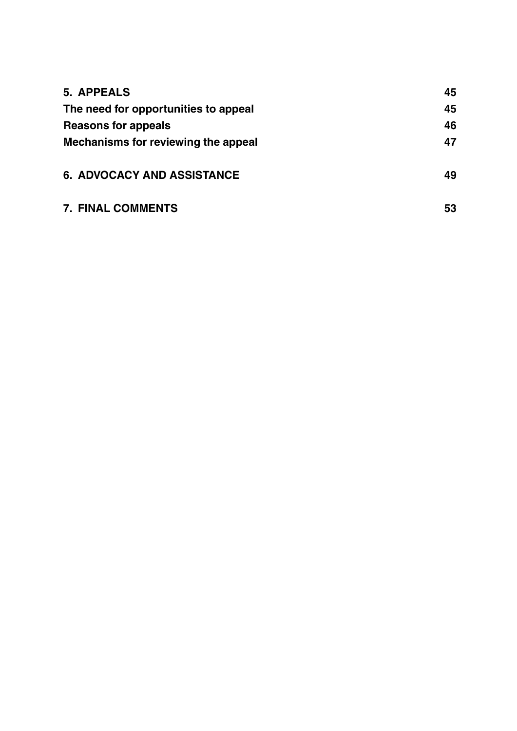| | |
|---|---|
| **5. APPEALS** | **45** |
| **The need for opportunities to appeal** | **45** |
| **Reasons for appeals** | **46** |
| **Mechanisms for reviewing the appeal** | **47** |
| **6. ADVOCACY AND ASSISTANCE** | **49** |
| **7. FINAL COMMENTS** | **53** |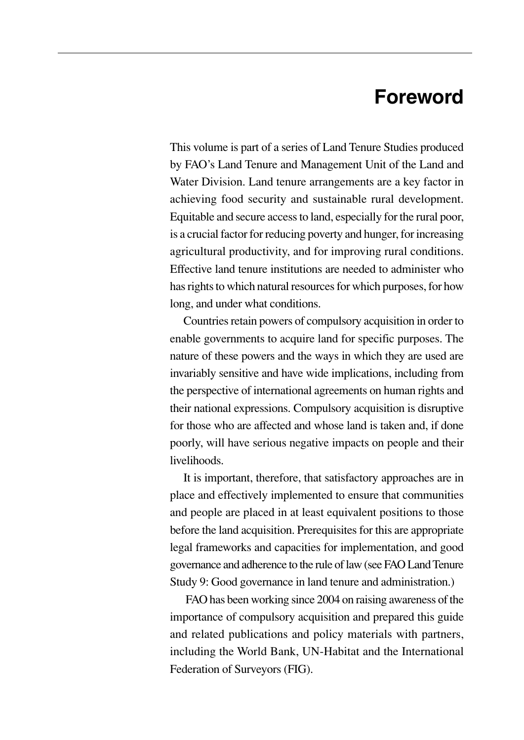# Foreword

This volume is part of a series of Land Tenure Studies produced by FAO's Land Tenure and Management Unit of the Land and Water Division. Land tenure arrangements are a key factor in achieving food security and sustainable rural development. Equitable and secure access to land, especially for the rural poor, is a crucial factor for reducing poverty and hunger, for increasing agricultural productivity, and for improving rural conditions. Effective land tenure institutions are needed to administer who has rights to which natural resources for which purposes, for how long, and under what conditions.

Countries retain powers of compulsory acquisition in order to enable governments to acquire land for specific purposes. The nature of these powers and the ways in which they are used are invariably sensitive and have wide implications, including from the perspective of international agreements on human rights and their national expressions. Compulsory acquisition is disruptive for those who are affected and whose land is taken and, if done poorly, will have serious negative impacts on people and their livelihoods.

It is important, therefore, that satisfactory approaches are in place and effectively implemented to ensure that communities and people are placed in at least equivalent positions to those before the land acquisition. Prerequisites for this are appropriate legal frameworks and capacities for implementation, and good governance and adherence to the rule of law (see FAO Land Tenure Study 9: Good governance in land tenure and administration.)

FAO has been working since 2004 on raising awareness of the importance of compulsory acquisition and prepared this guide and related publications and policy materials with partners, including the World Bank, UN-Habitat and the International Federation of Surveyors (FIG).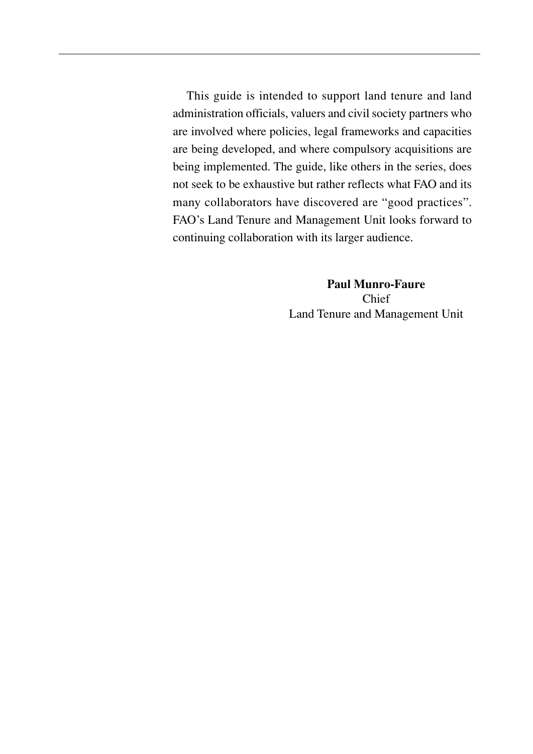This guide is intended to support land tenure and land administration officials, valuers and civil society partners who are involved where policies, legal frameworks and capacities are being developed, and where compulsory acquisitions are being implemented. The guide, like others in the series, does not seek to be exhaustive but rather reflects what FAO and its many collaborators have discovered are "good practices". FAO's Land Tenure and Management Unit looks forward to continuing collaboration with its larger audience.

**Paul Munro-Faure**
Chief
Land Tenure and Management Unit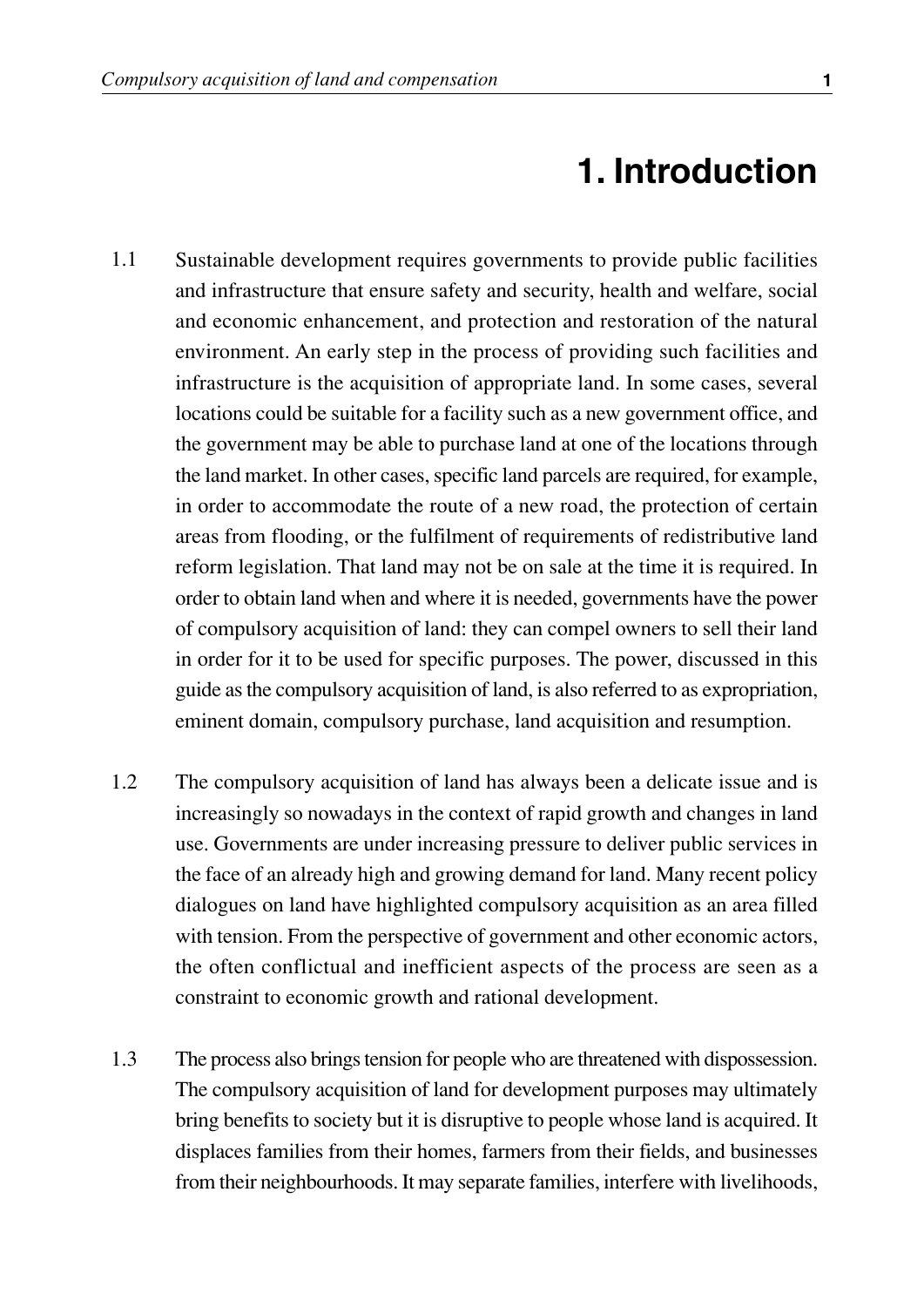# 1. Introduction

1.1 Sustainable development requires governments to provide public facilities and infrastructure that ensure safety and security, health and welfare, social and economic enhancement, and protection and restoration of the natural environment. An early step in the process of providing such facilities and infrastructure is the acquisition of appropriate land. In some cases, several locations could be suitable for a facility such as a new government office, and the government may be able to purchase land at one of the locations through the land market. In other cases, specific land parcels are required, for example, in order to accommodate the route of a new road, the protection of certain areas from flooding, or the fulfilment of requirements of redistributive land reform legislation. That land may not be on sale at the time it is required. In order to obtain land when and where it is needed, governments have the power of compulsory acquisition of land: they can compel owners to sell their land in order for it to be used for specific purposes. The power, discussed in this guide as the compulsory acquisition of land, is also referred to as expropriation, eminent domain, compulsory purchase, land acquisition and resumption.

1.2 The compulsory acquisition of land has always been a delicate issue and is increasingly so nowadays in the context of rapid growth and changes in land use. Governments are under increasing pressure to deliver public services in the face of an already high and growing demand for land. Many recent policy dialogues on land have highlighted compulsory acquisition as an area filled with tension. From the perspective of government and other economic actors, the often conflictual and inefficient aspects of the process are seen as a constraint to economic growth and rational development.

1.3 The process also brings tension for people who are threatened with dispossession. The compulsory acquisition of land for development purposes may ultimately bring benefits to society but it is disruptive to people whose land is acquired. It displaces families from their homes, farmers from their fields, and businesses from their neighbourhoods. It may separate families, interfere with livelihoods,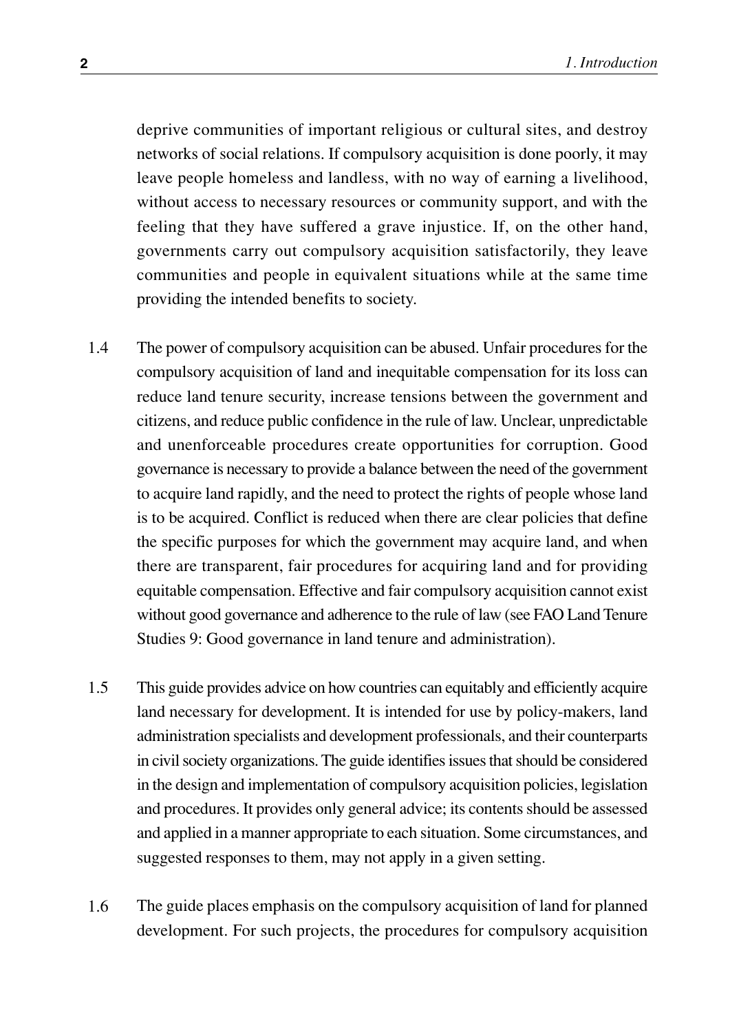deprive communities of important religious or cultural sites, and destroy networks of social relations. If compulsory acquisition is done poorly, it may leave people homeless and landless, with no way of earning a livelihood, without access to necessary resources or community support, and with the feeling that they have suffered a grave injustice. If, on the other hand, governments carry out compulsory acquisition satisfactorily, they leave communities and people in equivalent situations while at the same time providing the intended benefits to society.

1.4 The power of compulsory acquisition can be abused. Unfair procedures for the compulsory acquisition of land and inequitable compensation for its loss can reduce land tenure security, increase tensions between the government and citizens, and reduce public confidence in the rule of law. Unclear, unpredictable and unenforceable procedures create opportunities for corruption. Good governance is necessary to provide a balance between the need of the government to acquire land rapidly, and the need to protect the rights of people whose land is to be acquired. Conflict is reduced when there are clear policies that define the specific purposes for which the government may acquire land, and when there are transparent, fair procedures for acquiring land and for providing equitable compensation. Effective and fair compulsory acquisition cannot exist without good governance and adherence to the rule of law (see FAO Land Tenure Studies 9: Good governance in land tenure and administration).

1.5 This guide provides advice on how countries can equitably and efficiently acquire land necessary for development. It is intended for use by policy-makers, land administration specialists and development professionals, and their counterparts in civil society organizations. The guide identifies issues that should be considered in the design and implementation of compulsory acquisition policies, legislation and procedures. It provides only general advice; its contents should be assessed and applied in a manner appropriate to each situation. Some circumstances, and suggested responses to them, may not apply in a given setting.

1.6 The guide places emphasis on the compulsory acquisition of land for planned development. For such projects, the procedures for compulsory acquisition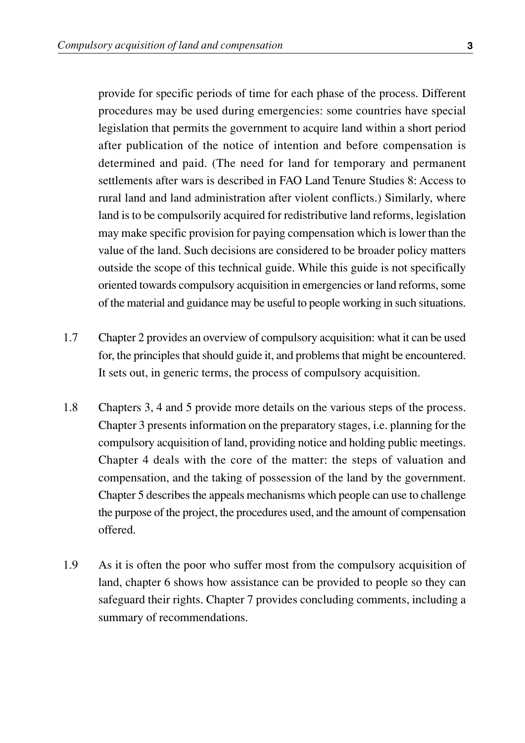provide for specific periods of time for each phase of the process. Different procedures may be used during emergencies: some countries have special legislation that permits the government to acquire land within a short period after publication of the notice of intention and before compensation is determined and paid. (The need for land for temporary and permanent settlements after wars is described in FAO Land Tenure Studies 8: Access to rural land and land administration after violent conflicts.) Similarly, where land is to be compulsorily acquired for redistributive land reforms, legislation may make specific provision for paying compensation which is lower than the value of the land. Such decisions are considered to be broader policy matters outside the scope of this technical guide. While this guide is not specifically oriented towards compulsory acquisition in emergencies or land reforms, some of the material and guidance may be useful to people working in such situations.

1.7 Chapter 2 provides an overview of compulsory acquisition: what it can be used for, the principles that should guide it, and problems that might be encountered. It sets out, in generic terms, the process of compulsory acquisition.

1.8 Chapters 3, 4 and 5 provide more details on the various steps of the process. Chapter 3 presents information on the preparatory stages, i.e. planning for the compulsory acquisition of land, providing notice and holding public meetings. Chapter 4 deals with the core of the matter: the steps of valuation and compensation, and the taking of possession of the land by the government. Chapter 5 describes the appeals mechanisms which people can use to challenge the purpose of the project, the procedures used, and the amount of compensation offered.

1.9 As it is often the poor who suffer most from the compulsory acquisition of land, chapter 6 shows how assistance can be provided to people so they can safeguard their rights. Chapter 7 provides concluding comments, including a summary of recommendations.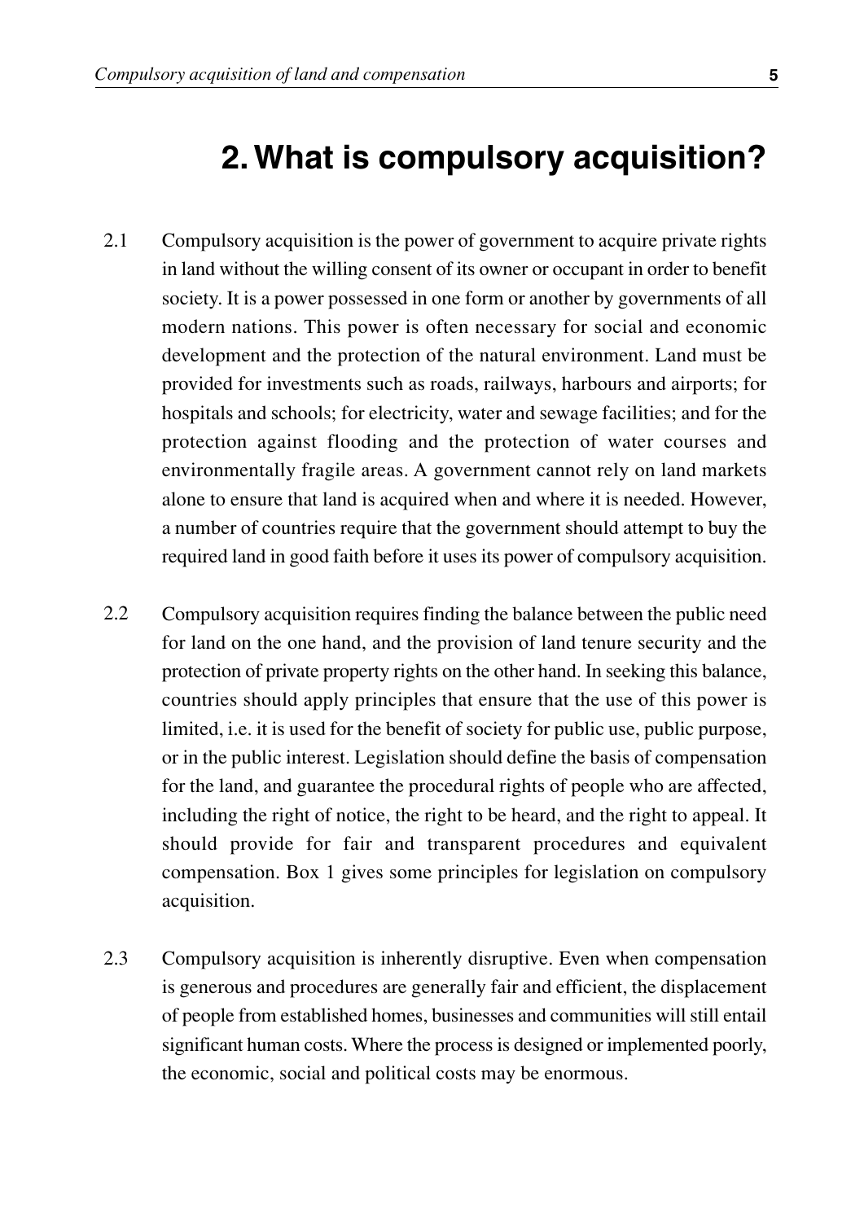# 2. What is compulsory acquisition?

2.1 Compulsory acquisition is the power of government to acquire private rights in land without the willing consent of its owner or occupant in order to benefit society. It is a power possessed in one form or another by governments of all modern nations. This power is often necessary for social and economic development and the protection of the natural environment. Land must be provided for investments such as roads, railways, harbours and airports; for hospitals and schools; for electricity, water and sewage facilities; and for the protection against flooding and the protection of water courses and environmentally fragile areas. A government cannot rely on land markets alone to ensure that land is acquired when and where it is needed. However, a number of countries require that the government should attempt to buy the required land in good faith before it uses its power of compulsory acquisition.

2.2 Compulsory acquisition requires finding the balance between the public need for land on the one hand, and the provision of land tenure security and the protection of private property rights on the other hand. In seeking this balance, countries should apply principles that ensure that the use of this power is limited, i.e. it is used for the benefit of society for public use, public purpose, or in the public interest. Legislation should define the basis of compensation for the land, and guarantee the procedural rights of people who are affected, including the right of notice, the right to be heard, and the right to appeal. It should provide for fair and transparent procedures and equivalent compensation. Box 1 gives some principles for legislation on compulsory acquisition.

2.3 Compulsory acquisition is inherently disruptive. Even when compensation is generous and procedures are generally fair and efficient, the displacement of people from established homes, businesses and communities will still entail significant human costs. Where the process is designed or implemented poorly, the economic, social and political costs may be enormous.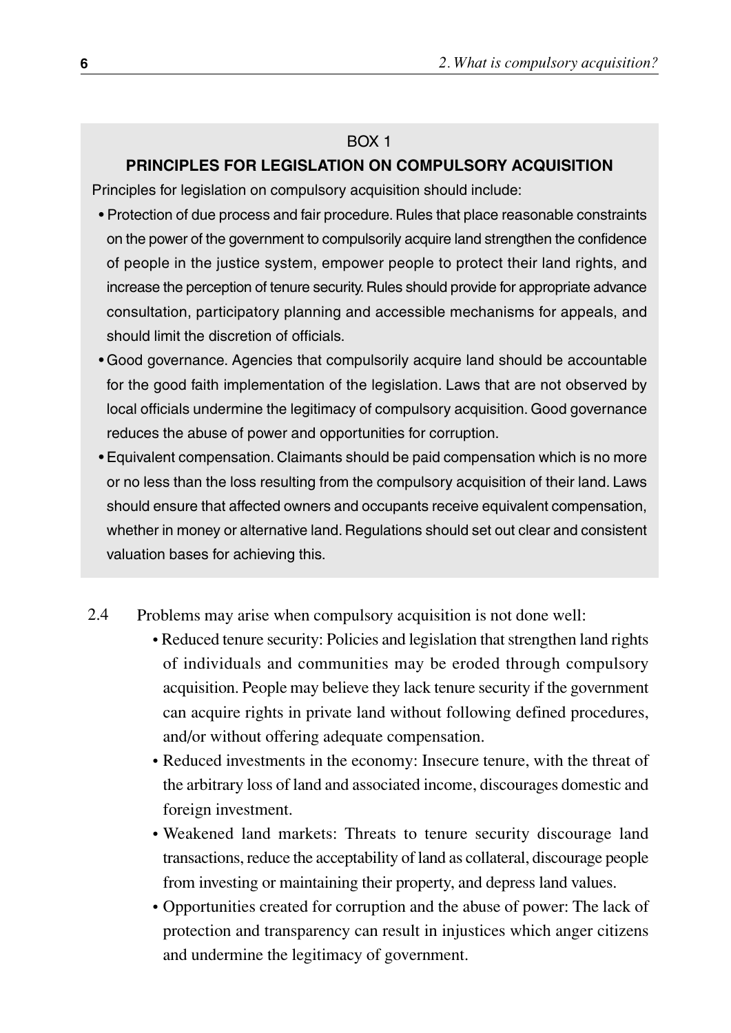BOX 1

**PRINCIPLES FOR LEGISLATION ON COMPULSORY ACQUISITION**

Principles for legislation on compulsory acquisition should include:

- Protection of due process and fair procedure. Rules that place reasonable constraints on the power of the government to compulsorily acquire land strengthen the confidence of people in the justice system, empower people to protect their land rights, and increase the perception of tenure security. Rules should provide for appropriate advance consultation, participatory planning and accessible mechanisms for appeals, and should limit the discretion of officials.
- Good governance. Agencies that compulsorily acquire land should be accountable for the good faith implementation of the legislation. Laws that are not observed by local officials undermine the legitimacy of compulsory acquisition. Good governance reduces the abuse of power and opportunities for corruption.
- Equivalent compensation. Claimants should be paid compensation which is no more or no less than the loss resulting from the compulsory acquisition of their land. Laws should ensure that affected owners and occupants receive equivalent compensation, whether in money or alternative land. Regulations should set out clear and consistent valuation bases for achieving this.

2.4 Problems may arise when compulsory acquisition is not done well:

- Reduced tenure security: Policies and legislation that strengthen land rights of individuals and communities may be eroded through compulsory acquisition. People may believe they lack tenure security if the government can acquire rights in private land without following defined procedures, and/or without offering adequate compensation.
- Reduced investments in the economy: Insecure tenure, with the threat of the arbitrary loss of land and associated income, discourages domestic and foreign investment.
- Weakened land markets: Threats to tenure security discourage land transactions, reduce the acceptability of land as collateral, discourage people from investing or maintaining their property, and depress land values.
- Opportunities created for corruption and the abuse of power: The lack of protection and transparency can result in injustices which anger citizens and undermine the legitimacy of government.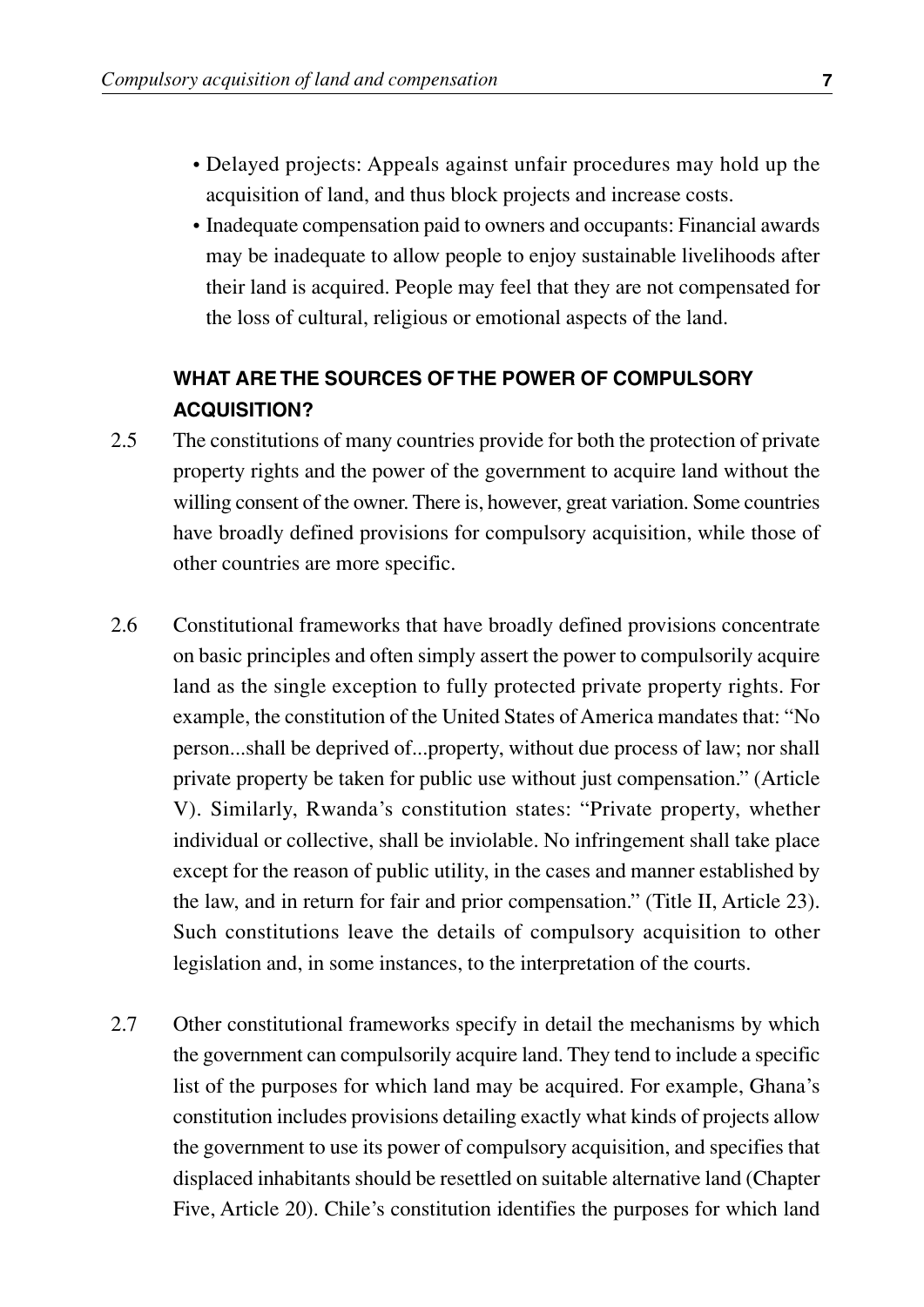- Delayed projects: Appeals against unfair procedures may hold up the acquisition of land, and thus block projects and increase costs.
- Inadequate compensation paid to owners and occupants: Financial awards may be inadequate to allow people to enjoy sustainable livelihoods after their land is acquired. People may feel that they are not compensated for the loss of cultural, religious or emotional aspects of the land.

### WHAT ARE THE SOURCES OF THE POWER OF COMPULSORY ACQUISITION?

2.5 The constitutions of many countries provide for both the protection of private property rights and the power of the government to acquire land without the willing consent of the owner. There is, however, great variation. Some countries have broadly defined provisions for compulsory acquisition, while those of other countries are more specific.

2.6 Constitutional frameworks that have broadly defined provisions concentrate on basic principles and often simply assert the power to compulsorily acquire land as the single exception to fully protected private property rights. For example, the constitution of the United States of America mandates that: "No person...shall be deprived of...property, without due process of law; nor shall private property be taken for public use without just compensation." (Article V). Similarly, Rwanda's constitution states: "Private property, whether individual or collective, shall be inviolable. No infringement shall take place except for the reason of public utility, in the cases and manner established by the law, and in return for fair and prior compensation." (Title II, Article 23). Such constitutions leave the details of compulsory acquisition to other legislation and, in some instances, to the interpretation of the courts.

2.7 Other constitutional frameworks specify in detail the mechanisms by which the government can compulsorily acquire land. They tend to include a specific list of the purposes for which land may be acquired. For example, Ghana's constitution includes provisions detailing exactly what kinds of projects allow the government to use its power of compulsory acquisition, and specifies that displaced inhabitants should be resettled on suitable alternative land (Chapter Five, Article 20). Chile's constitution identifies the purposes for which land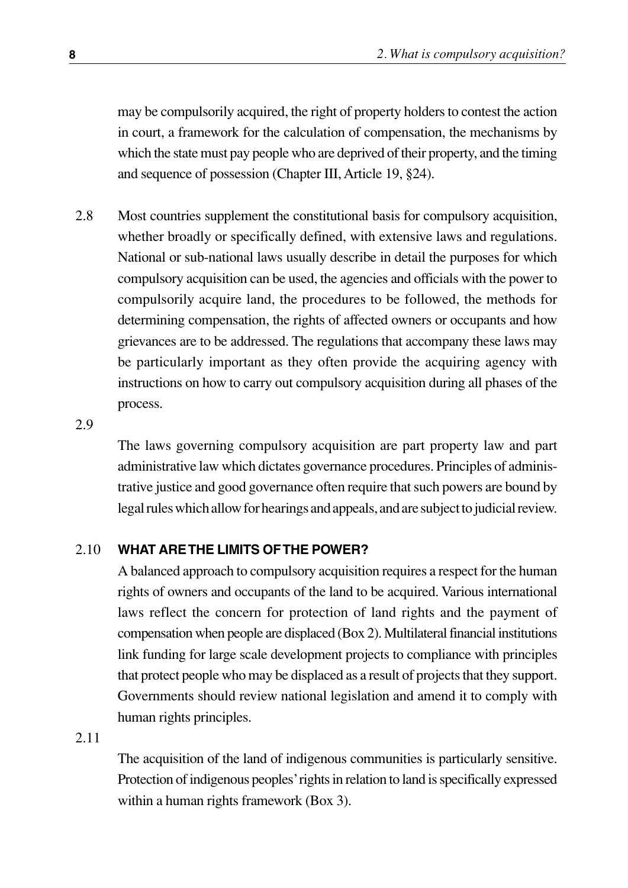may be compulsorily acquired, the right of property holders to contest the action in court, a framework for the calculation of compensation, the mechanisms by which the state must pay people who are deprived of their property, and the timing and sequence of possession (Chapter III, Article 19, §24).

2.8 Most countries supplement the constitutional basis for compulsory acquisition, whether broadly or specifically defined, with extensive laws and regulations. National or sub-national laws usually describe in detail the purposes for which compulsory acquisition can be used, the agencies and officials with the power to compulsorily acquire land, the procedures to be followed, the methods for determining compensation, the rights of affected owners or occupants and how grievances are to be addressed. The regulations that accompany these laws may be particularly important as they often provide the acquiring agency with instructions on how to carry out compulsory acquisition during all phases of the process.

2.9 The laws governing compulsory acquisition are part property law and part administrative law which dictates governance procedures. Principles of administrative justice and good governance often require that such powers are bound by legal rules which allow for hearings and appeals, and are subject to judicial review.

## 2.10 WHAT ARE THE LIMITS OF THE POWER?

A balanced approach to compulsory acquisition requires a respect for the human rights of owners and occupants of the land to be acquired. Various international laws reflect the concern for protection of land rights and the payment of compensation when people are displaced (Box 2). Multilateral financial institutions link funding for large scale development projects to compliance with principles that protect people who may be displaced as a result of projects that they support. Governments should review national legislation and amend it to comply with human rights principles.

2.11 The acquisition of the land of indigenous communities is particularly sensitive. Protection of indigenous peoples' rights in relation to land is specifically expressed within a human rights framework (Box 3).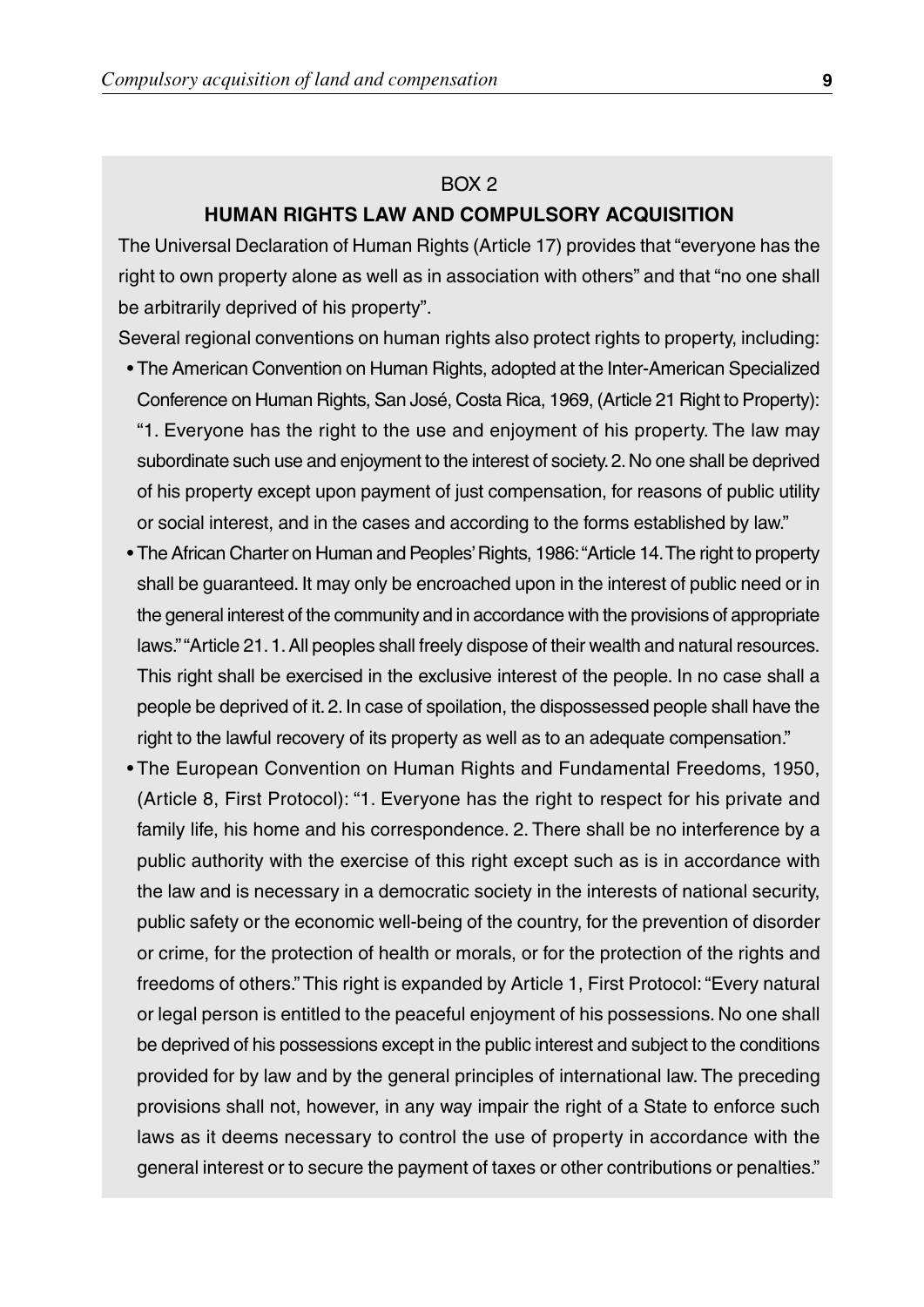BOX 2

**HUMAN RIGHTS LAW AND COMPULSORY ACQUISITION**

The Universal Declaration of Human Rights (Article 17) provides that "everyone has the right to own property alone as well as in association with others" and that "no one shall be arbitrarily deprived of his property".

Several regional conventions on human rights also protect rights to property, including:

- The American Convention on Human Rights, adopted at the Inter-American Specialized Conference on Human Rights, San José, Costa Rica, 1969, (Article 21 Right to Property): "1. Everyone has the right to the use and enjoyment of his property. The law may subordinate such use and enjoyment to the interest of society. 2. No one shall be deprived of his property except upon payment of just compensation, for reasons of public utility or social interest, and in the cases and according to the forms established by law."
- The African Charter on Human and Peoples' Rights, 1986: "Article 14. The right to property shall be guaranteed. It may only be encroached upon in the interest of public need or in the general interest of the community and in accordance with the provisions of appropriate laws." "Article 21. 1. All peoples shall freely dispose of their wealth and natural resources. This right shall be exercised in the exclusive interest of the people. In no case shall a people be deprived of it. 2. In case of spoilation, the dispossessed people shall have the right to the lawful recovery of its property as well as to an adequate compensation."
- The European Convention on Human Rights and Fundamental Freedoms, 1950, (Article 8, First Protocol): "1. Everyone has the right to respect for his private and family life, his home and his correspondence. 2. There shall be no interference by a public authority with the exercise of this right except such as is in accordance with the law and is necessary in a democratic society in the interests of national security, public safety or the economic well-being of the country, for the prevention of disorder or crime, for the protection of health or morals, or for the protection of the rights and freedoms of others." This right is expanded by Article 1, First Protocol: "Every natural or legal person is entitled to the peaceful enjoyment of his possessions. No one shall be deprived of his possessions except in the public interest and subject to the conditions provided for by law and by the general principles of international law. The preceding provisions shall not, however, in any way impair the right of a State to enforce such laws as it deems necessary to control the use of property in accordance with the general interest or to secure the payment of taxes or other contributions or penalties."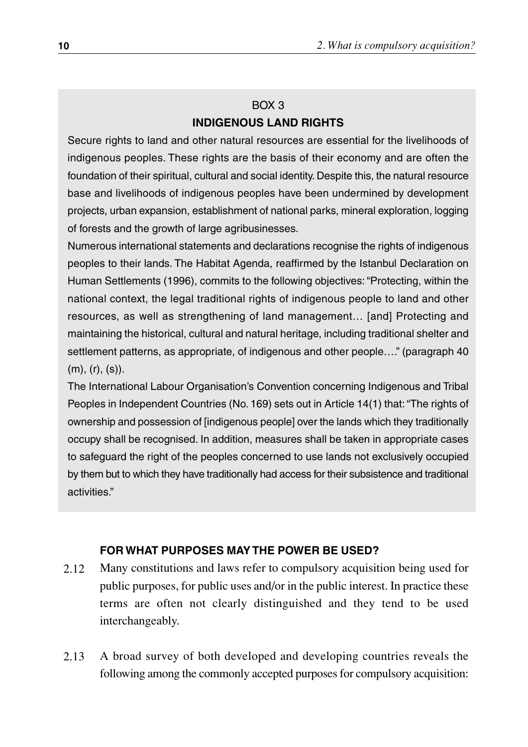BOX 3

**INDIGENOUS LAND RIGHTS**

Secure rights to land and other natural resources are essential for the livelihoods of indigenous peoples. These rights are the basis of their economy and are often the foundation of their spiritual, cultural and social identity. Despite this, the natural resource base and livelihoods of indigenous peoples have been undermined by development projects, urban expansion, establishment of national parks, mineral exploration, logging of forests and the growth of large agribusinesses.

Numerous international statements and declarations recognise the rights of indigenous peoples to their lands. The Habitat Agenda, reaffirmed by the Istanbul Declaration on Human Settlements (1996), commits to the following objectives: "Protecting, within the national context, the legal traditional rights of indigenous people to land and other resources, as well as strengthening of land management… [and] Protecting and maintaining the historical, cultural and natural heritage, including traditional shelter and settlement patterns, as appropriate, of indigenous and other people…." (paragraph 40 (m), (r), (s)).

The International Labour Organisation's Convention concerning Indigenous and Tribal Peoples in Independent Countries (No. 169) sets out in Article 14(1) that: "The rights of ownership and possession of [indigenous people] over the lands which they traditionally occupy shall be recognised. In addition, measures shall be taken in appropriate cases to safeguard the right of the peoples concerned to use lands not exclusively occupied by them but to which they have traditionally had access for their subsistence and traditional activities."

#### FOR WHAT PURPOSES MAY THE POWER BE USED?

2.12 Many constitutions and laws refer to compulsory acquisition being used for public purposes, for public uses and/or in the public interest. In practice these terms are often not clearly distinguished and they tend to be used interchangeably.

2.13 A broad survey of both developed and developing countries reveals the following among the commonly accepted purposes for compulsory acquisition: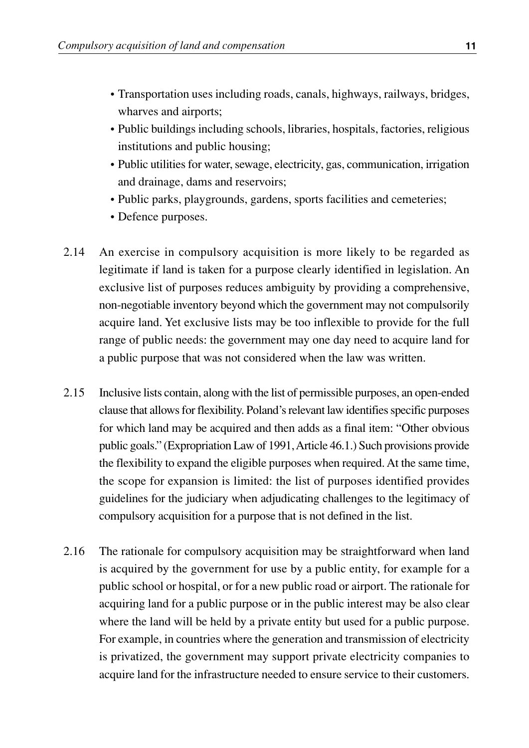- Transportation uses including roads, canals, highways, railways, bridges, wharves and airports;
- Public buildings including schools, libraries, hospitals, factories, religious institutions and public housing;
- Public utilities for water, sewage, electricity, gas, communication, irrigation and drainage, dams and reservoirs;
- Public parks, playgrounds, gardens, sports facilities and cemeteries;
- Defence purposes.

2.14 An exercise in compulsory acquisition is more likely to be regarded as legitimate if land is taken for a purpose clearly identified in legislation. An exclusive list of purposes reduces ambiguity by providing a comprehensive, non-negotiable inventory beyond which the government may not compulsorily acquire land. Yet exclusive lists may be too inflexible to provide for the full range of public needs: the government may one day need to acquire land for a public purpose that was not considered when the law was written.

2.15 Inclusive lists contain, along with the list of permissible purposes, an open-ended clause that allows for flexibility. Poland's relevant law identifies specific purposes for which land may be acquired and then adds as a final item: "Other obvious public goals." (Expropriation Law of 1991, Article 46.1.) Such provisions provide the flexibility to expand the eligible purposes when required. At the same time, the scope for expansion is limited: the list of purposes identified provides guidelines for the judiciary when adjudicating challenges to the legitimacy of compulsory acquisition for a purpose that is not defined in the list.

2.16 The rationale for compulsory acquisition may be straightforward when land is acquired by the government for use by a public entity, for example for a public school or hospital, or for a new public road or airport. The rationale for acquiring land for a public purpose or in the public interest may be also clear where the land will be held by a private entity but used for a public purpose. For example, in countries where the generation and transmission of electricity is privatized, the government may support private electricity companies to acquire land for the infrastructure needed to ensure service to their customers.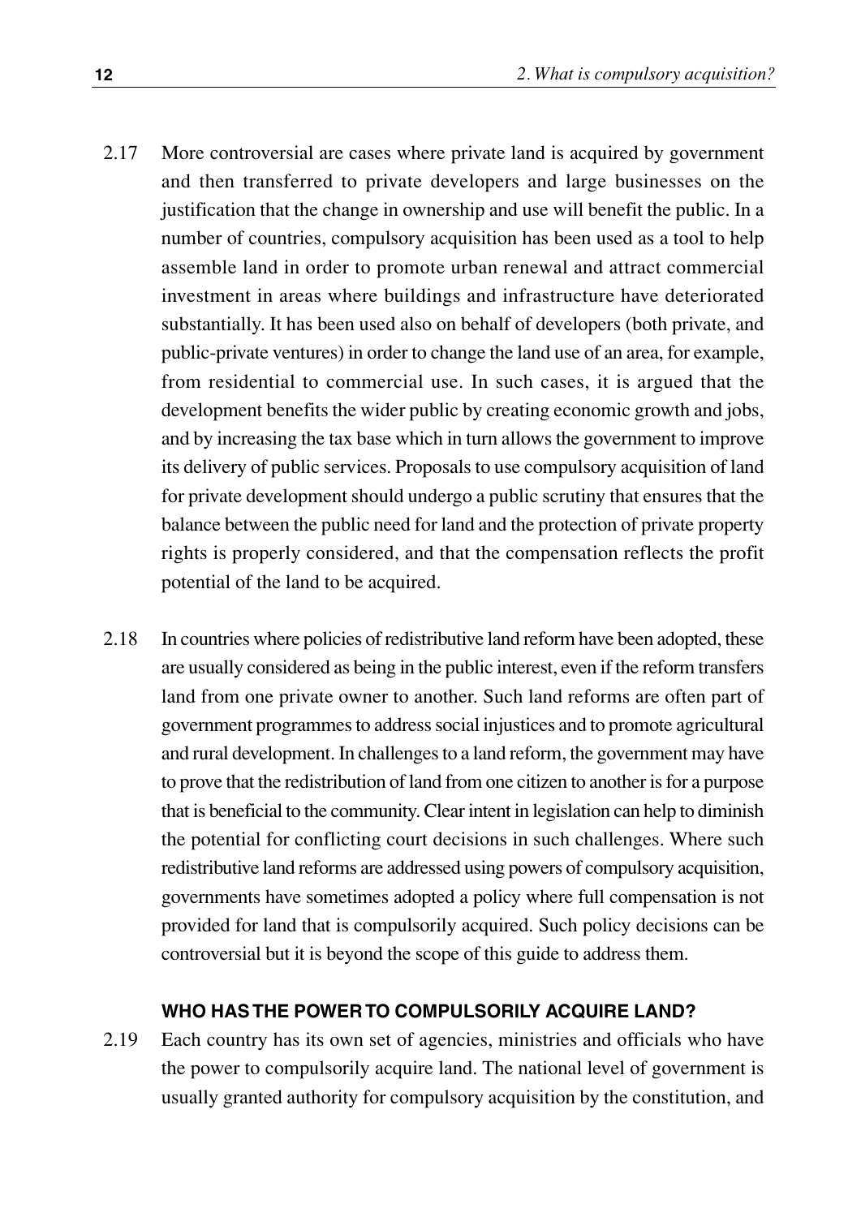2.17 More controversial are cases where private land is acquired by government and then transferred to private developers and large businesses on the justification that the change in ownership and use will benefit the public. In a number of countries, compulsory acquisition has been used as a tool to help assemble land in order to promote urban renewal and attract commercial investment in areas where buildings and infrastructure have deteriorated substantially. It has been used also on behalf of developers (both private, and public-private ventures) in order to change the land use of an area, for example, from residential to commercial use. In such cases, it is argued that the development benefits the wider public by creating economic growth and jobs, and by increasing the tax base which in turn allows the government to improve its delivery of public services. Proposals to use compulsory acquisition of land for private development should undergo a public scrutiny that ensures that the balance between the public need for land and the protection of private property rights is properly considered, and that the compensation reflects the profit potential of the land to be acquired.

2.18 In countries where policies of redistributive land reform have been adopted, these are usually considered as being in the public interest, even if the reform transfers land from one private owner to another. Such land reforms are often part of government programmes to address social injustices and to promote agricultural and rural development. In challenges to a land reform, the government may have to prove that the redistribution of land from one citizen to another is for a purpose that is beneficial to the community. Clear intent in legislation can help to diminish the potential for conflicting court decisions in such challenges. Where such redistributive land reforms are addressed using powers of compulsory acquisition, governments have sometimes adopted a policy where full compensation is not provided for land that is compulsorily acquired. Such policy decisions can be controversial but it is beyond the scope of this guide to address them.

### WHO HAS THE POWER TO COMPULSORILY ACQUIRE LAND?

2.19 Each country has its own set of agencies, ministries and officials who have the power to compulsorily acquire land. The national level of government is usually granted authority for compulsory acquisition by the constitution, and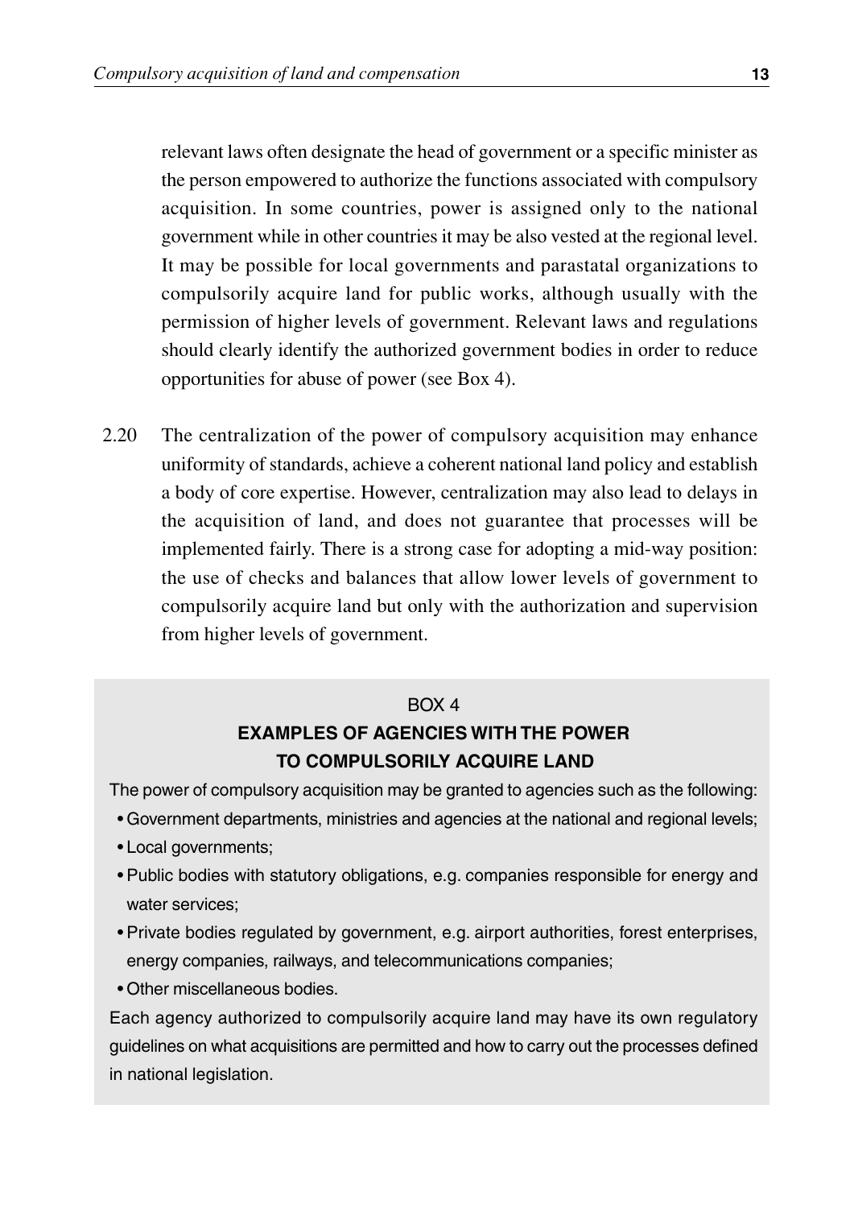relevant laws often designate the head of government or a specific minister as the person empowered to authorize the functions associated with compulsory acquisition. In some countries, power is assigned only to the national government while in other countries it may be also vested at the regional level. It may be possible for local governments and parastatal organizations to compulsorily acquire land for public works, although usually with the permission of higher levels of government. Relevant laws and regulations should clearly identify the authorized government bodies in order to reduce opportunities for abuse of power (see Box 4).

2.20 The centralization of the power of compulsory acquisition may enhance uniformity of standards, achieve a coherent national land policy and establish a body of core expertise. However, centralization may also lead to delays in the acquisition of land, and does not guarantee that processes will be implemented fairly. There is a strong case for adopting a mid-way position: the use of checks and balances that allow lower levels of government to compulsorily acquire land but only with the authorization and supervision from higher levels of government.

BOX 4

**EXAMPLES OF AGENCIES WITH THE POWER TO COMPULSORILY ACQUIRE LAND**

The power of compulsory acquisition may be granted to agencies such as the following:

- Government departments, ministries and agencies at the national and regional levels;
- Local governments;
- Public bodies with statutory obligations, e.g. companies responsible for energy and water services;
- Private bodies regulated by government, e.g. airport authorities, forest enterprises, energy companies, railways, and telecommunications companies;
- Other miscellaneous bodies.

Each agency authorized to compulsorily acquire land may have its own regulatory guidelines on what acquisitions are permitted and how to carry out the processes defined in national legislation.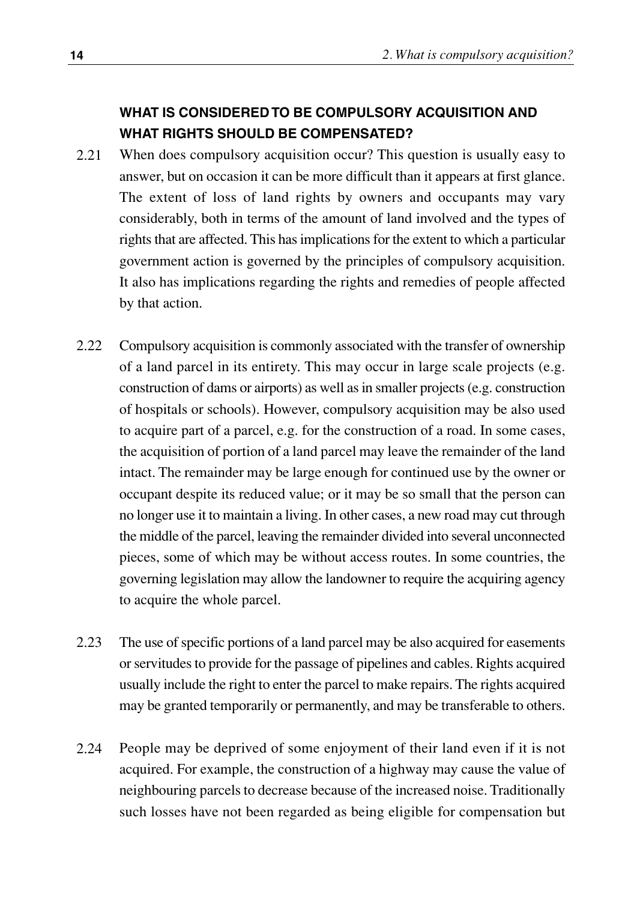### WHAT IS CONSIDERED TO BE COMPULSORY ACQUISITION AND WHAT RIGHTS SHOULD BE COMPENSATED?

2.21 When does compulsory acquisition occur? This question is usually easy to answer, but on occasion it can be more difficult than it appears at first glance. The extent of loss of land rights by owners and occupants may vary considerably, both in terms of the amount of land involved and the types of rights that are affected. This has implications for the extent to which a particular government action is governed by the principles of compulsory acquisition. It also has implications regarding the rights and remedies of people affected by that action.

2.22 Compulsory acquisition is commonly associated with the transfer of ownership of a land parcel in its entirety. This may occur in large scale projects (e.g. construction of dams or airports) as well as in smaller projects (e.g. construction of hospitals or schools). However, compulsory acquisition may be also used to acquire part of a parcel, e.g. for the construction of a road. In some cases, the acquisition of portion of a land parcel may leave the remainder of the land intact. The remainder may be large enough for continued use by the owner or occupant despite its reduced value; or it may be so small that the person can no longer use it to maintain a living. In other cases, a new road may cut through the middle of the parcel, leaving the remainder divided into several unconnected pieces, some of which may be without access routes. In some countries, the governing legislation may allow the landowner to require the acquiring agency to acquire the whole parcel.

2.23 The use of specific portions of a land parcel may be also acquired for easements or servitudes to provide for the passage of pipelines and cables. Rights acquired usually include the right to enter the parcel to make repairs. The rights acquired may be granted temporarily or permanently, and may be transferable to others.

2.24 People may be deprived of some enjoyment of their land even if it is not acquired. For example, the construction of a highway may cause the value of neighbouring parcels to decrease because of the increased noise. Traditionally such losses have not been regarded as being eligible for compensation but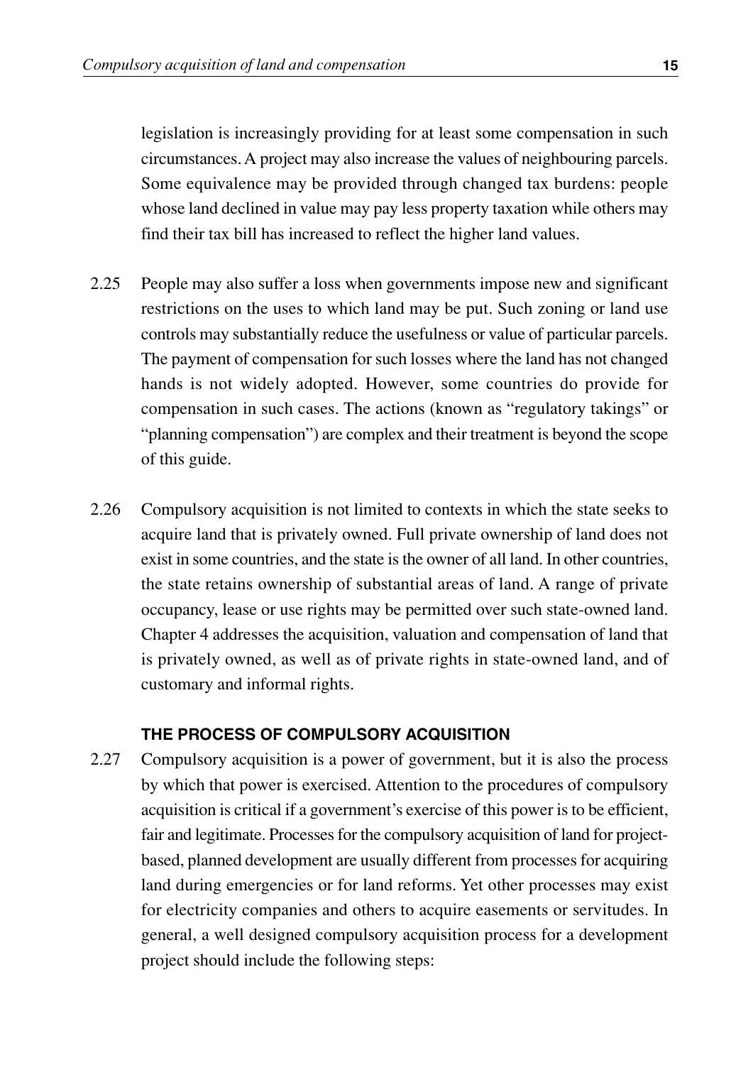legislation is increasingly providing for at least some compensation in such circumstances. A project may also increase the values of neighbouring parcels. Some equivalence may be provided through changed tax burdens: people whose land declined in value may pay less property taxation while others may find their tax bill has increased to reflect the higher land values.

2.25 People may also suffer a loss when governments impose new and significant restrictions on the uses to which land may be put. Such zoning or land use controls may substantially reduce the usefulness or value of particular parcels. The payment of compensation for such losses where the land has not changed hands is not widely adopted. However, some countries do provide for compensation in such cases. The actions (known as "regulatory takings" or "planning compensation") are complex and their treatment is beyond the scope of this guide.

2.26 Compulsory acquisition is not limited to contexts in which the state seeks to acquire land that is privately owned. Full private ownership of land does not exist in some countries, and the state is the owner of all land. In other countries, the state retains ownership of substantial areas of land. A range of private occupancy, lease or use rights may be permitted over such state-owned land. Chapter 4 addresses the acquisition, valuation and compensation of land that is privately owned, as well as of private rights in state-owned land, and of customary and informal rights.

### THE PROCESS OF COMPULSORY ACQUISITION

2.27 Compulsory acquisition is a power of government, but it is also the process by which that power is exercised. Attention to the procedures of compulsory acquisition is critical if a government's exercise of this power is to be efficient, fair and legitimate. Processes for the compulsory acquisition of land for project-based, planned development are usually different from processes for acquiring land during emergencies or for land reforms. Yet other processes may exist for electricity companies and others to acquire easements or servitudes. In general, a well designed compulsory acquisition process for a development project should include the following steps: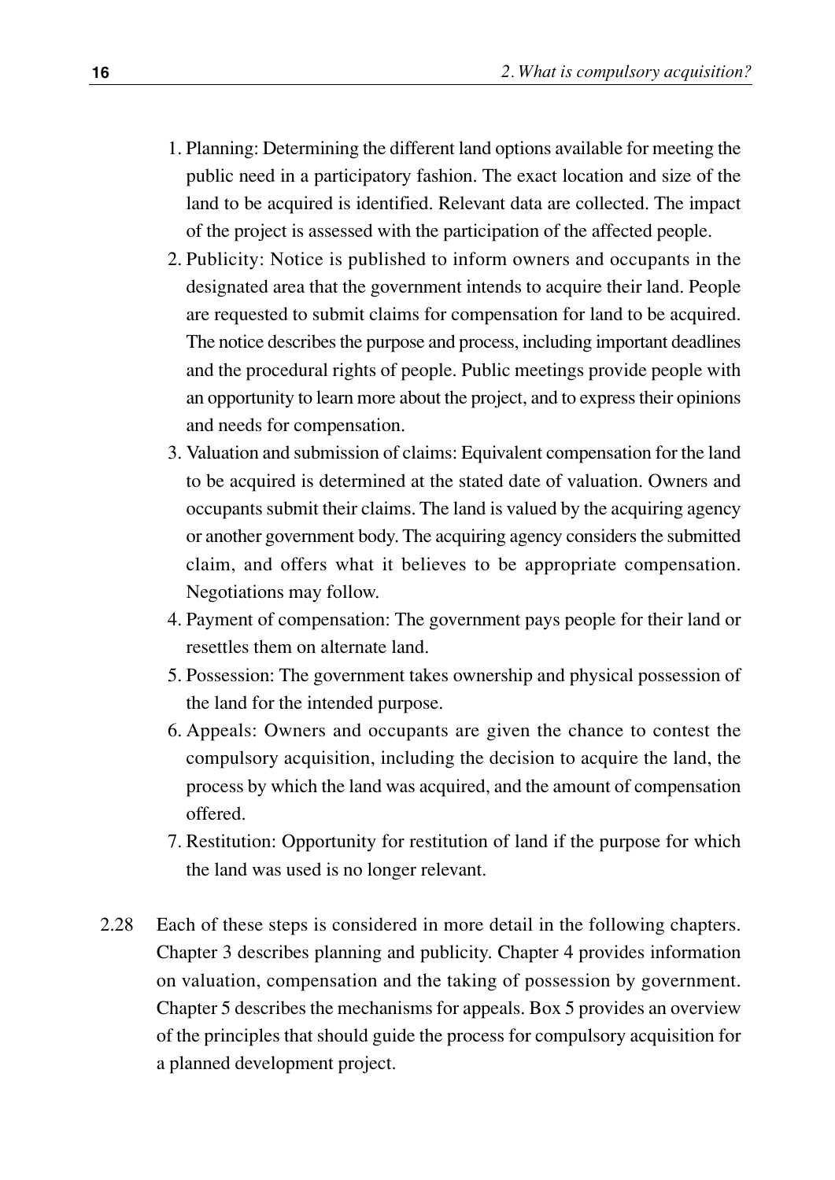1. Planning: Determining the different land options available for meeting the public need in a participatory fashion. The exact location and size of the land to be acquired is identified. Relevant data are collected. The impact of the project is assessed with the participation of the affected people.
2. Publicity: Notice is published to inform owners and occupants in the designated area that the government intends to acquire their land. People are requested to submit claims for compensation for land to be acquired. The notice describes the purpose and process, including important deadlines and the procedural rights of people. Public meetings provide people with an opportunity to learn more about the project, and to express their opinions and needs for compensation.
3. Valuation and submission of claims: Equivalent compensation for the land to be acquired is determined at the stated date of valuation. Owners and occupants submit their claims. The land is valued by the acquiring agency or another government body. The acquiring agency considers the submitted claim, and offers what it believes to be appropriate compensation. Negotiations may follow.
4. Payment of compensation: The government pays people for their land or resettles them on alternate land.
5. Possession: The government takes ownership and physical possession of the land for the intended purpose.
6. Appeals: Owners and occupants are given the chance to contest the compulsory acquisition, including the decision to acquire the land, the process by which the land was acquired, and the amount of compensation offered.
7. Restitution: Opportunity for restitution of land if the purpose for which the land was used is no longer relevant.

2.28 Each of these steps is considered in more detail in the following chapters. Chapter 3 describes planning and publicity. Chapter 4 provides information on valuation, compensation and the taking of possession by government. Chapter 5 describes the mechanisms for appeals. Box 5 provides an overview of the principles that should guide the process for compulsory acquisition for a planned development project.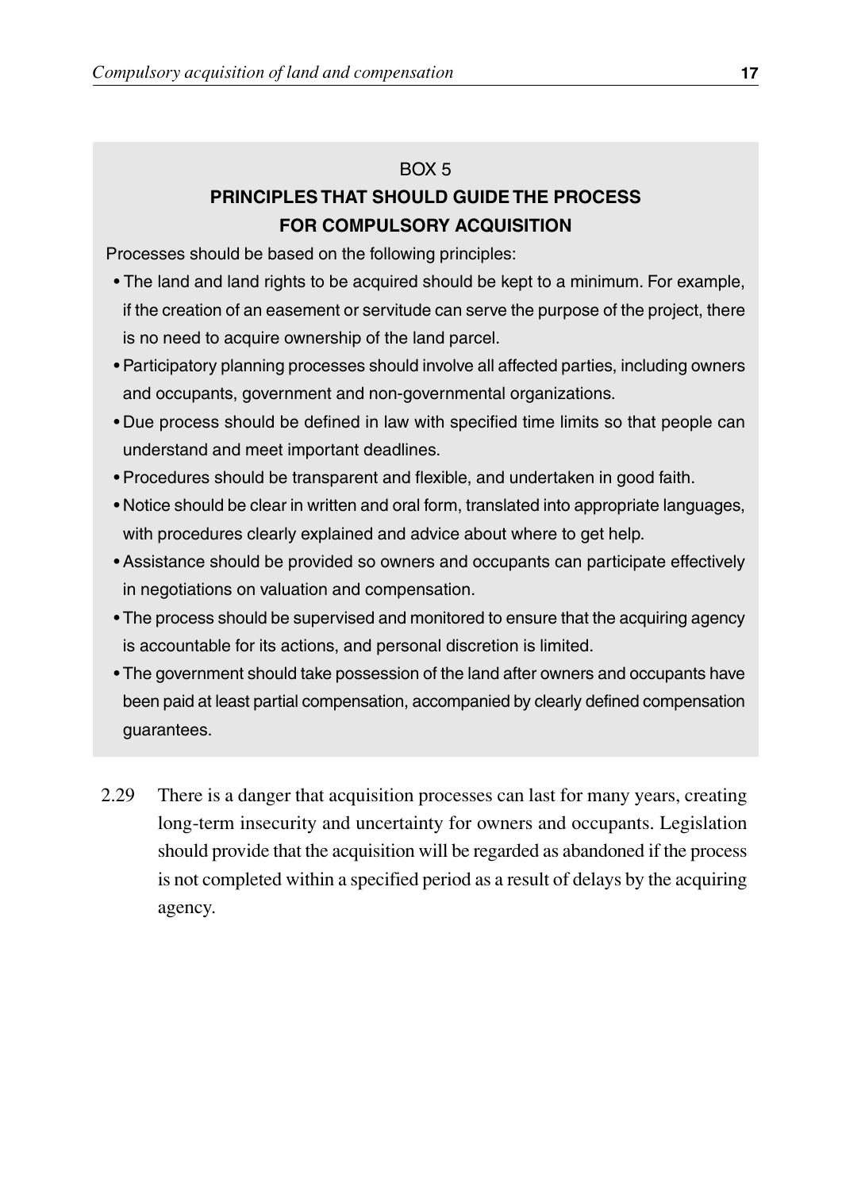BOX 5

**PRINCIPLES THAT SHOULD GUIDE THE PROCESS FOR COMPULSORY ACQUISITION**

Processes should be based on the following principles:

- The land and land rights to be acquired should be kept to a minimum. For example, if the creation of an easement or servitude can serve the purpose of the project, there is no need to acquire ownership of the land parcel.
- Participatory planning processes should involve all affected parties, including owners and occupants, government and non-governmental organizations.
- Due process should be defined in law with specified time limits so that people can understand and meet important deadlines.
- Procedures should be transparent and flexible, and undertaken in good faith.
- Notice should be clear in written and oral form, translated into appropriate languages, with procedures clearly explained and advice about where to get help.
- Assistance should be provided so owners and occupants can participate effectively in negotiations on valuation and compensation.
- The process should be supervised and monitored to ensure that the acquiring agency is accountable for its actions, and personal discretion is limited.
- The government should take possession of the land after owners and occupants have been paid at least partial compensation, accompanied by clearly defined compensation guarantees.

2.29 There is a danger that acquisition processes can last for many years, creating long-term insecurity and uncertainty for owners and occupants. Legislation should provide that the acquisition will be regarded as abandoned if the process is not completed within a specified period as a result of delays by the acquiring agency.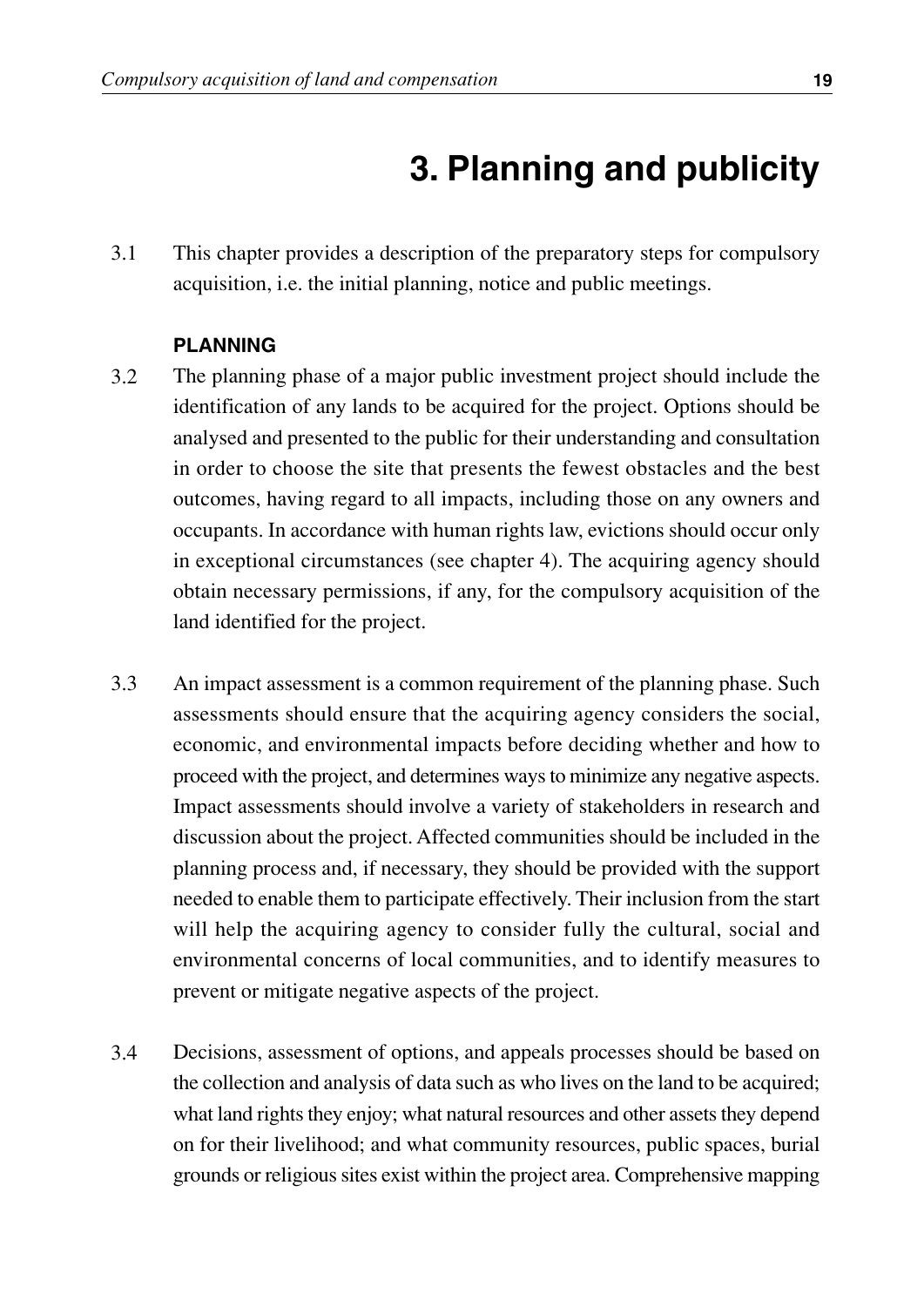# 3. Planning and publicity

3.1 This chapter provides a description of the preparatory steps for compulsory acquisition, i.e. the initial planning, notice and public meetings.

**PLANNING**

3.2 The planning phase of a major public investment project should include the identification of any lands to be acquired for the project. Options should be analysed and presented to the public for their understanding and consultation in order to choose the site that presents the fewest obstacles and the best outcomes, having regard to all impacts, including those on any owners and occupants. In accordance with human rights law, evictions should occur only in exceptional circumstances (see chapter 4). The acquiring agency should obtain necessary permissions, if any, for the compulsory acquisition of the land identified for the project.

3.3 An impact assessment is a common requirement of the planning phase. Such assessments should ensure that the acquiring agency considers the social, economic, and environmental impacts before deciding whether and how to proceed with the project, and determines ways to minimize any negative aspects. Impact assessments should involve a variety of stakeholders in research and discussion about the project. Affected communities should be included in the planning process and, if necessary, they should be provided with the support needed to enable them to participate effectively. Their inclusion from the start will help the acquiring agency to consider fully the cultural, social and environmental concerns of local communities, and to identify measures to prevent or mitigate negative aspects of the project.

3.4 Decisions, assessment of options, and appeals processes should be based on the collection and analysis of data such as who lives on the land to be acquired; what land rights they enjoy; what natural resources and other assets they depend on for their livelihood; and what community resources, public spaces, burial grounds or religious sites exist within the project area. Comprehensive mapping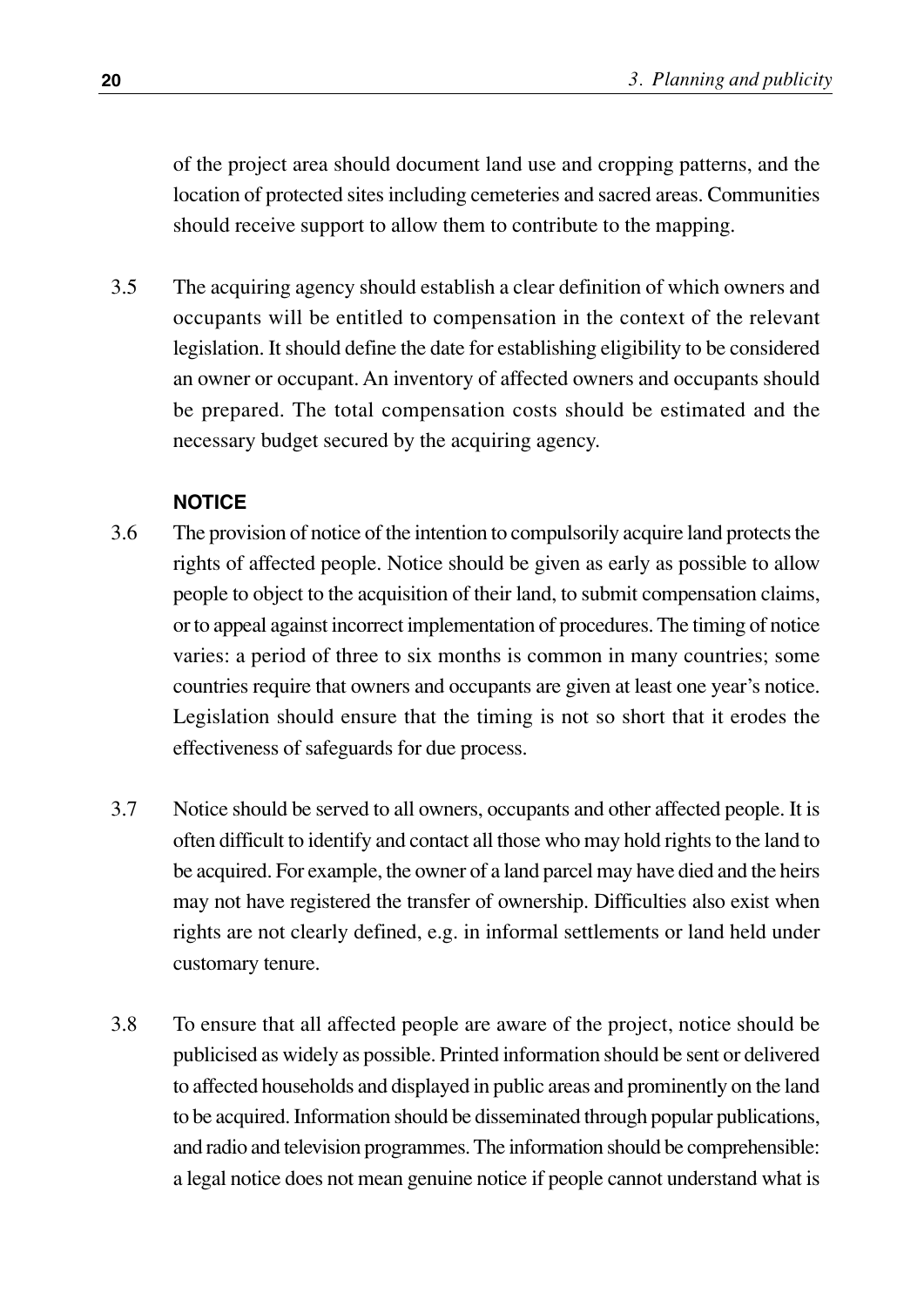of the project area should document land use and cropping patterns, and the location of protected sites including cemeteries and sacred areas. Communities should receive support to allow them to contribute to the mapping.

3.5 The acquiring agency should establish a clear definition of which owners and occupants will be entitled to compensation in the context of the relevant legislation. It should define the date for establishing eligibility to be considered an owner or occupant. An inventory of affected owners and occupants should be prepared. The total compensation costs should be estimated and the necessary budget secured by the acquiring agency.

### NOTICE

3.6 The provision of notice of the intention to compulsorily acquire land protects the rights of affected people. Notice should be given as early as possible to allow people to object to the acquisition of their land, to submit compensation claims, or to appeal against incorrect implementation of procedures. The timing of notice varies: a period of three to six months is common in many countries; some countries require that owners and occupants are given at least one year's notice. Legislation should ensure that the timing is not so short that it erodes the effectiveness of safeguards for due process.

3.7 Notice should be served to all owners, occupants and other affected people. It is often difficult to identify and contact all those who may hold rights to the land to be acquired. For example, the owner of a land parcel may have died and the heirs may not have registered the transfer of ownership. Difficulties also exist when rights are not clearly defined, e.g. in informal settlements or land held under customary tenure.

3.8 To ensure that all affected people are aware of the project, notice should be publicised as widely as possible. Printed information should be sent or delivered to affected households and displayed in public areas and prominently on the land to be acquired. Information should be disseminated through popular publications, and radio and television programmes. The information should be comprehensible: a legal notice does not mean genuine notice if people cannot understand what is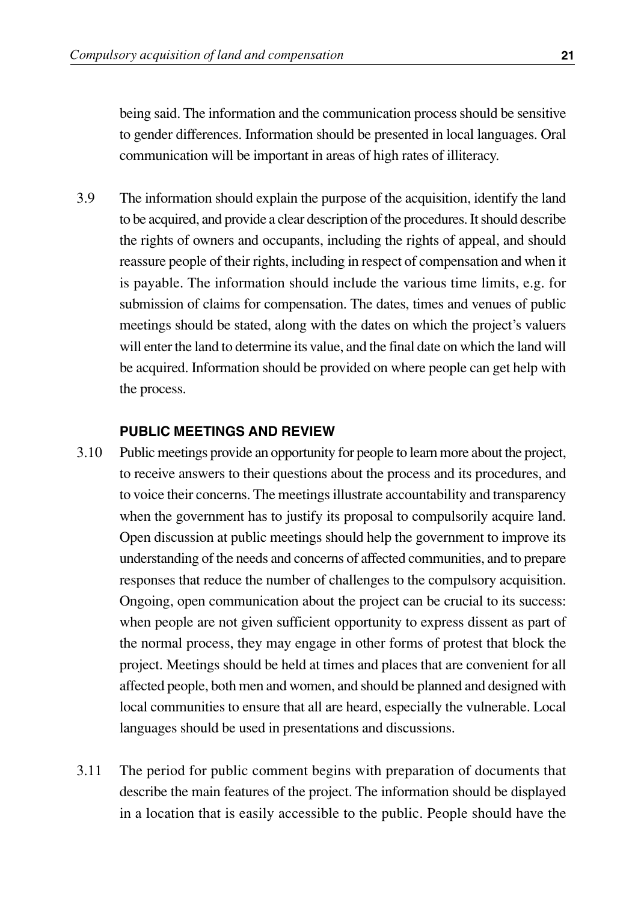being said. The information and the communication process should be sensitive to gender differences. Information should be presented in local languages. Oral communication will be important in areas of high rates of illiteracy.

3.9 The information should explain the purpose of the acquisition, identify the land to be acquired, and provide a clear description of the procedures. It should describe the rights of owners and occupants, including the rights of appeal, and should reassure people of their rights, including in respect of compensation and when it is payable. The information should include the various time limits, e.g. for submission of claims for compensation. The dates, times and venues of public meetings should be stated, along with the dates on which the project's valuers will enter the land to determine its value, and the final date on which the land will be acquired. Information should be provided on where people can get help with the process.

#### PUBLIC MEETINGS AND REVIEW

3.10 Public meetings provide an opportunity for people to learn more about the project, to receive answers to their questions about the process and its procedures, and to voice their concerns. The meetings illustrate accountability and transparency when the government has to justify its proposal to compulsorily acquire land. Open discussion at public meetings should help the government to improve its understanding of the needs and concerns of affected communities, and to prepare responses that reduce the number of challenges to the compulsory acquisition. Ongoing, open communication about the project can be crucial to its success: when people are not given sufficient opportunity to express dissent as part of the normal process, they may engage in other forms of protest that block the project. Meetings should be held at times and places that are convenient for all affected people, both men and women, and should be planned and designed with local communities to ensure that all are heard, especially the vulnerable. Local languages should be used in presentations and discussions.

3.11 The period for public comment begins with preparation of documents that describe the main features of the project. The information should be displayed in a location that is easily accessible to the public. People should have the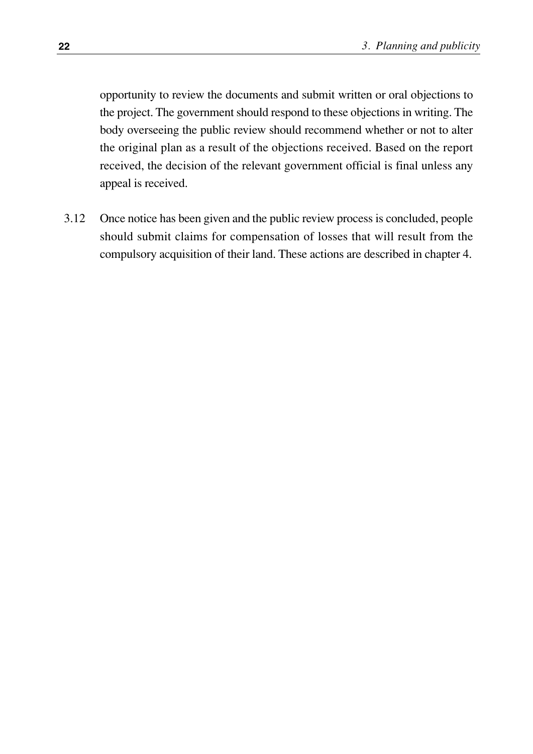opportunity to review the documents and submit written or oral objections to the project. The government should respond to these objections in writing. The body overseeing the public review should recommend whether or not to alter the original plan as a result of the objections received. Based on the report received, the decision of the relevant government official is final unless any appeal is received.

3.12 Once notice has been given and the public review process is concluded, people should submit claims for compensation of losses that will result from the compulsory acquisition of their land. These actions are described in chapter 4.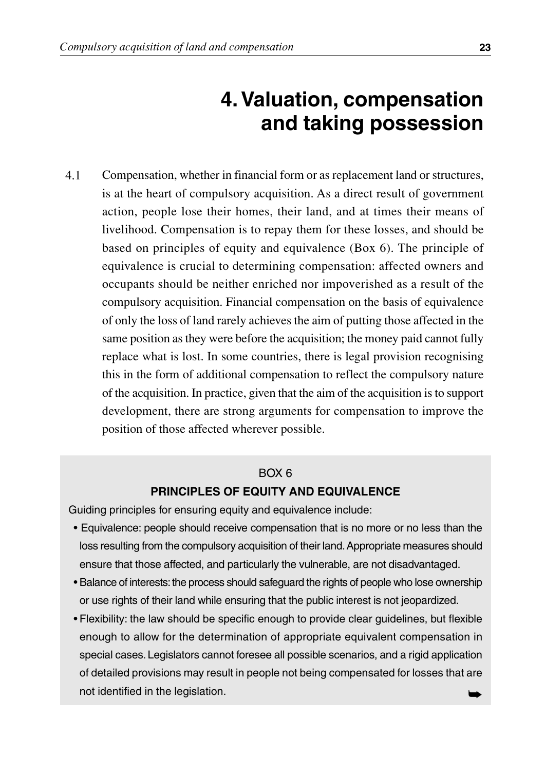# 4. Valuation, compensation and taking possession

4.1 Compensation, whether in financial form or as replacement land or structures, is at the heart of compulsory acquisition. As a direct result of government action, people lose their homes, their land, and at times their means of livelihood. Compensation is to repay them for these losses, and should be based on principles of equity and equivalence (Box 6). The principle of equivalence is crucial to determining compensation: affected owners and occupants should be neither enriched nor impoverished as a result of the compulsory acquisition. Financial compensation on the basis of equivalence of only the loss of land rarely achieves the aim of putting those affected in the same position as they were before the acquisition; the money paid cannot fully replace what is lost. In some countries, there is legal provision recognising this in the form of additional compensation to reflect the compulsory nature of the acquisition. In practice, given that the aim of the acquisition is to support development, there are strong arguments for compensation to improve the position of those affected wherever possible.

BOX 6

**PRINCIPLES OF EQUITY AND EQUIVALENCE**

Guiding principles for ensuring equity and equivalence include:

- Equivalence: people should receive compensation that is no more or no less than the loss resulting from the compulsory acquisition of their land. Appropriate measures should ensure that those affected, and particularly the vulnerable, are not disadvantaged.
- Balance of interests: the process should safeguard the rights of people who lose ownership or use rights of their land while ensuring that the public interest is not jeopardized.
- Flexibility: the law should be specific enough to provide clear guidelines, but flexible enough to allow for the determination of appropriate equivalent compensation in special cases. Legislators cannot foresee all possible scenarios, and a rigid application of detailed provisions may result in people not being compensated for losses that are not identified in the legislation.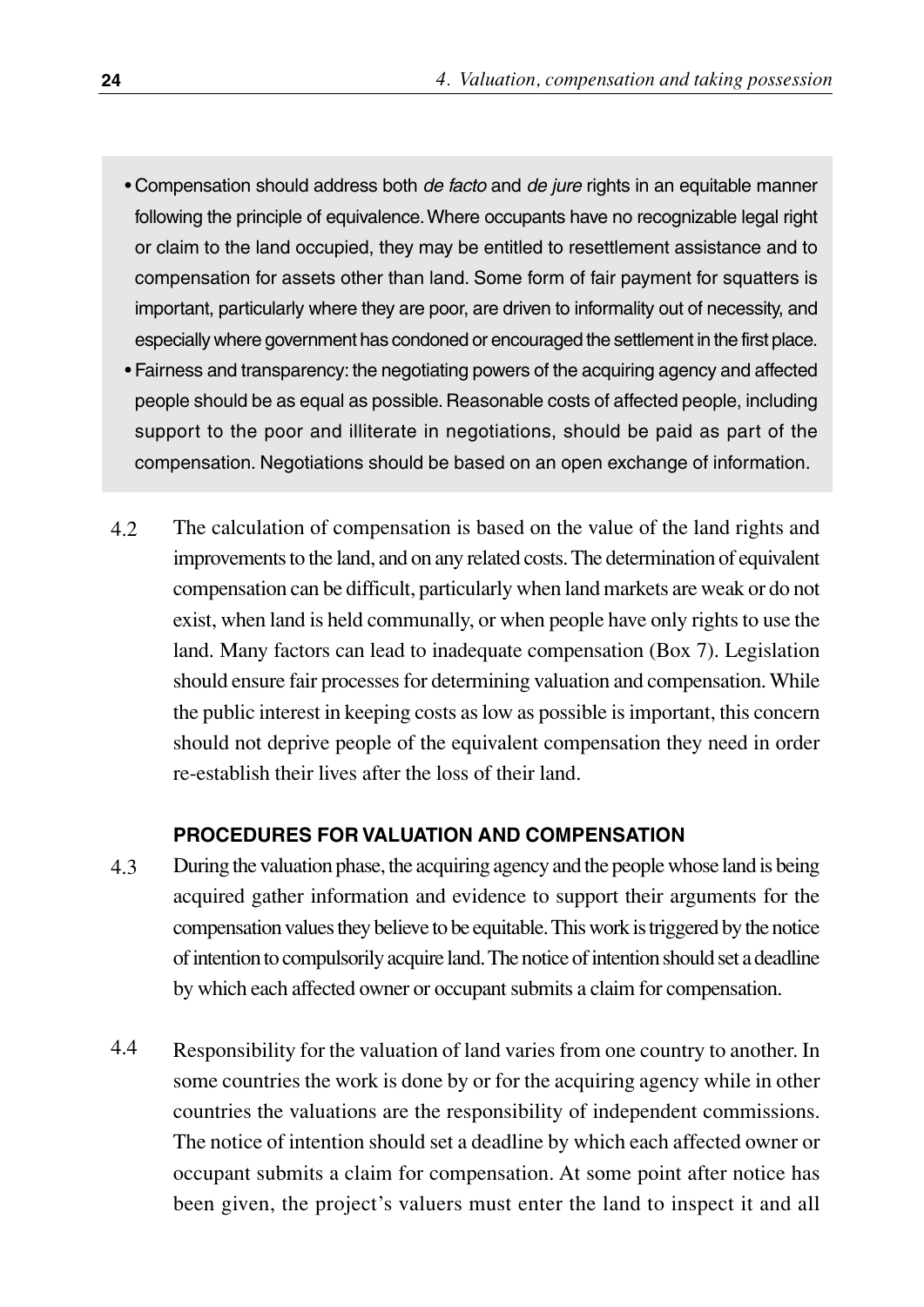- Compensation should address both *de facto* and *de jure* rights in an equitable manner following the principle of equivalence. Where occupants have no recognizable legal right or claim to the land occupied, they may be entitled to resettlement assistance and to compensation for assets other than land. Some form of fair payment for squatters is important, particularly where they are poor, are driven to informality out of necessity, and especially where government has condoned or encouraged the settlement in the first place.
- Fairness and transparency: the negotiating powers of the acquiring agency and affected people should be as equal as possible. Reasonable costs of affected people, including support to the poor and illiterate in negotiations, should be paid as part of the compensation. Negotiations should be based on an open exchange of information.

4.2 The calculation of compensation is based on the value of the land rights and improvements to the land, and on any related costs. The determination of equivalent compensation can be difficult, particularly when land markets are weak or do not exist, when land is held communally, or when people have only rights to use the land. Many factors can lead to inadequate compensation (Box 7). Legislation should ensure fair processes for determining valuation and compensation. While the public interest in keeping costs as low as possible is important, this concern should not deprive people of the equivalent compensation they need in order re-establish their lives after the loss of their land.

### PROCEDURES FOR VALUATION AND COMPENSATION

4.3 During the valuation phase, the acquiring agency and the people whose land is being acquired gather information and evidence to support their arguments for the compensation values they believe to be equitable. This work is triggered by the notice of intention to compulsorily acquire land. The notice of intention should set a deadline by which each affected owner or occupant submits a claim for compensation.

4.4 Responsibility for the valuation of land varies from one country to another. In some countries the work is done by or for the acquiring agency while in other countries the valuations are the responsibility of independent commissions. The notice of intention should set a deadline by which each affected owner or occupant submits a claim for compensation. At some point after notice has been given, the project's valuers must enter the land to inspect it and all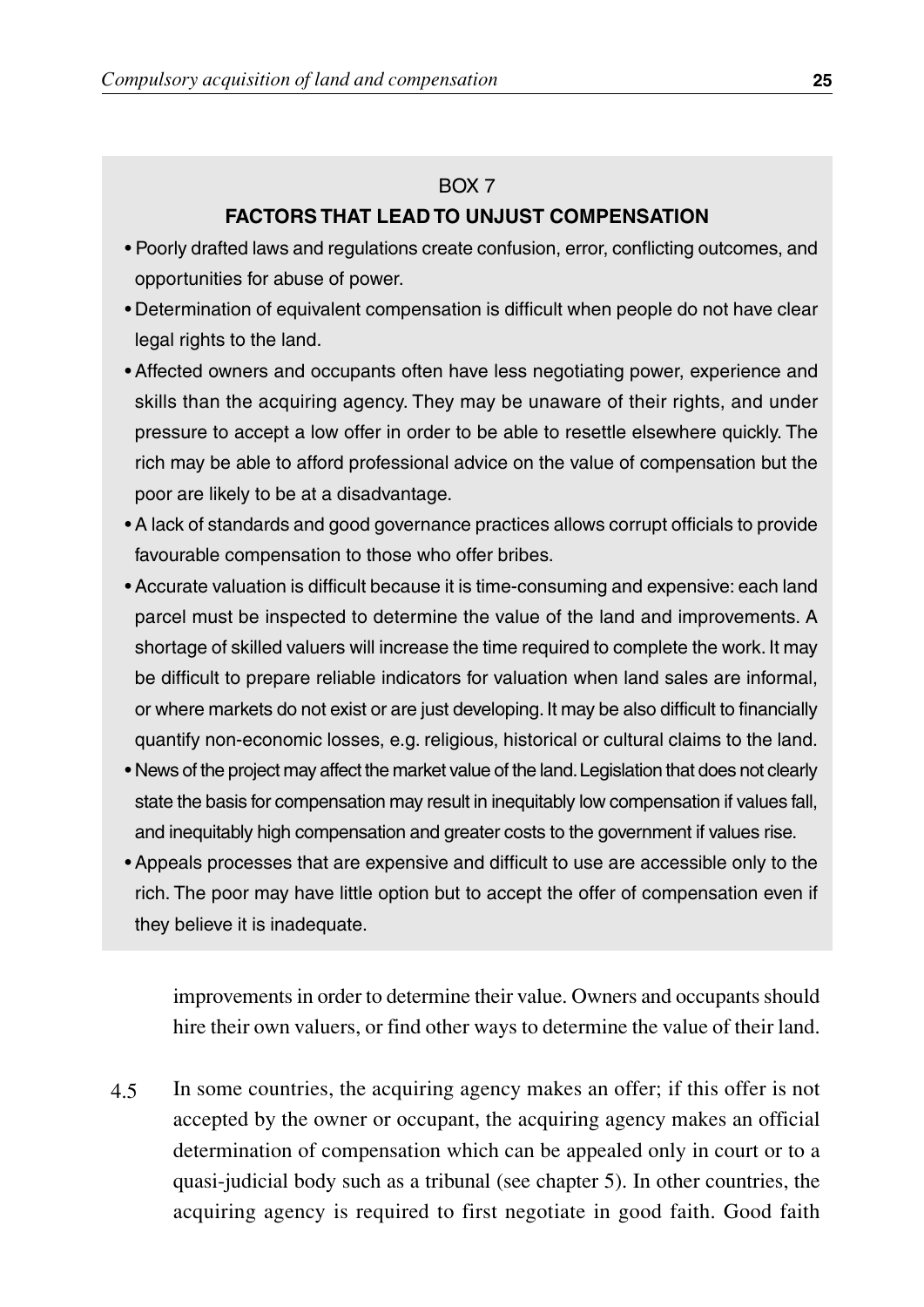BOX 7

**FACTORS THAT LEAD TO UNJUST COMPENSATION**

- Poorly drafted laws and regulations create confusion, error, conflicting outcomes, and opportunities for abuse of power.
- Determination of equivalent compensation is difficult when people do not have clear legal rights to the land.
- Affected owners and occupants often have less negotiating power, experience and skills than the acquiring agency. They may be unaware of their rights, and under pressure to accept a low offer in order to be able to resettle elsewhere quickly. The rich may be able to afford professional advice on the value of compensation but the poor are likely to be at a disadvantage.
- A lack of standards and good governance practices allows corrupt officials to provide favourable compensation to those who offer bribes.
- Accurate valuation is difficult because it is time-consuming and expensive: each land parcel must be inspected to determine the value of the land and improvements. A shortage of skilled valuers will increase the time required to complete the work. It may be difficult to prepare reliable indicators for valuation when land sales are informal, or where markets do not exist or are just developing. It may be also difficult to financially quantify non-economic losses, e.g. religious, historical or cultural claims to the land.
- News of the project may affect the market value of the land. Legislation that does not clearly state the basis for compensation may result in inequitably low compensation if values fall, and inequitably high compensation and greater costs to the government if values rise.
- Appeals processes that are expensive and difficult to use are accessible only to the rich. The poor may have little option but to accept the offer of compensation even if they believe it is inadequate.

improvements in order to determine their value. Owners and occupants should hire their own valuers, or find other ways to determine the value of their land.

4.5 In some countries, the acquiring agency makes an offer; if this offer is not accepted by the owner or occupant, the acquiring agency makes an official determination of compensation which can be appealed only in court or to a quasi-judicial body such as a tribunal (see chapter 5). In other countries, the acquiring agency is required to first negotiate in good faith. Good faith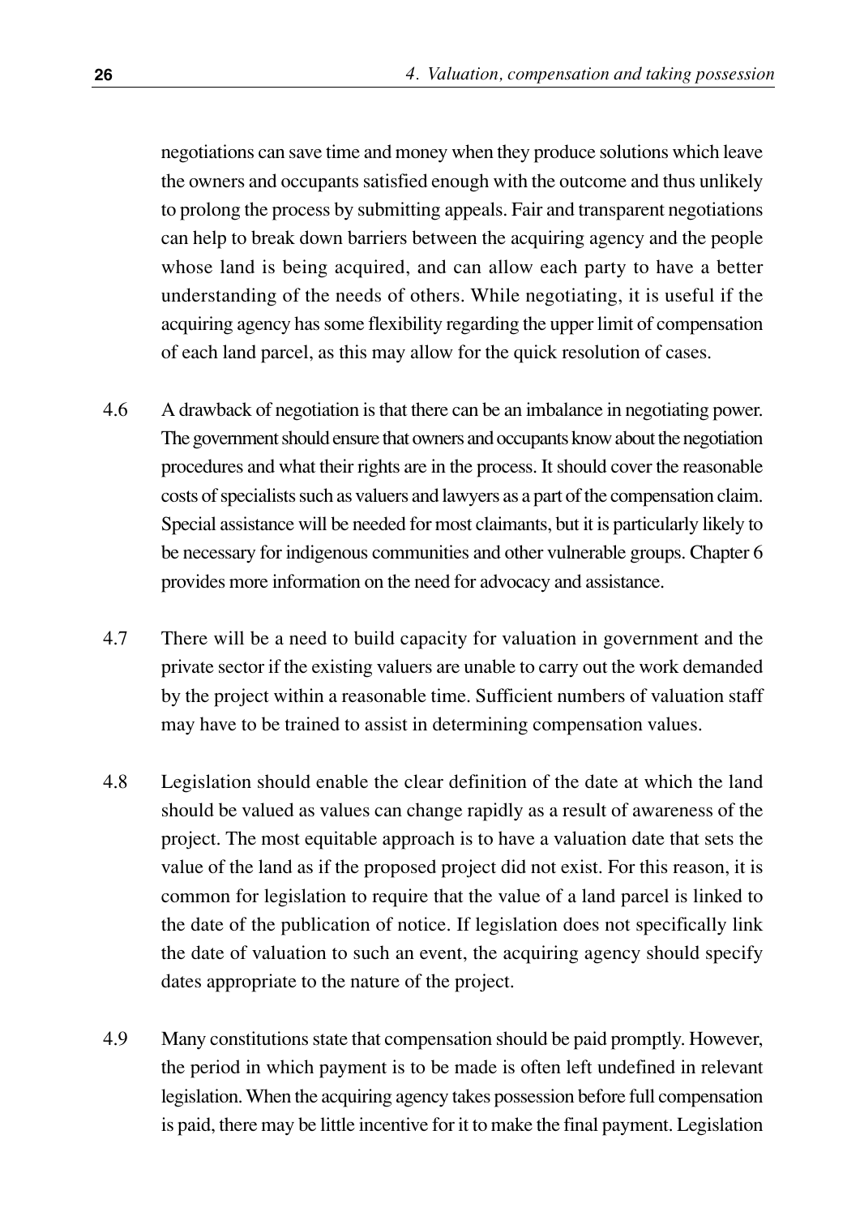negotiations can save time and money when they produce solutions which leave the owners and occupants satisfied enough with the outcome and thus unlikely to prolong the process by submitting appeals. Fair and transparent negotiations can help to break down barriers between the acquiring agency and the people whose land is being acquired, and can allow each party to have a better understanding of the needs of others. While negotiating, it is useful if the acquiring agency has some flexibility regarding the upper limit of compensation of each land parcel, as this may allow for the quick resolution of cases.

4.6 A drawback of negotiation is that there can be an imbalance in negotiating power. The government should ensure that owners and occupants know about the negotiation procedures and what their rights are in the process. It should cover the reasonable costs of specialists such as valuers and lawyers as a part of the compensation claim. Special assistance will be needed for most claimants, but it is particularly likely to be necessary for indigenous communities and other vulnerable groups. Chapter 6 provides more information on the need for advocacy and assistance.

4.7 There will be a need to build capacity for valuation in government and the private sector if the existing valuers are unable to carry out the work demanded by the project within a reasonable time. Sufficient numbers of valuation staff may have to be trained to assist in determining compensation values.

4.8 Legislation should enable the clear definition of the date at which the land should be valued as values can change rapidly as a result of awareness of the project. The most equitable approach is to have a valuation date that sets the value of the land as if the proposed project did not exist. For this reason, it is common for legislation to require that the value of a land parcel is linked to the date of the publication of notice. If legislation does not specifically link the date of valuation to such an event, the acquiring agency should specify dates appropriate to the nature of the project.

4.9 Many constitutions state that compensation should be paid promptly. However, the period in which payment is to be made is often left undefined in relevant legislation. When the acquiring agency takes possession before full compensation is paid, there may be little incentive for it to make the final payment. Legislation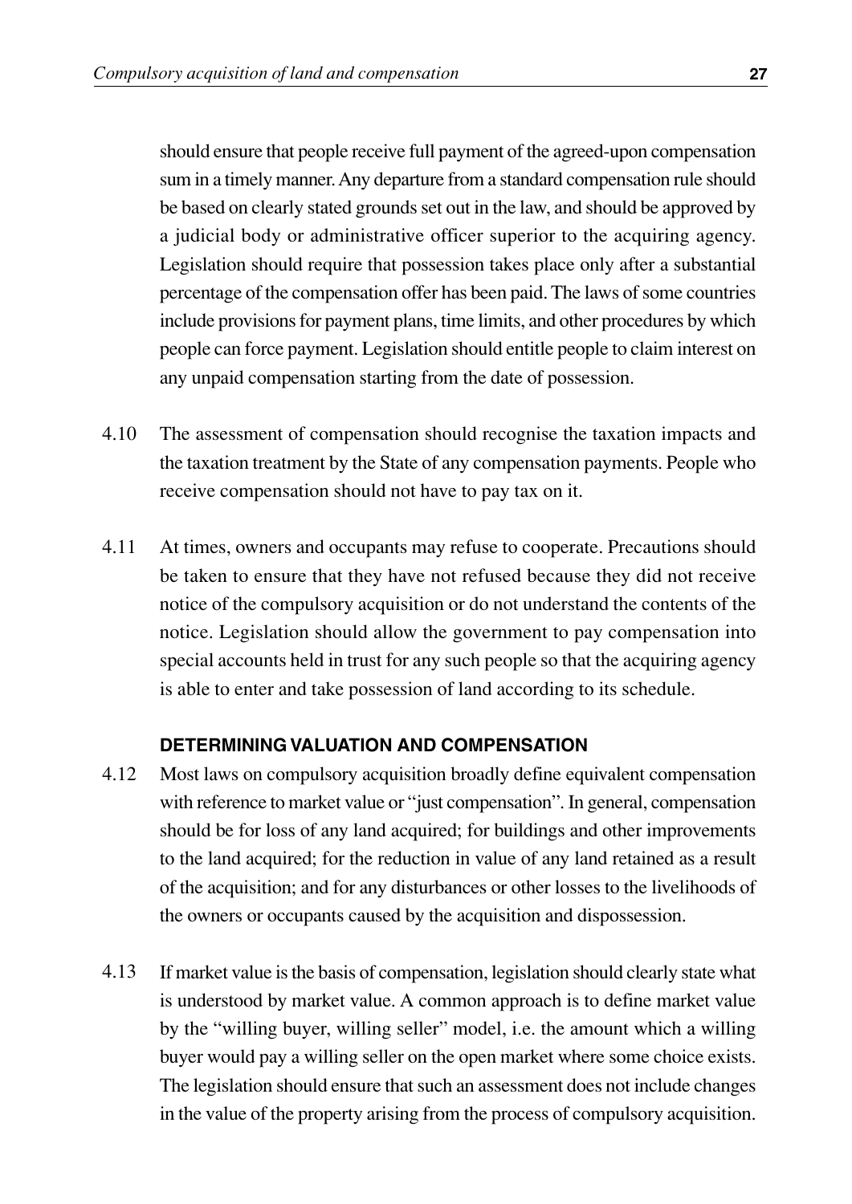should ensure that people receive full payment of the agreed-upon compensation sum in a timely manner. Any departure from a standard compensation rule should be based on clearly stated grounds set out in the law, and should be approved by a judicial body or administrative officer superior to the acquiring agency. Legislation should require that possession takes place only after a substantial percentage of the compensation offer has been paid. The laws of some countries include provisions for payment plans, time limits, and other procedures by which people can force payment. Legislation should entitle people to claim interest on any unpaid compensation starting from the date of possession.

4.10 The assessment of compensation should recognise the taxation impacts and the taxation treatment by the State of any compensation payments. People who receive compensation should not have to pay tax on it.

4.11 At times, owners and occupants may refuse to cooperate. Precautions should be taken to ensure that they have not refused because they did not receive notice of the compulsory acquisition or do not understand the contents of the notice. Legislation should allow the government to pay compensation into special accounts held in trust for any such people so that the acquiring agency is able to enter and take possession of land according to its schedule.

### DETERMINING VALUATION AND COMPENSATION

4.12 Most laws on compulsory acquisition broadly define equivalent compensation with reference to market value or "just compensation". In general, compensation should be for loss of any land acquired; for buildings and other improvements to the land acquired; for the reduction in value of any land retained as a result of the acquisition; and for any disturbances or other losses to the livelihoods of the owners or occupants caused by the acquisition and dispossession.

4.13 If market value is the basis of compensation, legislation should clearly state what is understood by market value. A common approach is to define market value by the "willing buyer, willing seller" model, i.e. the amount which a willing buyer would pay a willing seller on the open market where some choice exists. The legislation should ensure that such an assessment does not include changes in the value of the property arising from the process of compulsory acquisition.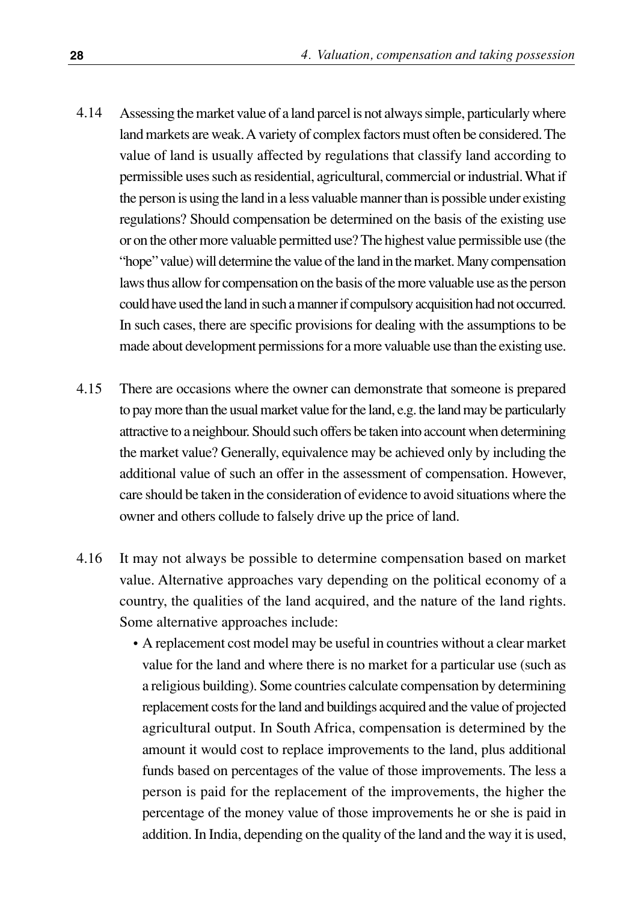4.14 Assessing the market value of a land parcel is not always simple, particularly where land markets are weak. A variety of complex factors must often be considered. The value of land is usually affected by regulations that classify land according to permissible uses such as residential, agricultural, commercial or industrial. What if the person is using the land in a less valuable manner than is possible under existing regulations? Should compensation be determined on the basis of the existing use or on the other more valuable permitted use? The highest value permissible use (the "hope" value) will determine the value of the land in the market. Many compensation laws thus allow for compensation on the basis of the more valuable use as the person could have used the land in such a manner if compulsory acquisition had not occurred. In such cases, there are specific provisions for dealing with the assumptions to be made about development permissions for a more valuable use than the existing use.

4.15 There are occasions where the owner can demonstrate that someone is prepared to pay more than the usual market value for the land, e.g. the land may be particularly attractive to a neighbour. Should such offers be taken into account when determining the market value? Generally, equivalence may be achieved only by including the additional value of such an offer in the assessment of compensation. However, care should be taken in the consideration of evidence to avoid situations where the owner and others collude to falsely drive up the price of land.

4.16 It may not always be possible to determine compensation based on market value. Alternative approaches vary depending on the political economy of a country, the qualities of the land acquired, and the nature of the land rights. Some alternative approaches include:

- A replacement cost model may be useful in countries without a clear market value for the land and where there is no market for a particular use (such as a religious building). Some countries calculate compensation by determining replacement costs for the land and buildings acquired and the value of projected agricultural output. In South Africa, compensation is determined by the amount it would cost to replace improvements to the land, plus additional funds based on percentages of the value of those improvements. The less a person is paid for the replacement of the improvements, the higher the percentage of the money value of those improvements he or she is paid in addition. In India, depending on the quality of the land and the way it is used,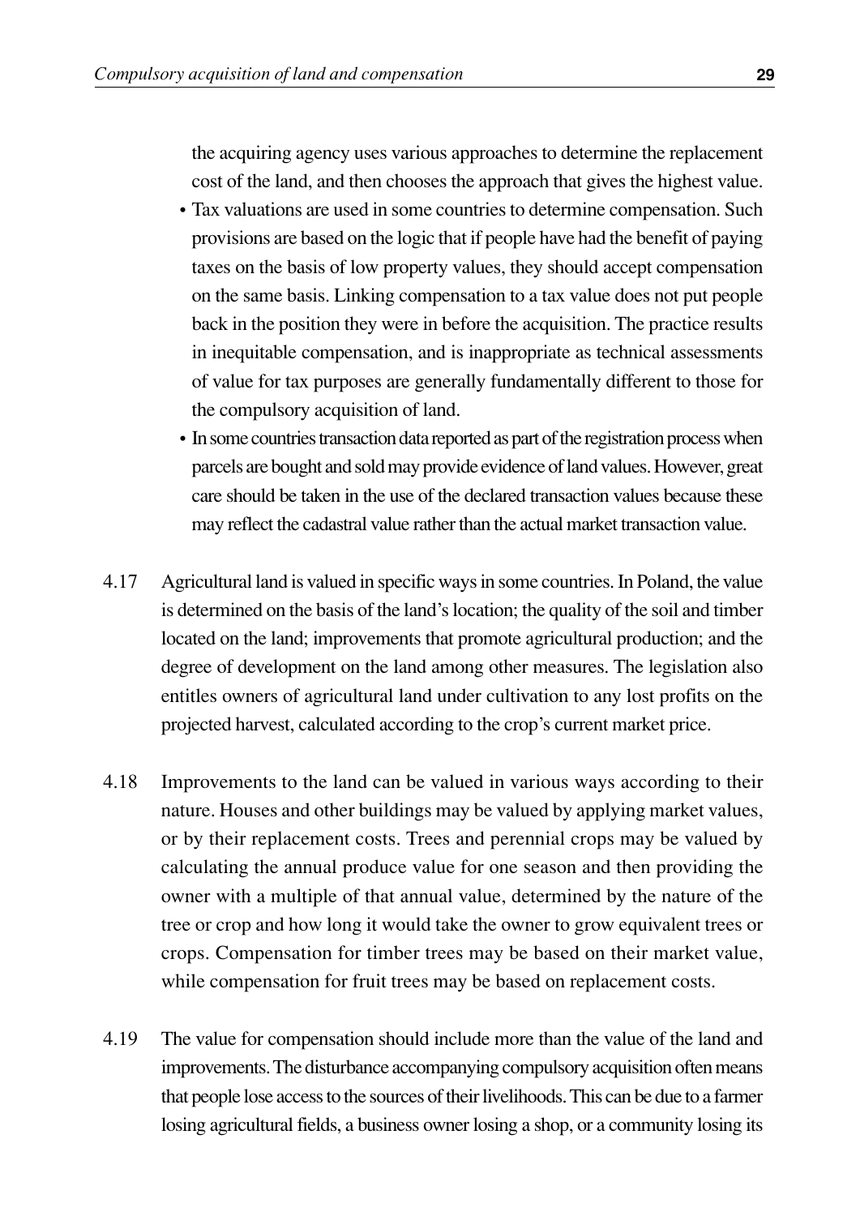the acquiring agency uses various approaches to determine the replacement cost of the land, and then chooses the approach that gives the highest value.

- Tax valuations are used in some countries to determine compensation. Such provisions are based on the logic that if people have had the benefit of paying taxes on the basis of low property values, they should accept compensation on the same basis. Linking compensation to a tax value does not put people back in the position they were in before the acquisition. The practice results in inequitable compensation, and is inappropriate as technical assessments of value for tax purposes are generally fundamentally different to those for the compulsory acquisition of land.
- In some countries transaction data reported as part of the registration process when parcels are bought and sold may provide evidence of land values. However, great care should be taken in the use of the declared transaction values because these may reflect the cadastral value rather than the actual market transaction value.

4.17 Agricultural land is valued in specific ways in some countries. In Poland, the value is determined on the basis of the land's location; the quality of the soil and timber located on the land; improvements that promote agricultural production; and the degree of development on the land among other measures. The legislation also entitles owners of agricultural land under cultivation to any lost profits on the projected harvest, calculated according to the crop's current market price.

4.18 Improvements to the land can be valued in various ways according to their nature. Houses and other buildings may be valued by applying market values, or by their replacement costs. Trees and perennial crops may be valued by calculating the annual produce value for one season and then providing the owner with a multiple of that annual value, determined by the nature of the tree or crop and how long it would take the owner to grow equivalent trees or crops. Compensation for timber trees may be based on their market value, while compensation for fruit trees may be based on replacement costs.

4.19 The value for compensation should include more than the value of the land and improvements. The disturbance accompanying compulsory acquisition often means that people lose access to the sources of their livelihoods. This can be due to a farmer losing agricultural fields, a business owner losing a shop, or a community losing its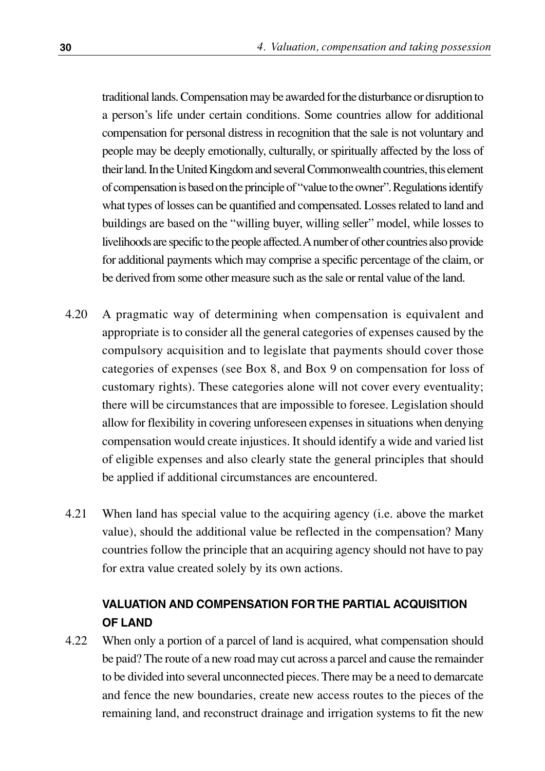traditional lands. Compensation may be awarded for the disturbance or disruption to a person's life under certain conditions. Some countries allow for additional compensation for personal distress in recognition that the sale is not voluntary and people may be deeply emotionally, culturally, or spiritually affected by the loss of their land. In the United Kingdom and several Commonwealth countries, this element of compensation is based on the principle of "value to the owner". Regulations identify what types of losses can be quantified and compensated. Losses related to land and buildings are based on the "willing buyer, willing seller" model, while losses to livelihoods are specific to the people affected. A number of other countries also provide for additional payments which may comprise a specific percentage of the claim, or be derived from some other measure such as the sale or rental value of the land.

4.20 A pragmatic way of determining when compensation is equivalent and appropriate is to consider all the general categories of expenses caused by the compulsory acquisition and to legislate that payments should cover those categories of expenses (see Box 8, and Box 9 on compensation for loss of customary rights). These categories alone will not cover every eventuality; there will be circumstances that are impossible to foresee. Legislation should allow for flexibility in covering unforeseen expenses in situations when denying compensation would create injustices. It should identify a wide and varied list of eligible expenses and also clearly state the general principles that should be applied if additional circumstances are encountered.

4.21 When land has special value to the acquiring agency (i.e. above the market value), should the additional value be reflected in the compensation? Many countries follow the principle that an acquiring agency should not have to pay for extra value created solely by its own actions.

### VALUATION AND COMPENSATION FOR THE PARTIAL ACQUISITION OF LAND

4.22 When only a portion of a parcel of land is acquired, what compensation should be paid? The route of a new road may cut across a parcel and cause the remainder to be divided into several unconnected pieces. There may be a need to demarcate and fence the new boundaries, create new access routes to the pieces of the remaining land, and reconstruct drainage and irrigation systems to fit the new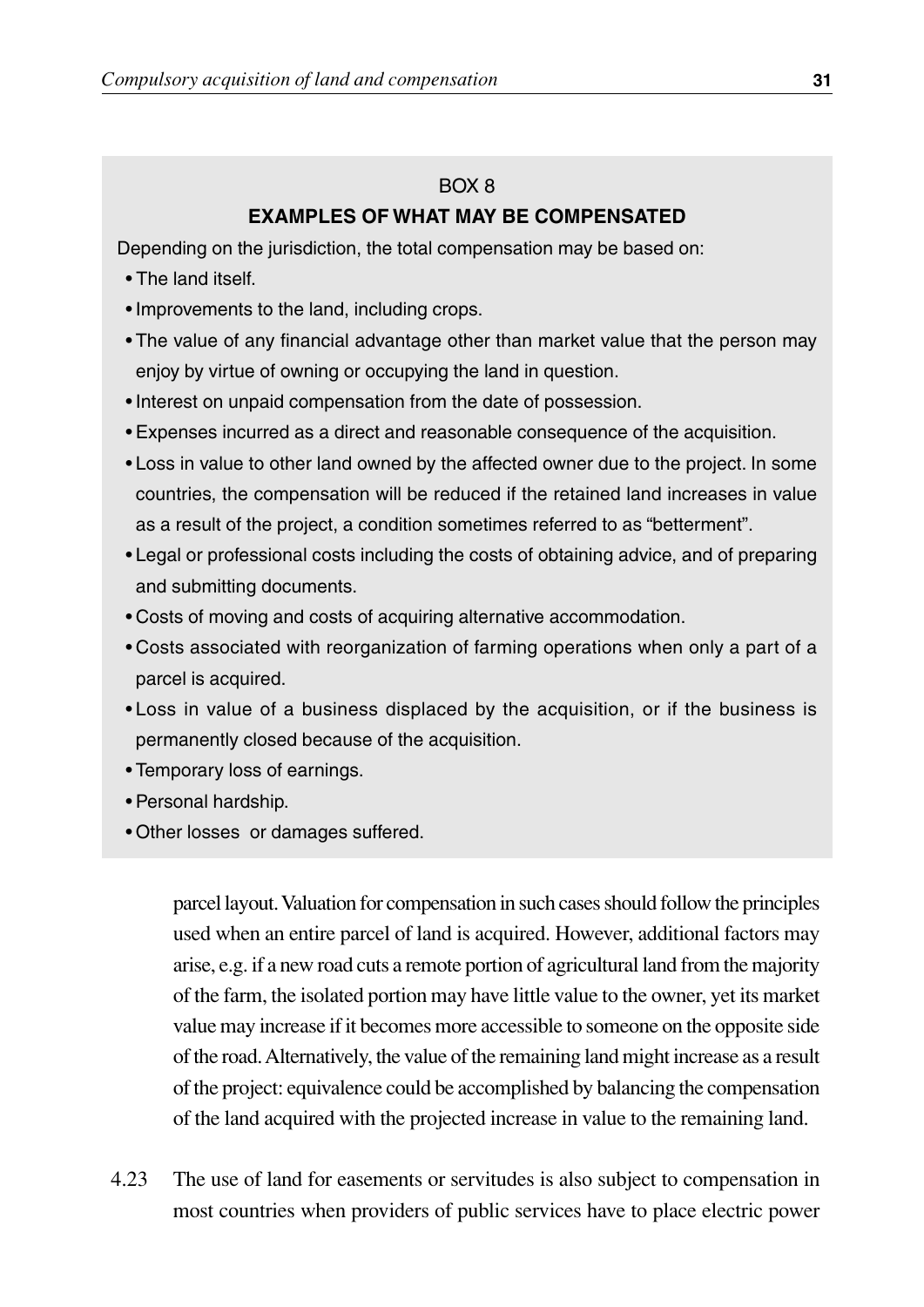BOX 8

**EXAMPLES OF WHAT MAY BE COMPENSATED**

Depending on the jurisdiction, the total compensation may be based on:

- The land itself.
- Improvements to the land, including crops.
- The value of any financial advantage other than market value that the person may enjoy by virtue of owning or occupying the land in question.
- Interest on unpaid compensation from the date of possession.
- Expenses incurred as a direct and reasonable consequence of the acquisition.
- Loss in value to other land owned by the affected owner due to the project. In some countries, the compensation will be reduced if the retained land increases in value as a result of the project, a condition sometimes referred to as "betterment".
- Legal or professional costs including the costs of obtaining advice, and of preparing and submitting documents.
- Costs of moving and costs of acquiring alternative accommodation.
- Costs associated with reorganization of farming operations when only a part of a parcel is acquired.
- Loss in value of a business displaced by the acquisition, or if the business is permanently closed because of the acquisition.
- Temporary loss of earnings.
- Personal hardship.
- Other losses or damages suffered.

parcel layout. Valuation for compensation in such cases should follow the principles used when an entire parcel of land is acquired. However, additional factors may arise, e.g. if a new road cuts a remote portion of agricultural land from the majority of the farm, the isolated portion may have little value to the owner, yet its market value may increase if it becomes more accessible to someone on the opposite side of the road. Alternatively, the value of the remaining land might increase as a result of the project: equivalence could be accomplished by balancing the compensation of the land acquired with the projected increase in value to the remaining land.

4.23 The use of land for easements or servitudes is also subject to compensation in most countries when providers of public services have to place electric power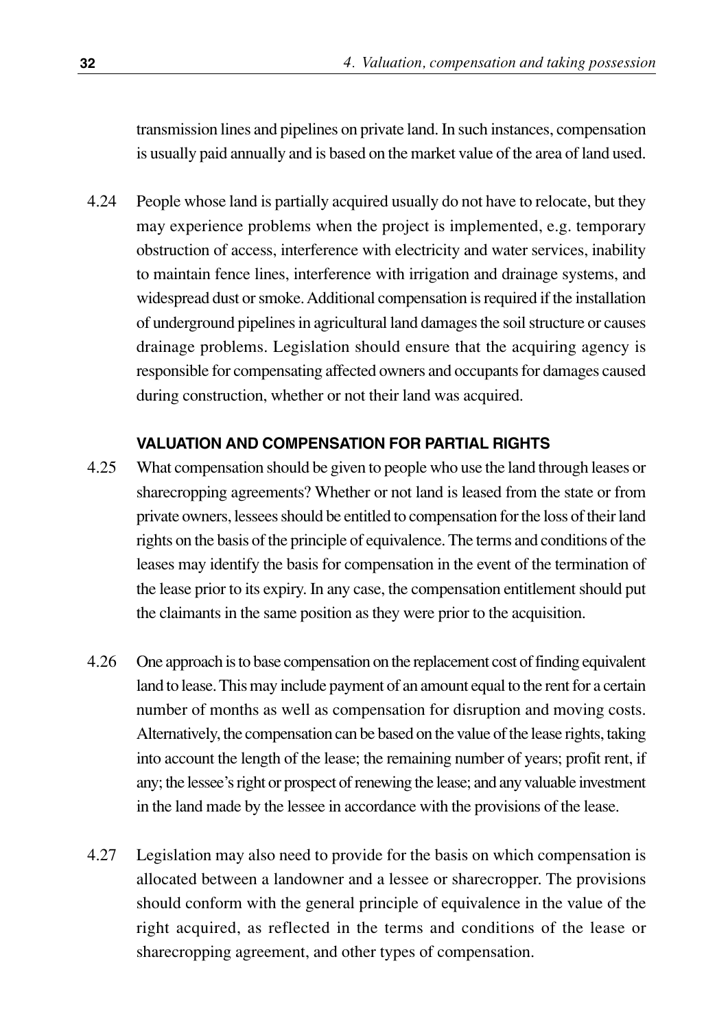transmission lines and pipelines on private land. In such instances, compensation is usually paid annually and is based on the market value of the area of land used.

4.24 People whose land is partially acquired usually do not have to relocate, but they may experience problems when the project is implemented, e.g. temporary obstruction of access, interference with electricity and water services, inability to maintain fence lines, interference with irrigation and drainage systems, and widespread dust or smoke. Additional compensation is required if the installation of underground pipelines in agricultural land damages the soil structure or causes drainage problems. Legislation should ensure that the acquiring agency is responsible for compensating affected owners and occupants for damages caused during construction, whether or not their land was acquired.

### VALUATION AND COMPENSATION FOR PARTIAL RIGHTS

4.25 What compensation should be given to people who use the land through leases or sharecropping agreements? Whether or not land is leased from the state or from private owners, lessees should be entitled to compensation for the loss of their land rights on the basis of the principle of equivalence. The terms and conditions of the leases may identify the basis for compensation in the event of the termination of the lease prior to its expiry. In any case, the compensation entitlement should put the claimants in the same position as they were prior to the acquisition.

4.26 One approach is to base compensation on the replacement cost of finding equivalent land to lease. This may include payment of an amount equal to the rent for a certain number of months as well as compensation for disruption and moving costs. Alternatively, the compensation can be based on the value of the lease rights, taking into account the length of the lease; the remaining number of years; profit rent, if any; the lessee's right or prospect of renewing the lease; and any valuable investment in the land made by the lessee in accordance with the provisions of the lease.

4.27 Legislation may also need to provide for the basis on which compensation is allocated between a landowner and a lessee or sharecropper. The provisions should conform with the general principle of equivalence in the value of the right acquired, as reflected in the terms and conditions of the lease or sharecropping agreement, and other types of compensation.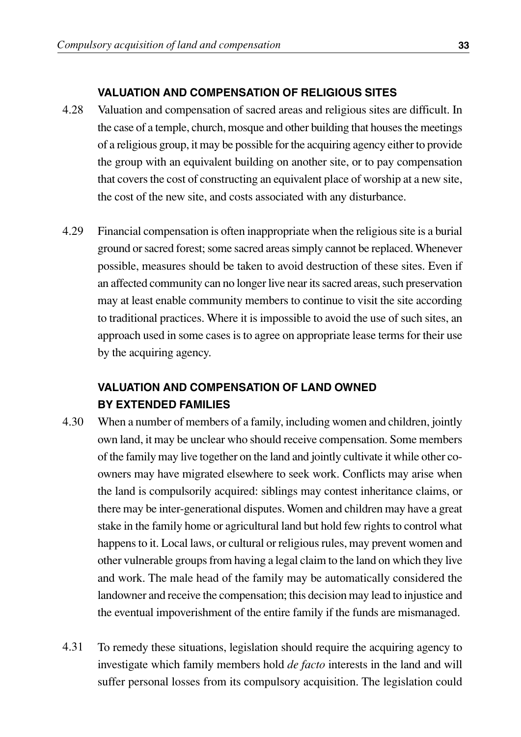### VALUATION AND COMPENSATION OF RELIGIOUS SITES

4.28 Valuation and compensation of sacred areas and religious sites are difficult. In the case of a temple, church, mosque and other building that houses the meetings of a religious group, it may be possible for the acquiring agency either to provide the group with an equivalent building on another site, or to pay compensation that covers the cost of constructing an equivalent place of worship at a new site, the cost of the new site, and costs associated with any disturbance.

4.29 Financial compensation is often inappropriate when the religious site is a burial ground or sacred forest; some sacred areas simply cannot be replaced. Whenever possible, measures should be taken to avoid destruction of these sites. Even if an affected community can no longer live near its sacred areas, such preservation may at least enable community members to continue to visit the site according to traditional practices. Where it is impossible to avoid the use of such sites, an approach used in some cases is to agree on appropriate lease terms for their use by the acquiring agency.

### VALUATION AND COMPENSATION OF LAND OWNED BY EXTENDED FAMILIES

4.30 When a number of members of a family, including women and children, jointly own land, it may be unclear who should receive compensation. Some members of the family may live together on the land and jointly cultivate it while other co-owners may have migrated elsewhere to seek work. Conflicts may arise when the land is compulsorily acquired: siblings may contest inheritance claims, or there may be inter-generational disputes. Women and children may have a great stake in the family home or agricultural land but hold few rights to control what happens to it. Local laws, or cultural or religious rules, may prevent women and other vulnerable groups from having a legal claim to the land on which they live and work. The male head of the family may be automatically considered the landowner and receive the compensation; this decision may lead to injustice and the eventual impoverishment of the entire family if the funds are mismanaged.

4.31 To remedy these situations, legislation should require the acquiring agency to investigate which family members hold *de facto* interests in the land and will suffer personal losses from its compulsory acquisition. The legislation could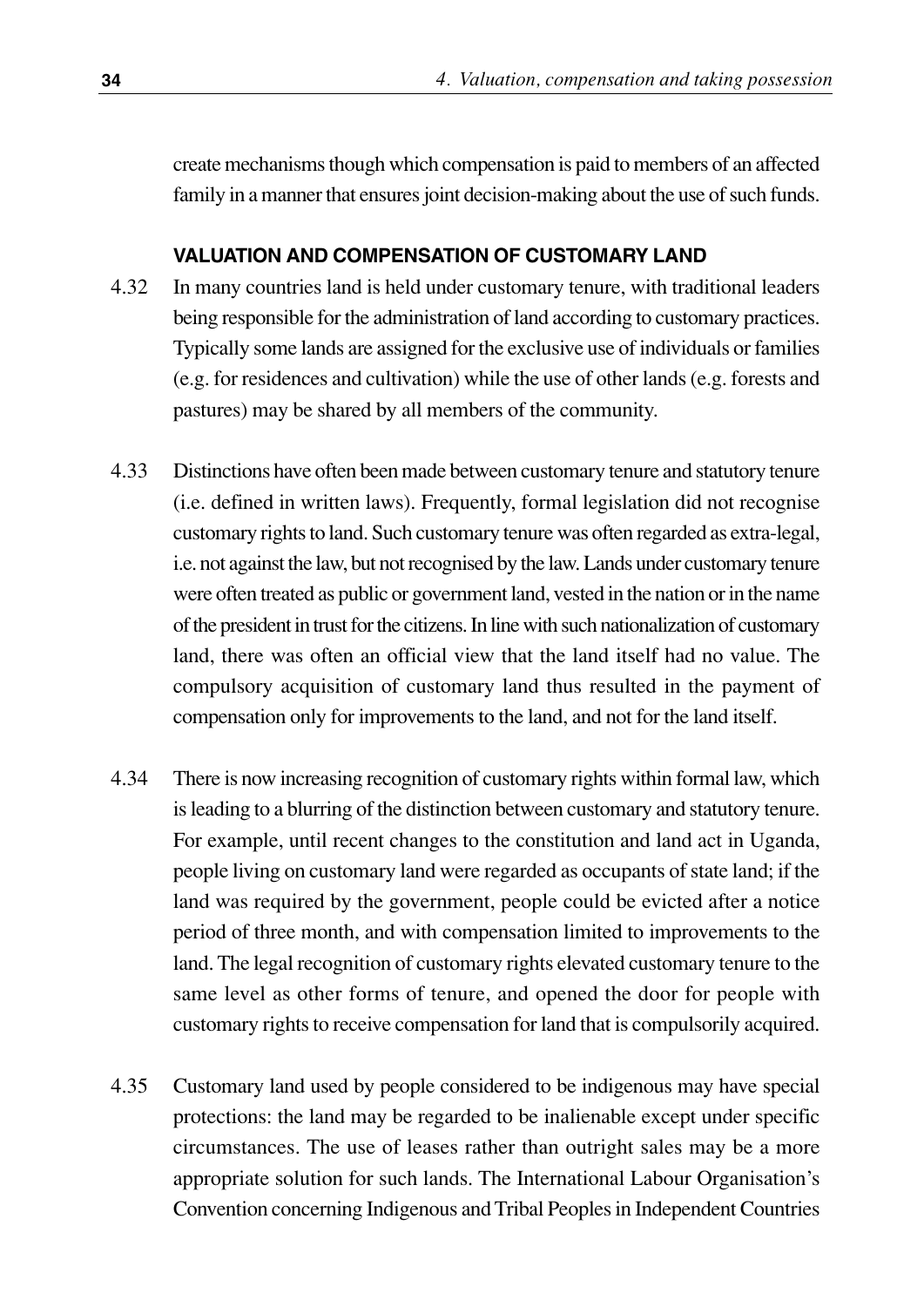create mechanisms though which compensation is paid to members of an affected family in a manner that ensures joint decision-making about the use of such funds.

### VALUATION AND COMPENSATION OF CUSTOMARY LAND

4.32 In many countries land is held under customary tenure, with traditional leaders being responsible for the administration of land according to customary practices. Typically some lands are assigned for the exclusive use of individuals or families (e.g. for residences and cultivation) while the use of other lands (e.g. forests and pastures) may be shared by all members of the community.

4.33 Distinctions have often been made between customary tenure and statutory tenure (i.e. defined in written laws). Frequently, formal legislation did not recognise customary rights to land. Such customary tenure was often regarded as extra-legal, i.e. not against the law, but not recognised by the law. Lands under customary tenure were often treated as public or government land, vested in the nation or in the name of the president in trust for the citizens. In line with such nationalization of customary land, there was often an official view that the land itself had no value. The compulsory acquisition of customary land thus resulted in the payment of compensation only for improvements to the land, and not for the land itself.

4.34 There is now increasing recognition of customary rights within formal law, which is leading to a blurring of the distinction between customary and statutory tenure. For example, until recent changes to the constitution and land act in Uganda, people living on customary land were regarded as occupants of state land; if the land was required by the government, people could be evicted after a notice period of three month, and with compensation limited to improvements to the land. The legal recognition of customary rights elevated customary tenure to the same level as other forms of tenure, and opened the door for people with customary rights to receive compensation for land that is compulsorily acquired.

4.35 Customary land used by people considered to be indigenous may have special protections: the land may be regarded to be inalienable except under specific circumstances. The use of leases rather than outright sales may be a more appropriate solution for such lands. The International Labour Organisation's Convention concerning Indigenous and Tribal Peoples in Independent Countries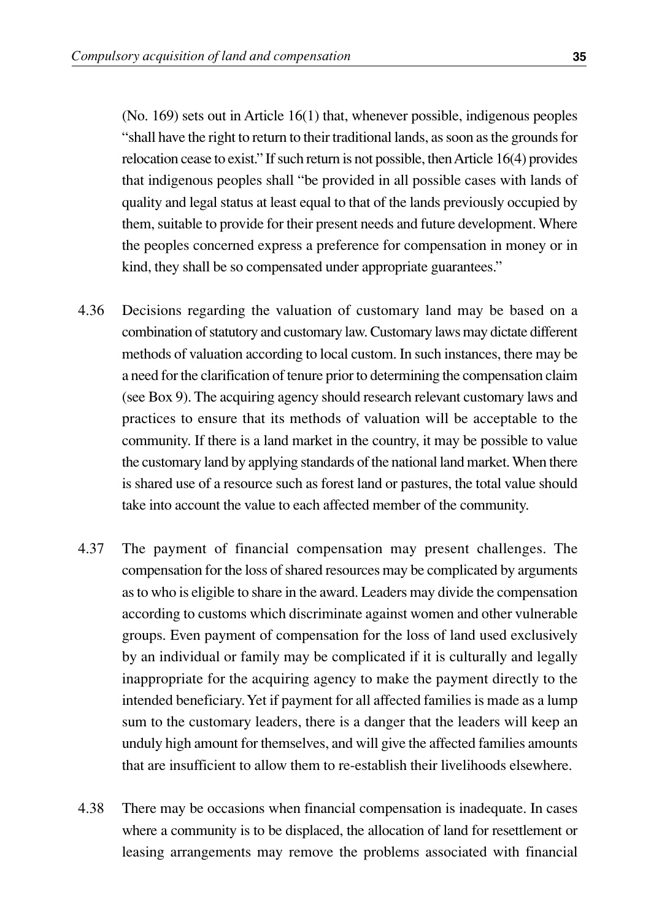(No. 169) sets out in Article 16(1) that, whenever possible, indigenous peoples "shall have the right to return to their traditional lands, as soon as the grounds for relocation cease to exist." If such return is not possible, then Article 16(4) provides that indigenous peoples shall "be provided in all possible cases with lands of quality and legal status at least equal to that of the lands previously occupied by them, suitable to provide for their present needs and future development. Where the peoples concerned express a preference for compensation in money or in kind, they shall be so compensated under appropriate guarantees."

4.36 Decisions regarding the valuation of customary land may be based on a combination of statutory and customary law. Customary laws may dictate different methods of valuation according to local custom. In such instances, there may be a need for the clarification of tenure prior to determining the compensation claim (see Box 9). The acquiring agency should research relevant customary laws and practices to ensure that its methods of valuation will be acceptable to the community. If there is a land market in the country, it may be possible to value the customary land by applying standards of the national land market. When there is shared use of a resource such as forest land or pastures, the total value should take into account the value to each affected member of the community.

4.37 The payment of financial compensation may present challenges. The compensation for the loss of shared resources may be complicated by arguments as to who is eligible to share in the award. Leaders may divide the compensation according to customs which discriminate against women and other vulnerable groups. Even payment of compensation for the loss of land used exclusively by an individual or family may be complicated if it is culturally and legally inappropriate for the acquiring agency to make the payment directly to the intended beneficiary. Yet if payment for all affected families is made as a lump sum to the customary leaders, there is a danger that the leaders will keep an unduly high amount for themselves, and will give the affected families amounts that are insufficient to allow them to re-establish their livelihoods elsewhere.

4.38 There may be occasions when financial compensation is inadequate. In cases where a community is to be displaced, the allocation of land for resettlement or leasing arrangements may remove the problems associated with financial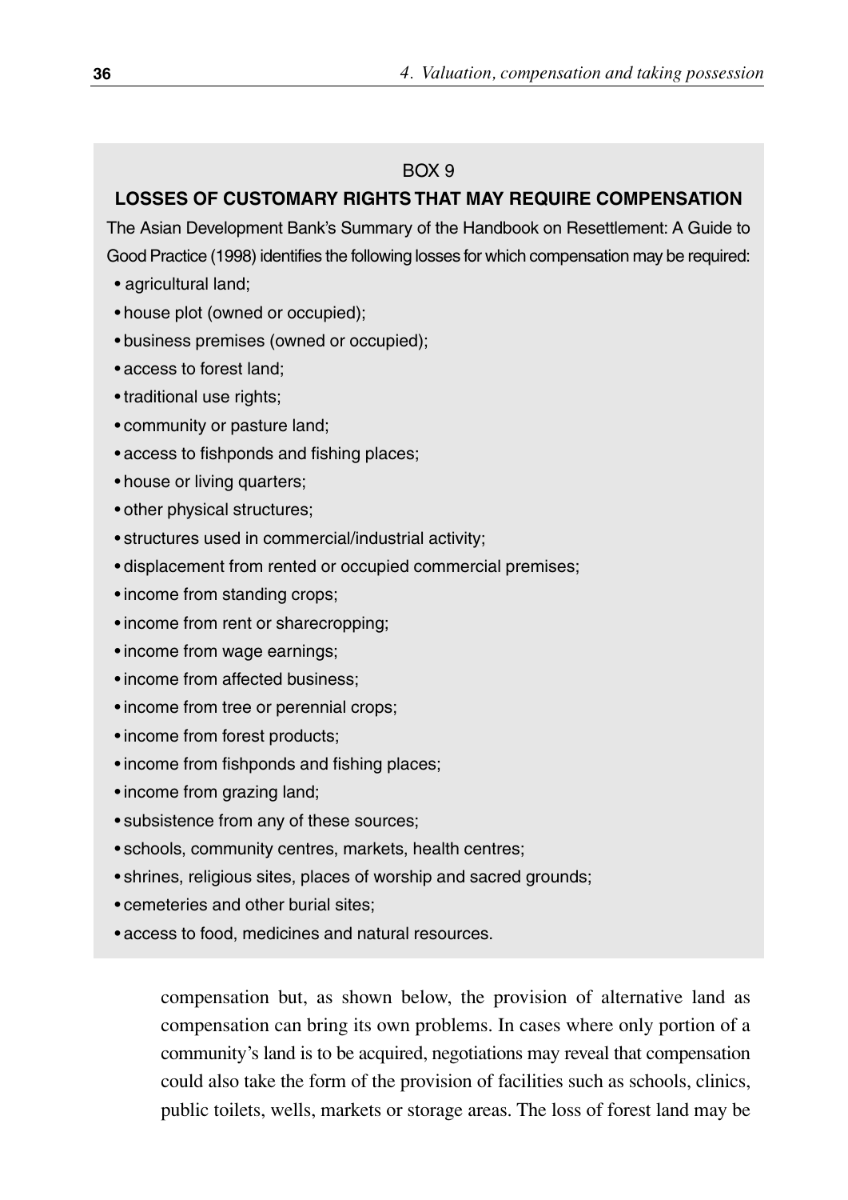BOX 9

**LOSSES OF CUSTOMARY RIGHTS THAT MAY REQUIRE COMPENSATION**

The Asian Development Bank's Summary of the Handbook on Resettlement: A Guide to Good Practice (1998) identifies the following losses for which compensation may be required:

- agricultural land;
- house plot (owned or occupied);
- business premises (owned or occupied);
- access to forest land;
- traditional use rights;
- community or pasture land;
- access to fishponds and fishing places;
- house or living quarters;
- other physical structures;
- structures used in commercial/industrial activity;
- displacement from rented or occupied commercial premises;
- income from standing crops;
- income from rent or sharecropping;
- income from wage earnings;
- income from affected business;
- income from tree or perennial crops;
- income from forest products;
- income from fishponds and fishing places;
- income from grazing land;
- subsistence from any of these sources;
- schools, community centres, markets, health centres;
- shrines, religious sites, places of worship and sacred grounds;
- cemeteries and other burial sites;
- access to food, medicines and natural resources.

compensation but, as shown below, the provision of alternative land as compensation can bring its own problems. In cases where only portion of a community's land is to be acquired, negotiations may reveal that compensation could also take the form of the provision of facilities such as schools, clinics, public toilets, wells, markets or storage areas. The loss of forest land may be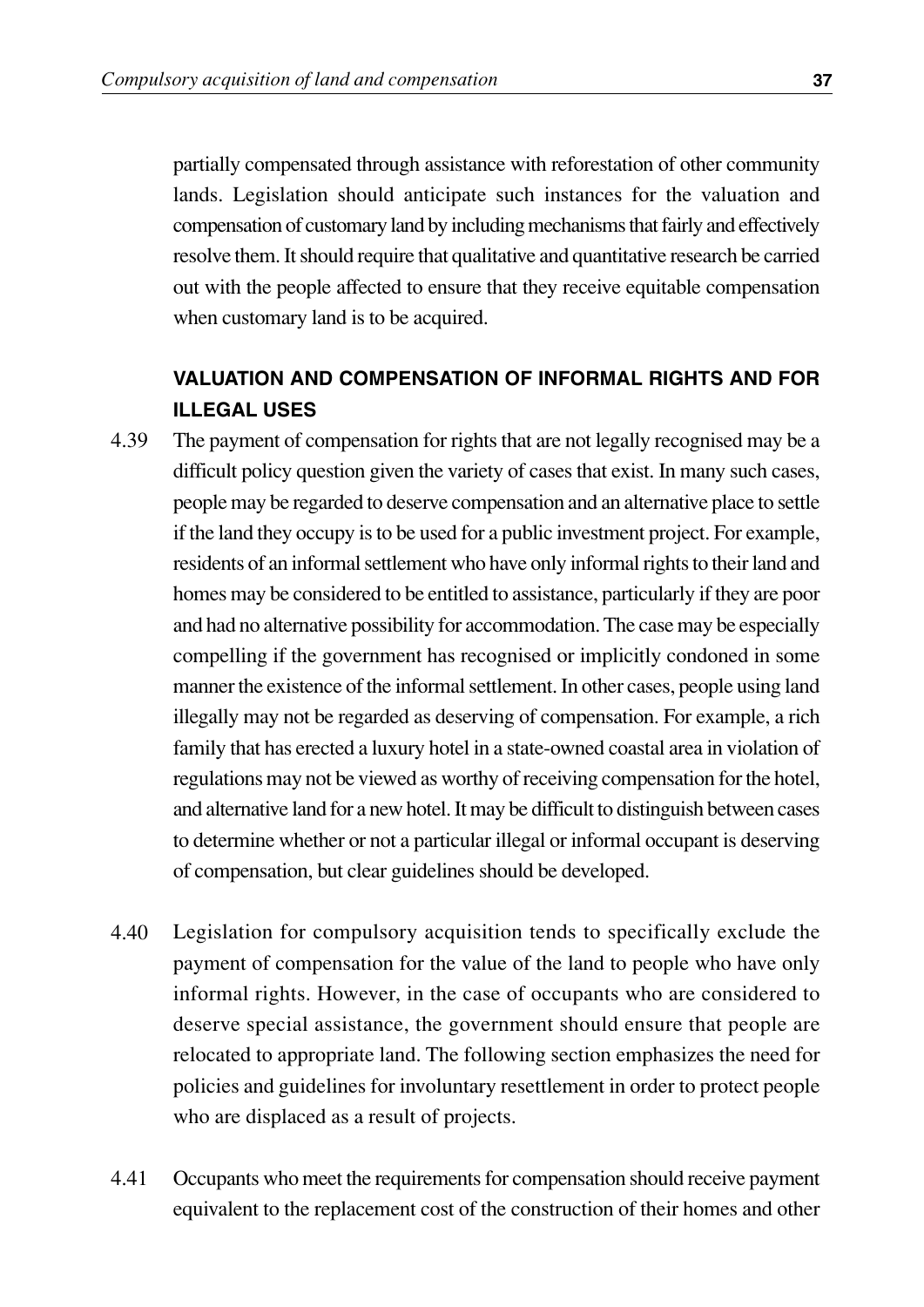partially compensated through assistance with reforestation of other community lands. Legislation should anticipate such instances for the valuation and compensation of customary land by including mechanisms that fairly and effectively resolve them. It should require that qualitative and quantitative research be carried out with the people affected to ensure that they receive equitable compensation when customary land is to be acquired.

### VALUATION AND COMPENSATION OF INFORMAL RIGHTS AND FOR ILLEGAL USES

4.39 The payment of compensation for rights that are not legally recognised may be a difficult policy question given the variety of cases that exist. In many such cases, people may be regarded to deserve compensation and an alternative place to settle if the land they occupy is to be used for a public investment project. For example, residents of an informal settlement who have only informal rights to their land and homes may be considered to be entitled to assistance, particularly if they are poor and had no alternative possibility for accommodation. The case may be especially compelling if the government has recognised or implicitly condoned in some manner the existence of the informal settlement. In other cases, people using land illegally may not be regarded as deserving of compensation. For example, a rich family that has erected a luxury hotel in a state-owned coastal area in violation of regulations may not be viewed as worthy of receiving compensation for the hotel, and alternative land for a new hotel. It may be difficult to distinguish between cases to determine whether or not a particular illegal or informal occupant is deserving of compensation, but clear guidelines should be developed.

4.40 Legislation for compulsory acquisition tends to specifically exclude the payment of compensation for the value of the land to people who have only informal rights. However, in the case of occupants who are considered to deserve special assistance, the government should ensure that people are relocated to appropriate land. The following section emphasizes the need for policies and guidelines for involuntary resettlement in order to protect people who are displaced as a result of projects.

4.41 Occupants who meet the requirements for compensation should receive payment equivalent to the replacement cost of the construction of their homes and other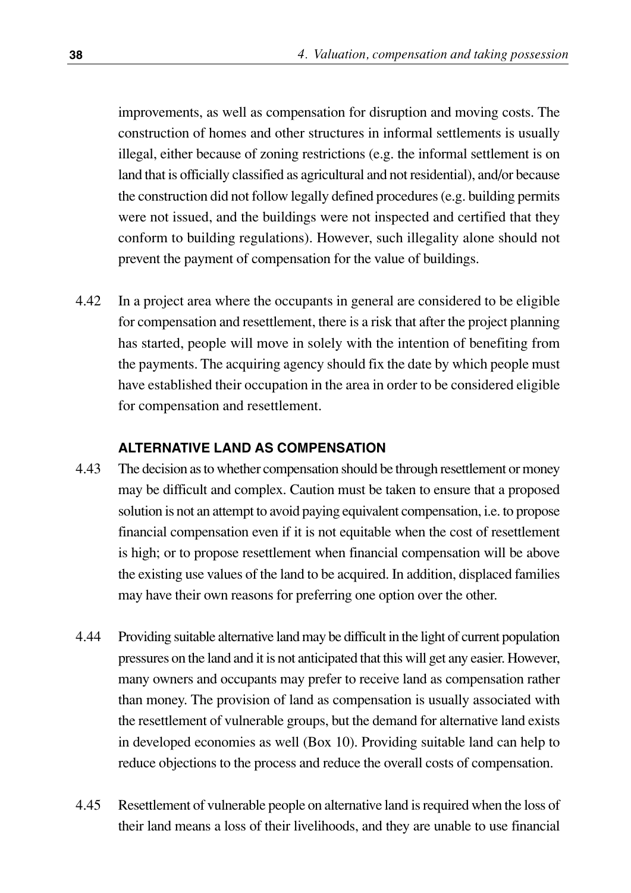improvements, as well as compensation for disruption and moving costs. The construction of homes and other structures in informal settlements is usually illegal, either because of zoning restrictions (e.g. the informal settlement is on land that is officially classified as agricultural and not residential), and/or because the construction did not follow legally defined procedures (e.g. building permits were not issued, and the buildings were not inspected and certified that they conform to building regulations). However, such illegality alone should not prevent the payment of compensation for the value of buildings.

4.42 In a project area where the occupants in general are considered to be eligible for compensation and resettlement, there is a risk that after the project planning has started, people will move in solely with the intention of benefiting from the payments. The acquiring agency should fix the date by which people must have established their occupation in the area in order to be considered eligible for compensation and resettlement.

### ALTERNATIVE LAND AS COMPENSATION

4.43 The decision as to whether compensation should be through resettlement or money may be difficult and complex. Caution must be taken to ensure that a proposed solution is not an attempt to avoid paying equivalent compensation, i.e. to propose financial compensation even if it is not equitable when the cost of resettlement is high; or to propose resettlement when financial compensation will be above the existing use values of the land to be acquired. In addition, displaced families may have their own reasons for preferring one option over the other.

4.44 Providing suitable alternative land may be difficult in the light of current population pressures on the land and it is not anticipated that this will get any easier. However, many owners and occupants may prefer to receive land as compensation rather than money. The provision of land as compensation is usually associated with the resettlement of vulnerable groups, but the demand for alternative land exists in developed economies as well (Box 10). Providing suitable land can help to reduce objections to the process and reduce the overall costs of compensation.

4.45 Resettlement of vulnerable people on alternative land is required when the loss of their land means a loss of their livelihoods, and they are unable to use financial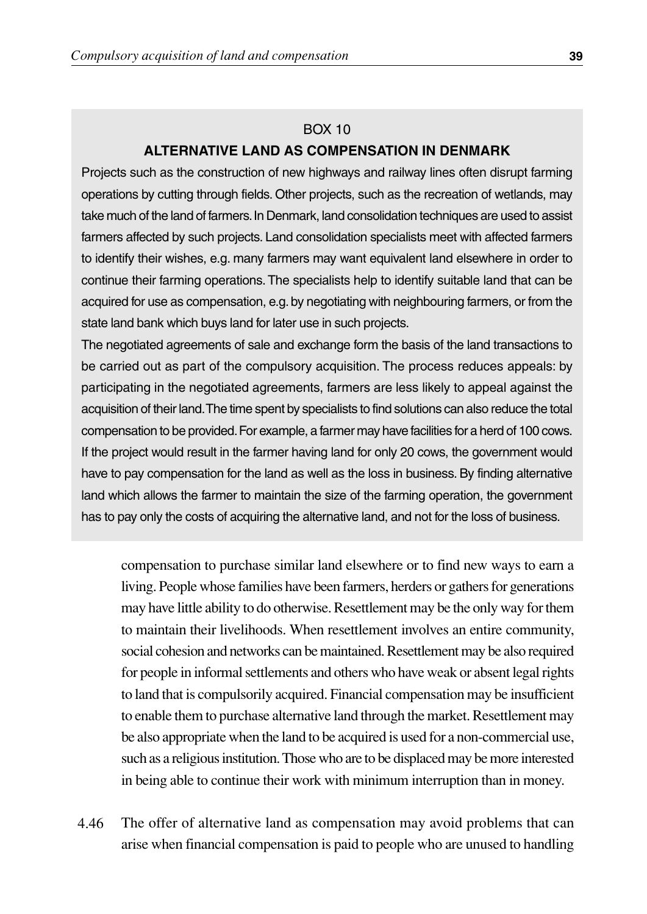BOX 10

**ALTERNATIVE LAND AS COMPENSATION IN DENMARK**

Projects such as the construction of new highways and railway lines often disrupt farming operations by cutting through fields. Other projects, such as the recreation of wetlands, may take much of the land of farmers. In Denmark, land consolidation techniques are used to assist farmers affected by such projects. Land consolidation specialists meet with affected farmers to identify their wishes, e.g. many farmers may want equivalent land elsewhere in order to continue their farming operations. The specialists help to identify suitable land that can be acquired for use as compensation, e.g. by negotiating with neighbouring farmers, or from the state land bank which buys land for later use in such projects.

The negotiated agreements of sale and exchange form the basis of the land transactions to be carried out as part of the compulsory acquisition. The process reduces appeals: by participating in the negotiated agreements, farmers are less likely to appeal against the acquisition of their land. The time spent by specialists to find solutions can also reduce the total compensation to be provided. For example, a farmer may have facilities for a herd of 100 cows. If the project would result in the farmer having land for only 20 cows, the government would have to pay compensation for the land as well as the loss in business. By finding alternative land which allows the farmer to maintain the size of the farming operation, the government has to pay only the costs of acquiring the alternative land, and not for the loss of business.

compensation to purchase similar land elsewhere or to find new ways to earn a living. People whose families have been farmers, herders or gathers for generations may have little ability to do otherwise. Resettlement may be the only way for them to maintain their livelihoods. When resettlement involves an entire community, social cohesion and networks can be maintained. Resettlement may be also required for people in informal settlements and others who have weak or absent legal rights to land that is compulsorily acquired. Financial compensation may be insufficient to enable them to purchase alternative land through the market. Resettlement may be also appropriate when the land to be acquired is used for a non-commercial use, such as a religious institution. Those who are to be displaced may be more interested in being able to continue their work with minimum interruption than in money.

4.46 The offer of alternative land as compensation may avoid problems that can arise when financial compensation is paid to people who are unused to handling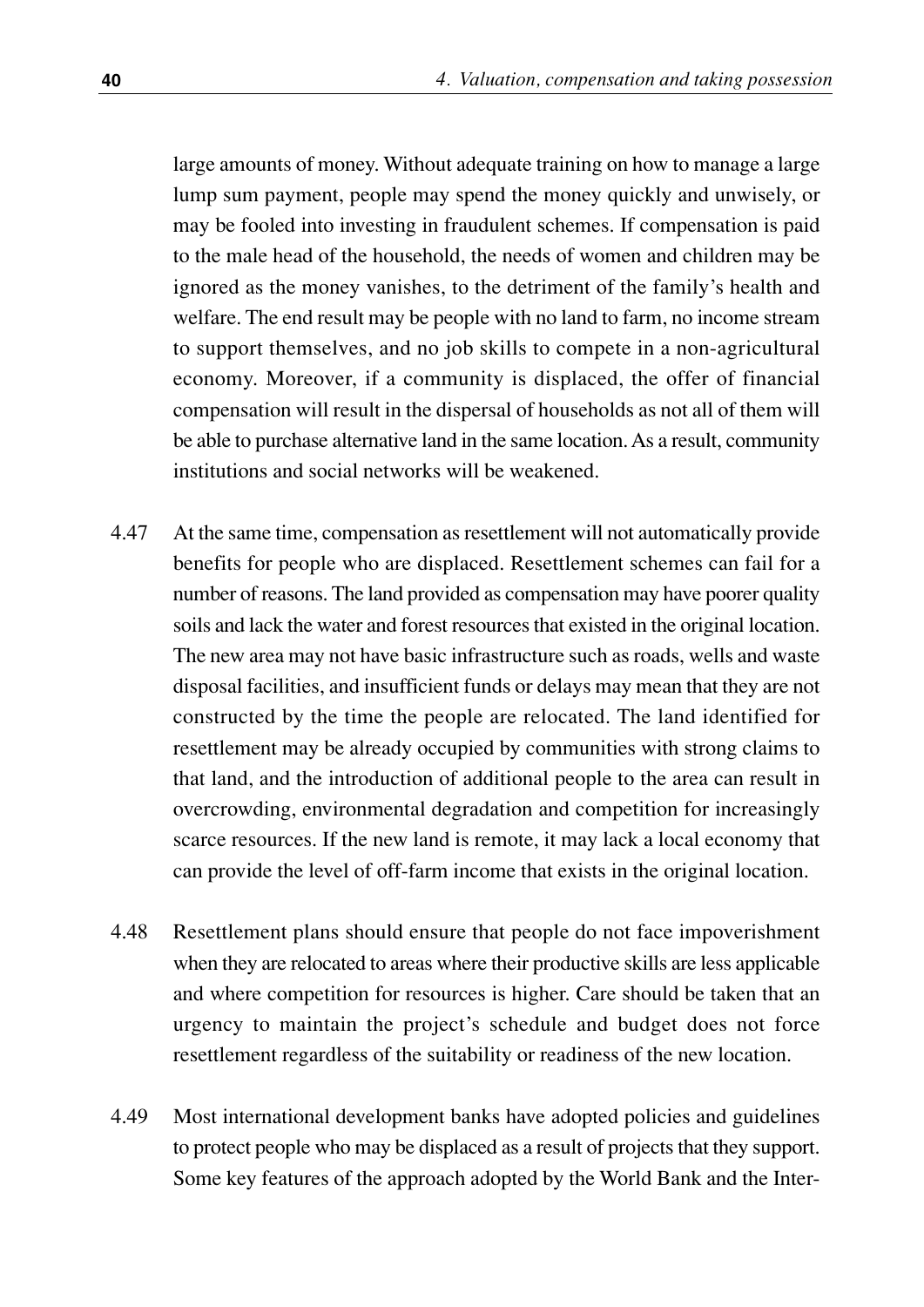large amounts of money. Without adequate training on how to manage a large lump sum payment, people may spend the money quickly and unwisely, or may be fooled into investing in fraudulent schemes. If compensation is paid to the male head of the household, the needs of women and children may be ignored as the money vanishes, to the detriment of the family's health and welfare. The end result may be people with no land to farm, no income stream to support themselves, and no job skills to compete in a non-agricultural economy. Moreover, if a community is displaced, the offer of financial compensation will result in the dispersal of households as not all of them will be able to purchase alternative land in the same location. As a result, community institutions and social networks will be weakened.

4.47 At the same time, compensation as resettlement will not automatically provide benefits for people who are displaced. Resettlement schemes can fail for a number of reasons. The land provided as compensation may have poorer quality soils and lack the water and forest resources that existed in the original location. The new area may not have basic infrastructure such as roads, wells and waste disposal facilities, and insufficient funds or delays may mean that they are not constructed by the time the people are relocated. The land identified for resettlement may be already occupied by communities with strong claims to that land, and the introduction of additional people to the area can result in overcrowding, environmental degradation and competition for increasingly scarce resources. If the new land is remote, it may lack a local economy that can provide the level of off-farm income that exists in the original location.

4.48 Resettlement plans should ensure that people do not face impoverishment when they are relocated to areas where their productive skills are less applicable and where competition for resources is higher. Care should be taken that an urgency to maintain the project's schedule and budget does not force resettlement regardless of the suitability or readiness of the new location.

4.49 Most international development banks have adopted policies and guidelines to protect people who may be displaced as a result of projects that they support. Some key features of the approach adopted by the World Bank and the Inter-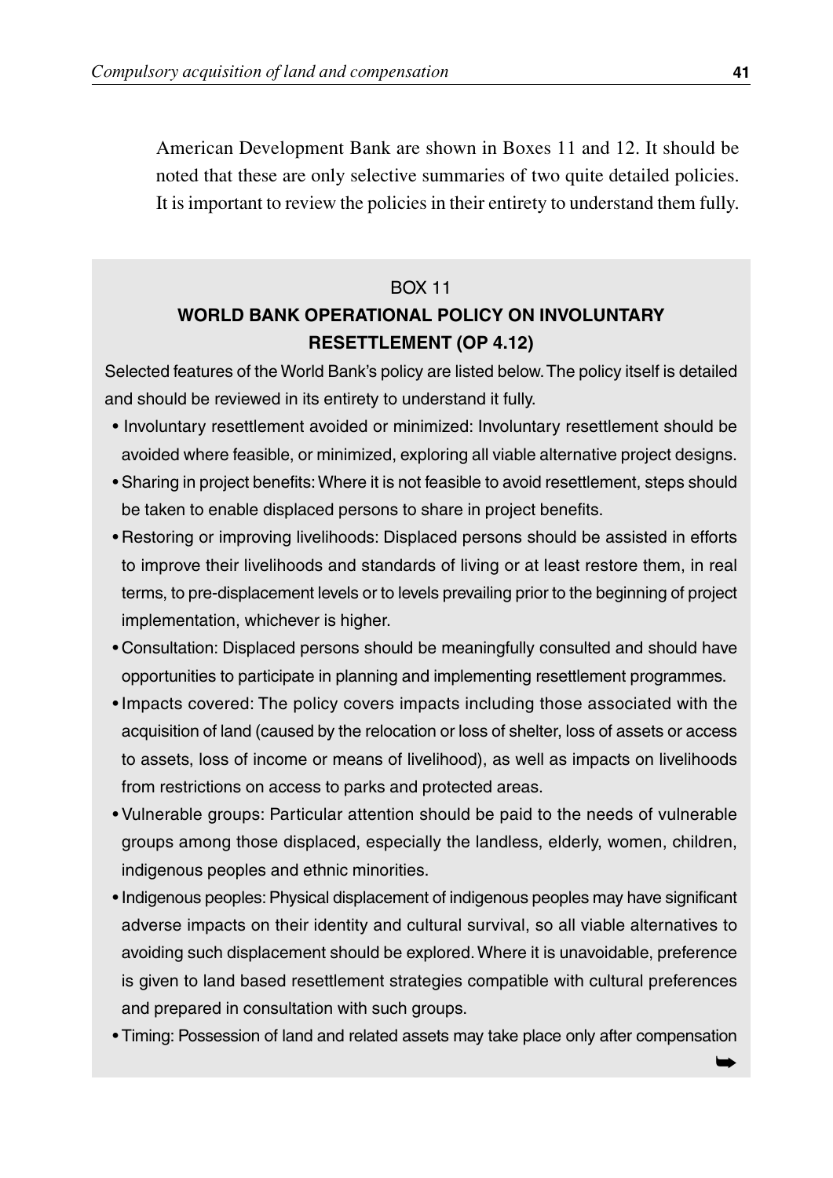American Development Bank are shown in Boxes 11 and 12. It should be noted that these are only selective summaries of two quite detailed policies. It is important to review the policies in their entirety to understand them fully.

BOX 11

**WORLD BANK OPERATIONAL POLICY ON INVOLUNTARY RESETTLEMENT (OP 4.12)**

Selected features of the World Bank's policy are listed below. The policy itself is detailed and should be reviewed in its entirety to understand it fully.

- Involuntary resettlement avoided or minimized: Involuntary resettlement should be avoided where feasible, or minimized, exploring all viable alternative project designs.
- Sharing in project benefits: Where it is not feasible to avoid resettlement, steps should be taken to enable displaced persons to share in project benefits.
- Restoring or improving livelihoods: Displaced persons should be assisted in efforts to improve their livelihoods and standards of living or at least restore them, in real terms, to pre-displacement levels or to levels prevailing prior to the beginning of project implementation, whichever is higher.
- Consultation: Displaced persons should be meaningfully consulted and should have opportunities to participate in planning and implementing resettlement programmes.
- Impacts covered: The policy covers impacts including those associated with the acquisition of land (caused by the relocation or loss of shelter, loss of assets or access to assets, loss of income or means of livelihood), as well as impacts on livelihoods from restrictions on access to parks and protected areas.
- Vulnerable groups: Particular attention should be paid to the needs of vulnerable groups among those displaced, especially the landless, elderly, women, children, indigenous peoples and ethnic minorities.
- Indigenous peoples: Physical displacement of indigenous peoples may have significant adverse impacts on their identity and cultural survival, so all viable alternatives to avoiding such displacement should be explored. Where it is unavoidable, preference is given to land based resettlement strategies compatible with cultural preferences and prepared in consultation with such groups.
- Timing: Possession of land and related assets may take place only after compensation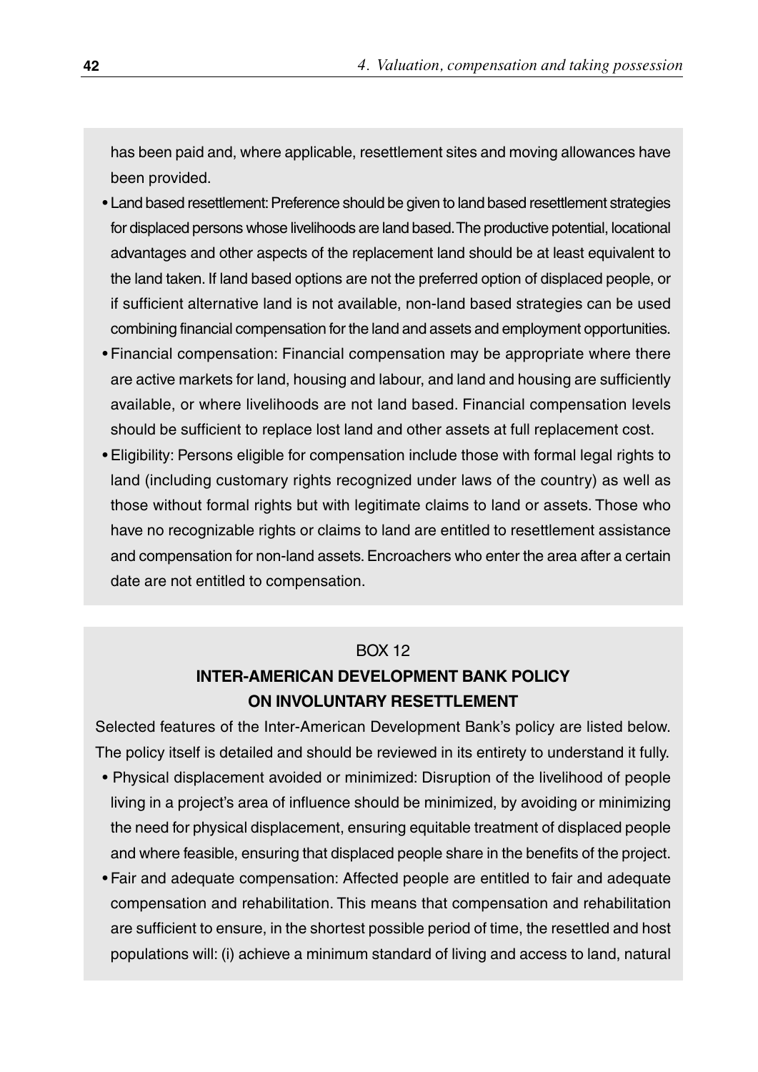has been paid and, where applicable, resettlement sites and moving allowances have been provided.

- Land based resettlement: Preference should be given to land based resettlement strategies for displaced persons whose livelihoods are land based. The productive potential, locational advantages and other aspects of the replacement land should be at least equivalent to the land taken. If land based options are not the preferred option of displaced people, or if sufficient alternative land is not available, non-land based strategies can be used combining financial compensation for the land and assets and employment opportunities.
- Financial compensation: Financial compensation may be appropriate where there are active markets for land, housing and labour, and land and housing are sufficiently available, or where livelihoods are not land based. Financial compensation levels should be sufficient to replace lost land and other assets at full replacement cost.
- Eligibility: Persons eligible for compensation include those with formal legal rights to land (including customary rights recognized under laws of the country) as well as those without formal rights but with legitimate claims to land or assets. Those who have no recognizable rights or claims to land are entitled to resettlement assistance and compensation for non-land assets. Encroachers who enter the area after a certain date are not entitled to compensation.

BOX 12

**INTER-AMERICAN DEVELOPMENT BANK POLICY ON INVOLUNTARY RESETTLEMENT**

Selected features of the Inter-American Development Bank's policy are listed below. The policy itself is detailed and should be reviewed in its entirety to understand it fully.

- Physical displacement avoided or minimized: Disruption of the livelihood of people living in a project's area of influence should be minimized, by avoiding or minimizing the need for physical displacement, ensuring equitable treatment of displaced people and where feasible, ensuring that displaced people share in the benefits of the project.
- Fair and adequate compensation: Affected people are entitled to fair and adequate compensation and rehabilitation. This means that compensation and rehabilitation are sufficient to ensure, in the shortest possible period of time, the resettled and host populations will: (i) achieve a minimum standard of living and access to land, natural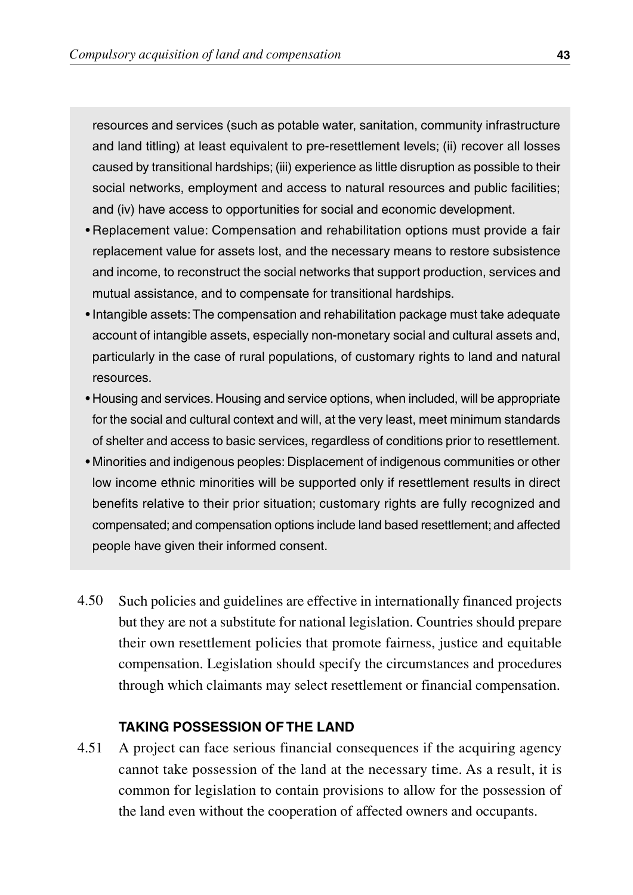resources and services (such as potable water, sanitation, community infrastructure and land titling) at least equivalent to pre-resettlement levels; (ii) recover all losses caused by transitional hardships; (iii) experience as little disruption as possible to their social networks, employment and access to natural resources and public facilities; and (iv) have access to opportunities for social and economic development.

- Replacement value: Compensation and rehabilitation options must provide a fair replacement value for assets lost, and the necessary means to restore subsistence and income, to reconstruct the social networks that support production, services and mutual assistance, and to compensate for transitional hardships.
- Intangible assets: The compensation and rehabilitation package must take adequate account of intangible assets, especially non-monetary social and cultural assets and, particularly in the case of rural populations, of customary rights to land and natural resources.
- Housing and services. Housing and service options, when included, will be appropriate for the social and cultural context and will, at the very least, meet minimum standards of shelter and access to basic services, regardless of conditions prior to resettlement.
- Minorities and indigenous peoples: Displacement of indigenous communities or other low income ethnic minorities will be supported only if resettlement results in direct benefits relative to their prior situation; customary rights are fully recognized and compensated; and compensation options include land based resettlement; and affected people have given their informed consent.

4.50 Such policies and guidelines are effective in internationally financed projects but they are not a substitute for national legislation. Countries should prepare their own resettlement policies that promote fairness, justice and equitable compensation. Legislation should specify the circumstances and procedures through which claimants may select resettlement or financial compensation.

### TAKING POSSESSION OF THE LAND

4.51 A project can face serious financial consequences if the acquiring agency cannot take possession of the land at the necessary time. As a result, it is common for legislation to contain provisions to allow for the possession of the land even without the cooperation of affected owners and occupants.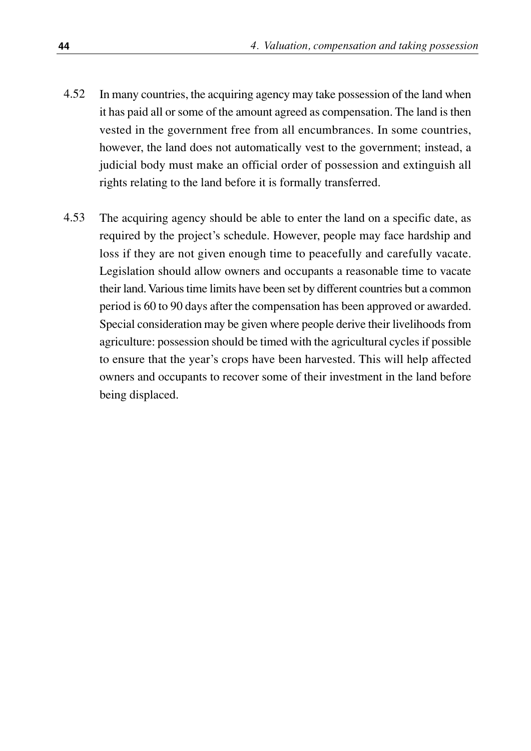4.52 In many countries, the acquiring agency may take possession of the land when it has paid all or some of the amount agreed as compensation. The land is then vested in the government free from all encumbrances. In some countries, however, the land does not automatically vest to the government; instead, a judicial body must make an official order of possession and extinguish all rights relating to the land before it is formally transferred.

4.53 The acquiring agency should be able to enter the land on a specific date, as required by the project's schedule. However, people may face hardship and loss if they are not given enough time to peacefully and carefully vacate. Legislation should allow owners and occupants a reasonable time to vacate their land. Various time limits have been set by different countries but a common period is 60 to 90 days after the compensation has been approved or awarded. Special consideration may be given where people derive their livelihoods from agriculture: possession should be timed with the agricultural cycles if possible to ensure that the year's crops have been harvested. This will help affected owners and occupants to recover some of their investment in the land before being displaced.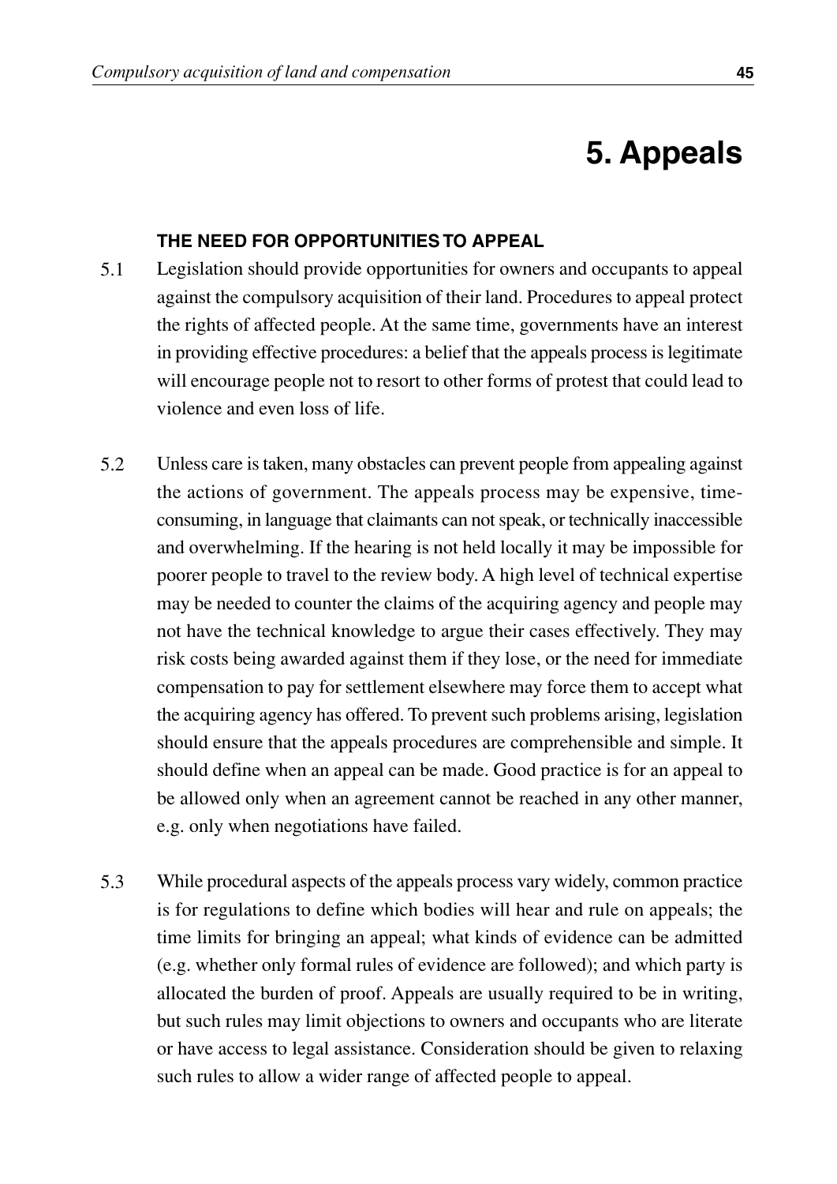# 5. Appeals

### THE NEED FOR OPPORTUNITIES TO APPEAL

5.1 Legislation should provide opportunities for owners and occupants to appeal against the compulsory acquisition of their land. Procedures to appeal protect the rights of affected people. At the same time, governments have an interest in providing effective procedures: a belief that the appeals process is legitimate will encourage people not to resort to other forms of protest that could lead to violence and even loss of life.

5.2 Unless care is taken, many obstacles can prevent people from appealing against the actions of government. The appeals process may be expensive, time-consuming, in language that claimants can not speak, or technically inaccessible and overwhelming. If the hearing is not held locally it may be impossible for poorer people to travel to the review body. A high level of technical expertise may be needed to counter the claims of the acquiring agency and people may not have the technical knowledge to argue their cases effectively. They may risk costs being awarded against them if they lose, or the need for immediate compensation to pay for settlement elsewhere may force them to accept what the acquiring agency has offered. To prevent such problems arising, legislation should ensure that the appeals procedures are comprehensible and simple. It should define when an appeal can be made. Good practice is for an appeal to be allowed only when an agreement cannot be reached in any other manner, e.g. only when negotiations have failed.

5.3 While procedural aspects of the appeals process vary widely, common practice is for regulations to define which bodies will hear and rule on appeals; the time limits for bringing an appeal; what kinds of evidence can be admitted (e.g. whether only formal rules of evidence are followed); and which party is allocated the burden of proof. Appeals are usually required to be in writing, but such rules may limit objections to owners and occupants who are literate or have access to legal assistance. Consideration should be given to relaxing such rules to allow a wider range of affected people to appeal.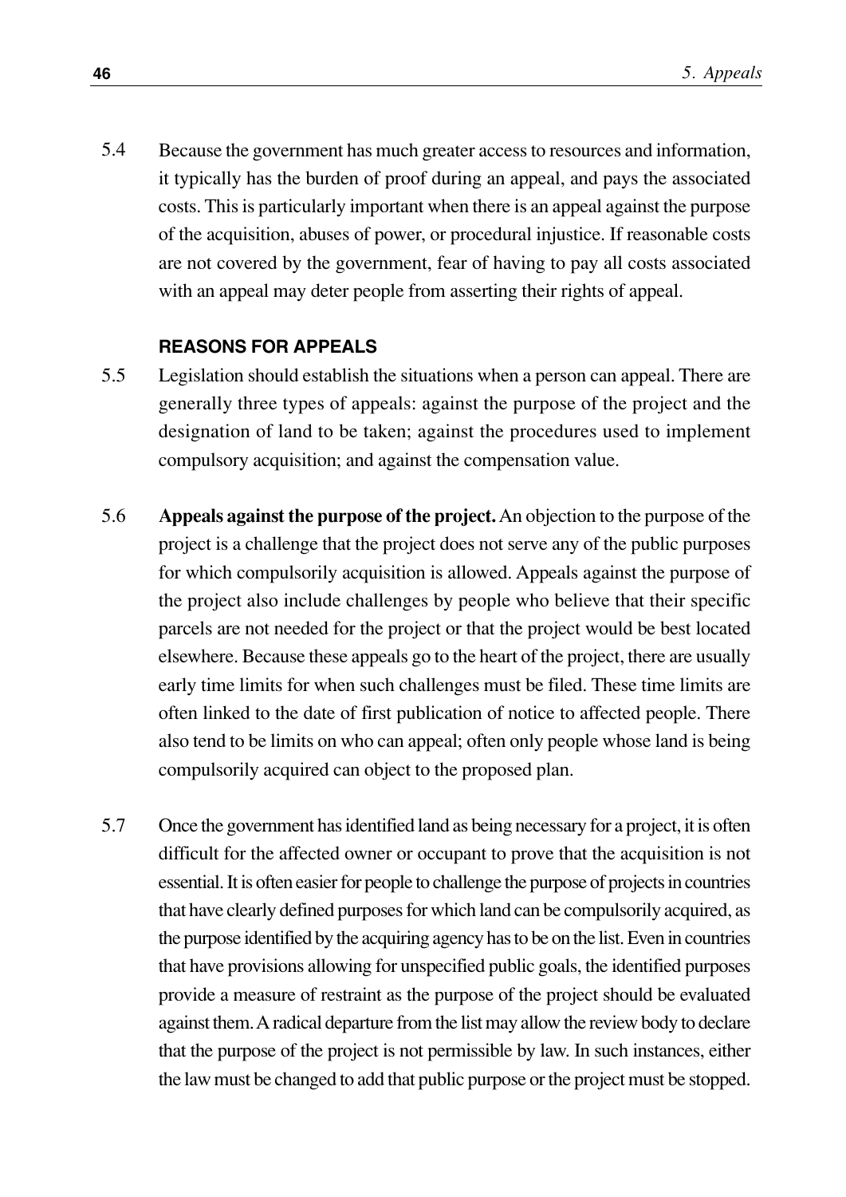5.4 Because the government has much greater access to resources and information, it typically has the burden of proof during an appeal, and pays the associated costs. This is particularly important when there is an appeal against the purpose of the acquisition, abuses of power, or procedural injustice. If reasonable costs are not covered by the government, fear of having to pay all costs associated with an appeal may deter people from asserting their rights of appeal.

### REASONS FOR APPEALS

5.5 Legislation should establish the situations when a person can appeal. There are generally three types of appeals: against the purpose of the project and the designation of land to be taken; against the procedures used to implement compulsory acquisition; and against the compensation value.

5.6 **Appeals against the purpose of the project.** An objection to the purpose of the project is a challenge that the project does not serve any of the public purposes for which compulsorily acquisition is allowed. Appeals against the purpose of the project also include challenges by people who believe that their specific parcels are not needed for the project or that the project would be best located elsewhere. Because these appeals go to the heart of the project, there are usually early time limits for when such challenges must be filed. These time limits are often linked to the date of first publication of notice to affected people. There also tend to be limits on who can appeal; often only people whose land is being compulsorily acquired can object to the proposed plan.

5.7 Once the government has identified land as being necessary for a project, it is often difficult for the affected owner or occupant to prove that the acquisition is not essential. It is often easier for people to challenge the purpose of projects in countries that have clearly defined purposes for which land can be compulsorily acquired, as the purpose identified by the acquiring agency has to be on the list. Even in countries that have provisions allowing for unspecified public goals, the identified purposes provide a measure of restraint as the purpose of the project should be evaluated against them. A radical departure from the list may allow the review body to declare that the purpose of the project is not permissible by law. In such instances, either the law must be changed to add that public purpose or the project must be stopped.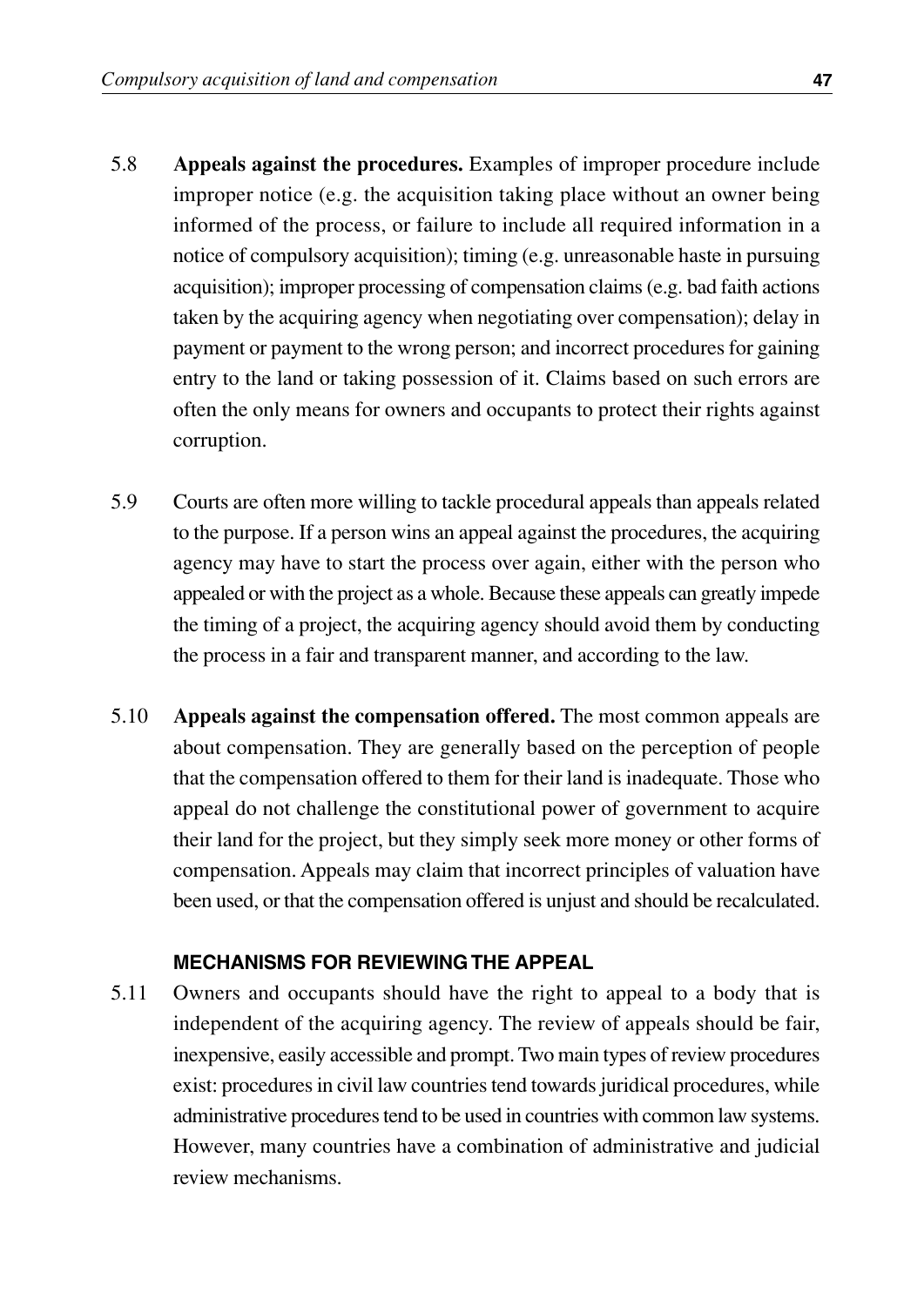5.8 **Appeals against the procedures.** Examples of improper procedure include improper notice (e.g. the acquisition taking place without an owner being informed of the process, or failure to include all required information in a notice of compulsory acquisition); timing (e.g. unreasonable haste in pursuing acquisition); improper processing of compensation claims (e.g. bad faith actions taken by the acquiring agency when negotiating over compensation); delay in payment or payment to the wrong person; and incorrect procedures for gaining entry to the land or taking possession of it. Claims based on such errors are often the only means for owners and occupants to protect their rights against corruption.

5.9 Courts are often more willing to tackle procedural appeals than appeals related to the purpose. If a person wins an appeal against the procedures, the acquiring agency may have to start the process over again, either with the person who appealed or with the project as a whole. Because these appeals can greatly impede the timing of a project, the acquiring agency should avoid them by conducting the process in a fair and transparent manner, and according to the law.

5.10 **Appeals against the compensation offered.** The most common appeals are about compensation. They are generally based on the perception of people that the compensation offered to them for their land is inadequate. Those who appeal do not challenge the constitutional power of government to acquire their land for the project, but they simply seek more money or other forms of compensation. Appeals may claim that incorrect principles of valuation have been used, or that the compensation offered is unjust and should be recalculated.

### MECHANISMS FOR REVIEWING THE APPEAL

5.11 Owners and occupants should have the right to appeal to a body that is independent of the acquiring agency. The review of appeals should be fair, inexpensive, easily accessible and prompt. Two main types of review procedures exist: procedures in civil law countries tend towards juridical procedures, while administrative procedures tend to be used in countries with common law systems. However, many countries have a combination of administrative and judicial review mechanisms.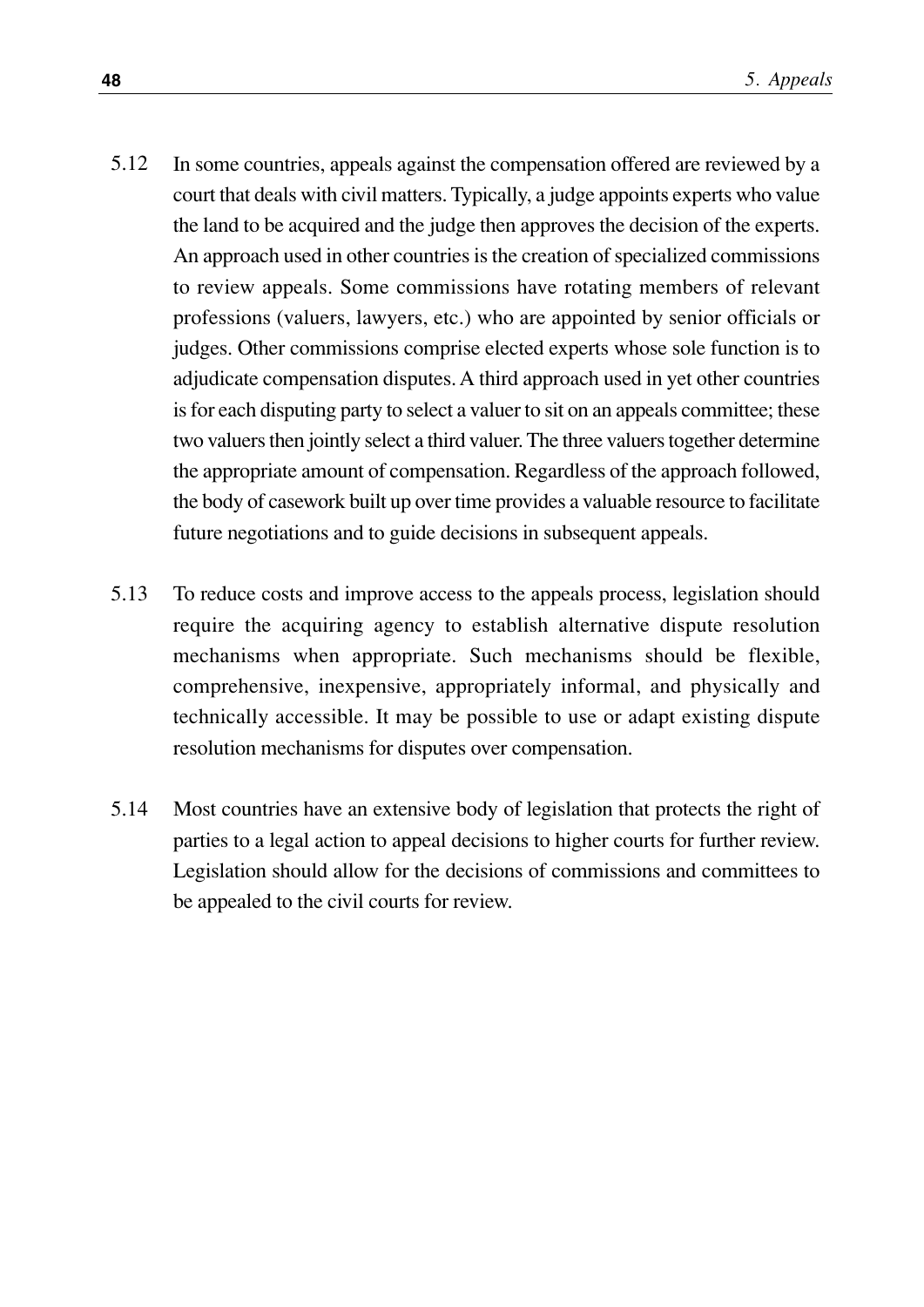5.12 In some countries, appeals against the compensation offered are reviewed by a court that deals with civil matters. Typically, a judge appoints experts who value the land to be acquired and the judge then approves the decision of the experts. An approach used in other countries is the creation of specialized commissions to review appeals. Some commissions have rotating members of relevant professions (valuers, lawyers, etc.) who are appointed by senior officials or judges. Other commissions comprise elected experts whose sole function is to adjudicate compensation disputes. A third approach used in yet other countries is for each disputing party to select a valuer to sit on an appeals committee; these two valuers then jointly select a third valuer. The three valuers together determine the appropriate amount of compensation. Regardless of the approach followed, the body of casework built up over time provides a valuable resource to facilitate future negotiations and to guide decisions in subsequent appeals.

5.13 To reduce costs and improve access to the appeals process, legislation should require the acquiring agency to establish alternative dispute resolution mechanisms when appropriate. Such mechanisms should be flexible, comprehensive, inexpensive, appropriately informal, and physically and technically accessible. It may be possible to use or adapt existing dispute resolution mechanisms for disputes over compensation.

5.14 Most countries have an extensive body of legislation that protects the right of parties to a legal action to appeal decisions to higher courts for further review. Legislation should allow for the decisions of commissions and committees to be appealed to the civil courts for review.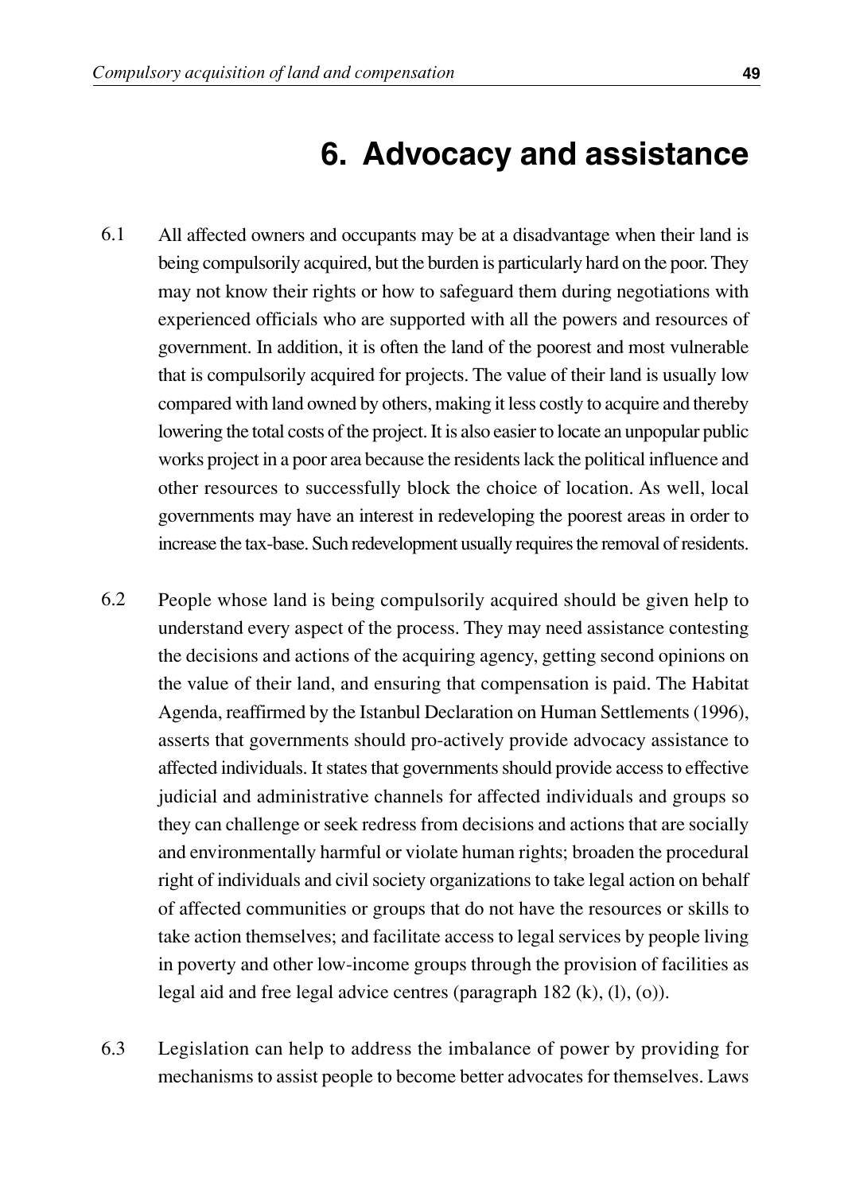# 6. Advocacy and assistance

6.1 All affected owners and occupants may be at a disadvantage when their land is being compulsorily acquired, but the burden is particularly hard on the poor. They may not know their rights or how to safeguard them during negotiations with experienced officials who are supported with all the powers and resources of government. In addition, it is often the land of the poorest and most vulnerable that is compulsorily acquired for projects. The value of their land is usually low compared with land owned by others, making it less costly to acquire and thereby lowering the total costs of the project. It is also easier to locate an unpopular public works project in a poor area because the residents lack the political influence and other resources to successfully block the choice of location. As well, local governments may have an interest in redeveloping the poorest areas in order to increase the tax-base. Such redevelopment usually requires the removal of residents.

6.2 People whose land is being compulsorily acquired should be given help to understand every aspect of the process. They may need assistance contesting the decisions and actions of the acquiring agency, getting second opinions on the value of their land, and ensuring that compensation is paid. The Habitat Agenda, reaffirmed by the Istanbul Declaration on Human Settlements (1996), asserts that governments should pro-actively provide advocacy assistance to affected individuals. It states that governments should provide access to effective judicial and administrative channels for affected individuals and groups so they can challenge or seek redress from decisions and actions that are socially and environmentally harmful or violate human rights; broaden the procedural right of individuals and civil society organizations to take legal action on behalf of affected communities or groups that do not have the resources or skills to take action themselves; and facilitate access to legal services by people living in poverty and other low-income groups through the provision of facilities as legal aid and free legal advice centres (paragraph 182 (k), (l), (o)).

6.3 Legislation can help to address the imbalance of power by providing for mechanisms to assist people to become better advocates for themselves. Laws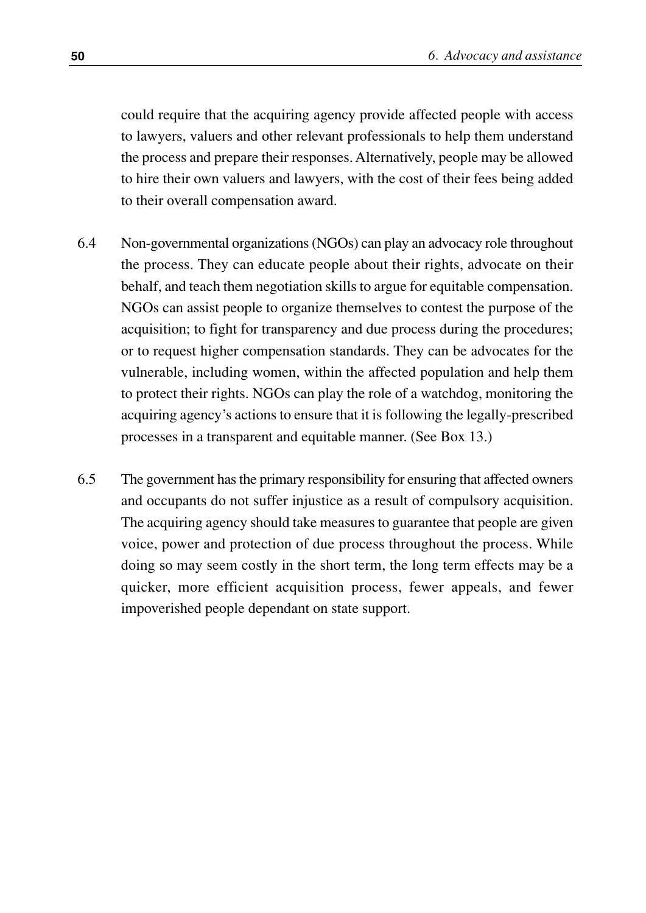could require that the acquiring agency provide affected people with access to lawyers, valuers and other relevant professionals to help them understand the process and prepare their responses. Alternatively, people may be allowed to hire their own valuers and lawyers, with the cost of their fees being added to their overall compensation award.

6.4 Non-governmental organizations (NGOs) can play an advocacy role throughout the process. They can educate people about their rights, advocate on their behalf, and teach them negotiation skills to argue for equitable compensation. NGOs can assist people to organize themselves to contest the purpose of the acquisition; to fight for transparency and due process during the procedures; or to request higher compensation standards. They can be advocates for the vulnerable, including women, within the affected population and help them to protect their rights. NGOs can play the role of a watchdog, monitoring the acquiring agency's actions to ensure that it is following the legally-prescribed processes in a transparent and equitable manner. (See Box 13.)

6.5 The government has the primary responsibility for ensuring that affected owners and occupants do not suffer injustice as a result of compulsory acquisition. The acquiring agency should take measures to guarantee that people are given voice, power and protection of due process throughout the process. While doing so may seem costly in the short term, the long term effects may be a quicker, more efficient acquisition process, fewer appeals, and fewer impoverished people dependant on state support.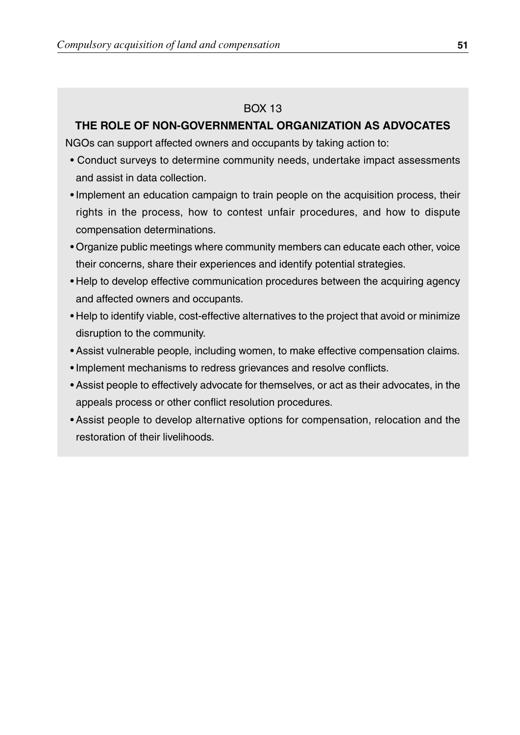BOX 13

**THE ROLE OF NON-GOVERNMENTAL ORGANIZATION AS ADVOCATES**

NGOs can support affected owners and occupants by taking action to:

- Conduct surveys to determine community needs, undertake impact assessments and assist in data collection.
- Implement an education campaign to train people on the acquisition process, their rights in the process, how to contest unfair procedures, and how to dispute compensation determinations.
- Organize public meetings where community members can educate each other, voice their concerns, share their experiences and identify potential strategies.
- Help to develop effective communication procedures between the acquiring agency and affected owners and occupants.
- Help to identify viable, cost-effective alternatives to the project that avoid or minimize disruption to the community.
- Assist vulnerable people, including women, to make effective compensation claims.
- Implement mechanisms to redress grievances and resolve conflicts.
- Assist people to effectively advocate for themselves, or act as their advocates, in the appeals process or other conflict resolution procedures.
- Assist people to develop alternative options for compensation, relocation and the restoration of their livelihoods.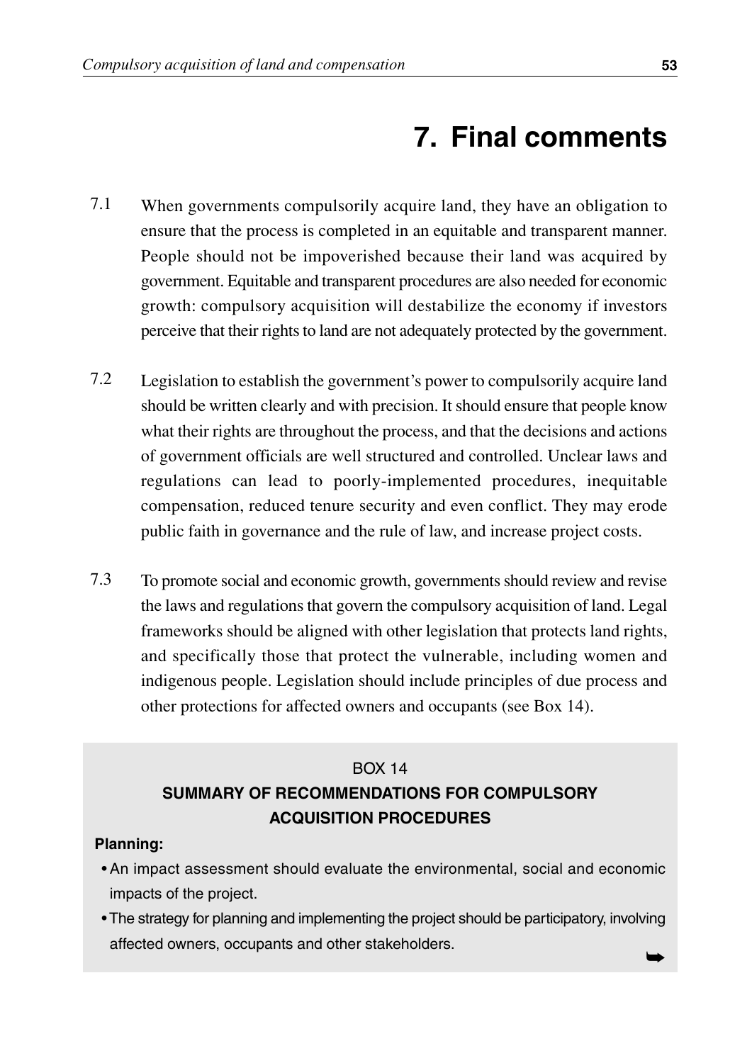# 7. Final comments

7.1 When governments compulsorily acquire land, they have an obligation to ensure that the process is completed in an equitable and transparent manner. People should not be impoverished because their land was acquired by government. Equitable and transparent procedures are also needed for economic growth: compulsory acquisition will destabilize the economy if investors perceive that their rights to land are not adequately protected by the government.

7.2 Legislation to establish the government's power to compulsorily acquire land should be written clearly and with precision. It should ensure that people know what their rights are throughout the process, and that the decisions and actions of government officials are well structured and controlled. Unclear laws and regulations can lead to poorly-implemented procedures, inequitable compensation, reduced tenure security and even conflict. They may erode public faith in governance and the rule of law, and increase project costs.

7.3 To promote social and economic growth, governments should review and revise the laws and regulations that govern the compulsory acquisition of land. Legal frameworks should be aligned with other legislation that protects land rights, and specifically those that protect the vulnerable, including women and indigenous people. Legislation should include principles of due process and other protections for affected owners and occupants (see Box 14).

BOX 14

**SUMMARY OF RECOMMENDATIONS FOR COMPULSORY ACQUISITION PROCEDURES**

**Planning:**

- An impact assessment should evaluate the environmental, social and economic impacts of the project.
- The strategy for planning and implementing the project should be participatory, involving affected owners, occupants and other stakeholders.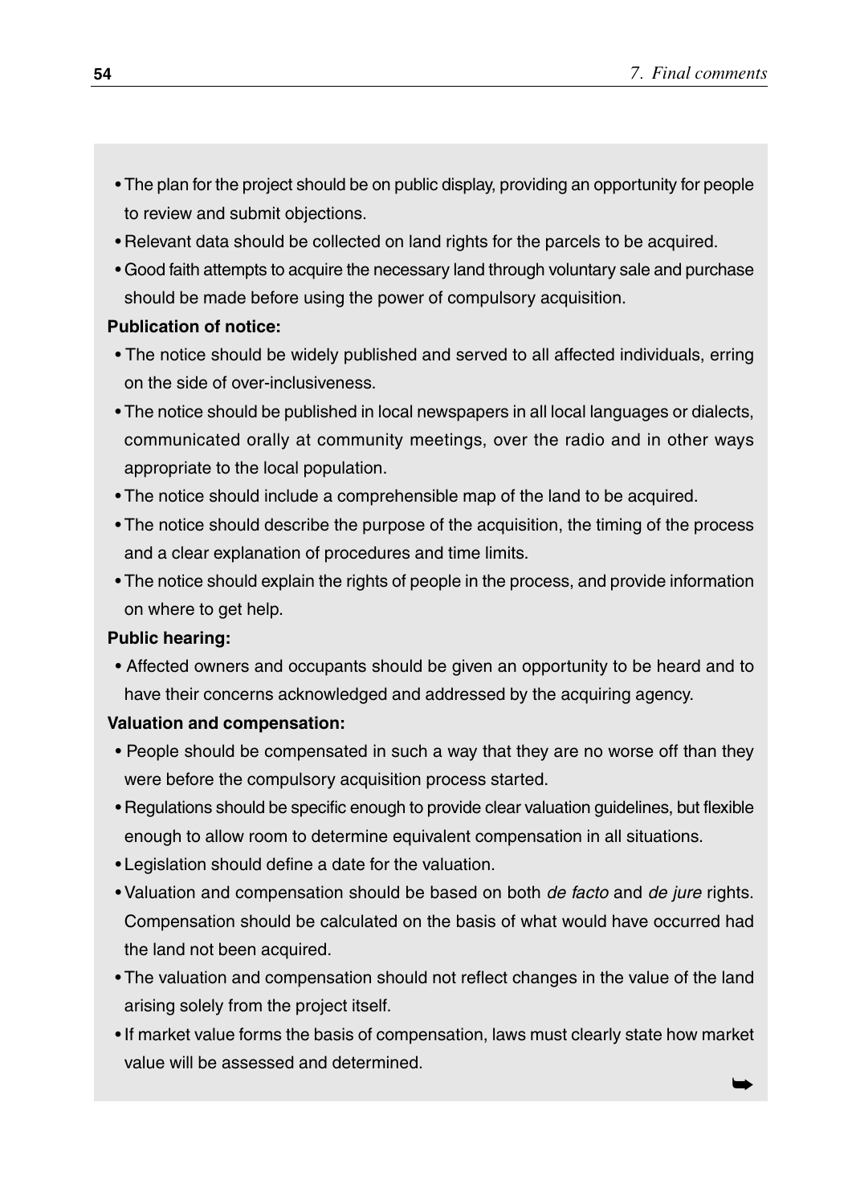- The plan for the project should be on public display, providing an opportunity for people to review and submit objections.
- Relevant data should be collected on land rights for the parcels to be acquired.
- Good faith attempts to acquire the necessary land through voluntary sale and purchase should be made before using the power of compulsory acquisition.

**Publication of notice:**

- The notice should be widely published and served to all affected individuals, erring on the side of over-inclusiveness.
- The notice should be published in local newspapers in all local languages or dialects, communicated orally at community meetings, over the radio and in other ways appropriate to the local population.
- The notice should include a comprehensible map of the land to be acquired.
- The notice should describe the purpose of the acquisition, the timing of the process and a clear explanation of procedures and time limits.
- The notice should explain the rights of people in the process, and provide information on where to get help.

**Public hearing:**

- Affected owners and occupants should be given an opportunity to be heard and to have their concerns acknowledged and addressed by the acquiring agency.

**Valuation and compensation:**

- People should be compensated in such a way that they are no worse off than they were before the compulsory acquisition process started.
- Regulations should be specific enough to provide clear valuation guidelines, but flexible enough to allow room to determine equivalent compensation in all situations.
- Legislation should define a date for the valuation.
- Valuation and compensation should be based on both *de facto* and *de jure* rights. Compensation should be calculated on the basis of what would have occurred had the land not been acquired.
- The valuation and compensation should not reflect changes in the value of the land arising solely from the project itself.
- If market value forms the basis of compensation, laws must clearly state how market value will be assessed and determined.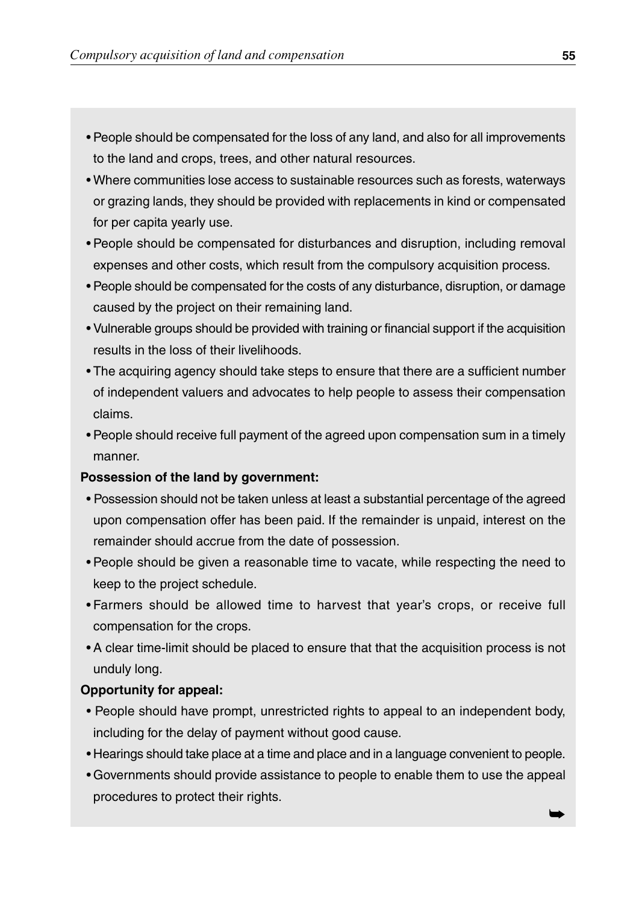- People should be compensated for the loss of any land, and also for all improvements to the land and crops, trees, and other natural resources.
- Where communities lose access to sustainable resources such as forests, waterways or grazing lands, they should be provided with replacements in kind or compensated for per capita yearly use.
- People should be compensated for disturbances and disruption, including removal expenses and other costs, which result from the compulsory acquisition process.
- People should be compensated for the costs of any disturbance, disruption, or damage caused by the project on their remaining land.
- Vulnerable groups should be provided with training or financial support if the acquisition results in the loss of their livelihoods.
- The acquiring agency should take steps to ensure that there are a sufficient number of independent valuers and advocates to help people to assess their compensation claims.
- People should receive full payment of the agreed upon compensation sum in a timely manner.

**Possession of the land by government:**

- Possession should not be taken unless at least a substantial percentage of the agreed upon compensation offer has been paid. If the remainder is unpaid, interest on the remainder should accrue from the date of possession.
- People should be given a reasonable time to vacate, while respecting the need to keep to the project schedule.
- Farmers should be allowed time to harvest that year's crops, or receive full compensation for the crops.
- A clear time-limit should be placed to ensure that that the acquisition process is not unduly long.

**Opportunity for appeal:**

- People should have prompt, unrestricted rights to appeal to an independent body, including for the delay of payment without good cause.
- Hearings should take place at a time and place and in a language convenient to people.
- Governments should provide assistance to people to enable them to use the appeal procedures to protect their rights.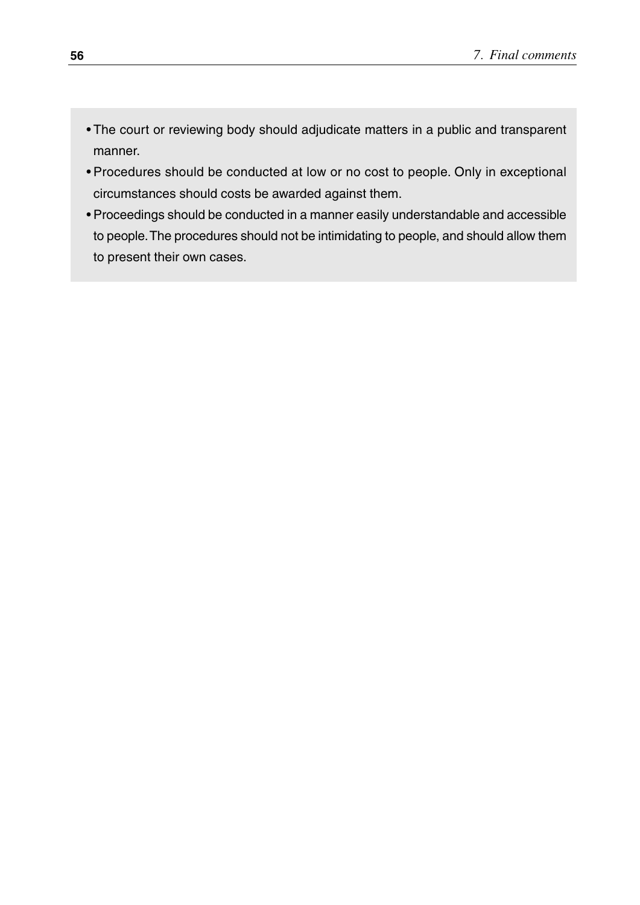- The court or reviewing body should adjudicate matters in a public and transparent manner.
- Procedures should be conducted at low or no cost to people. Only in exceptional circumstances should costs be awarded against them.
- Proceedings should be conducted in a manner easily understandable and accessible to people. The procedures should not be intimidating to people, and should allow them to present their own cases.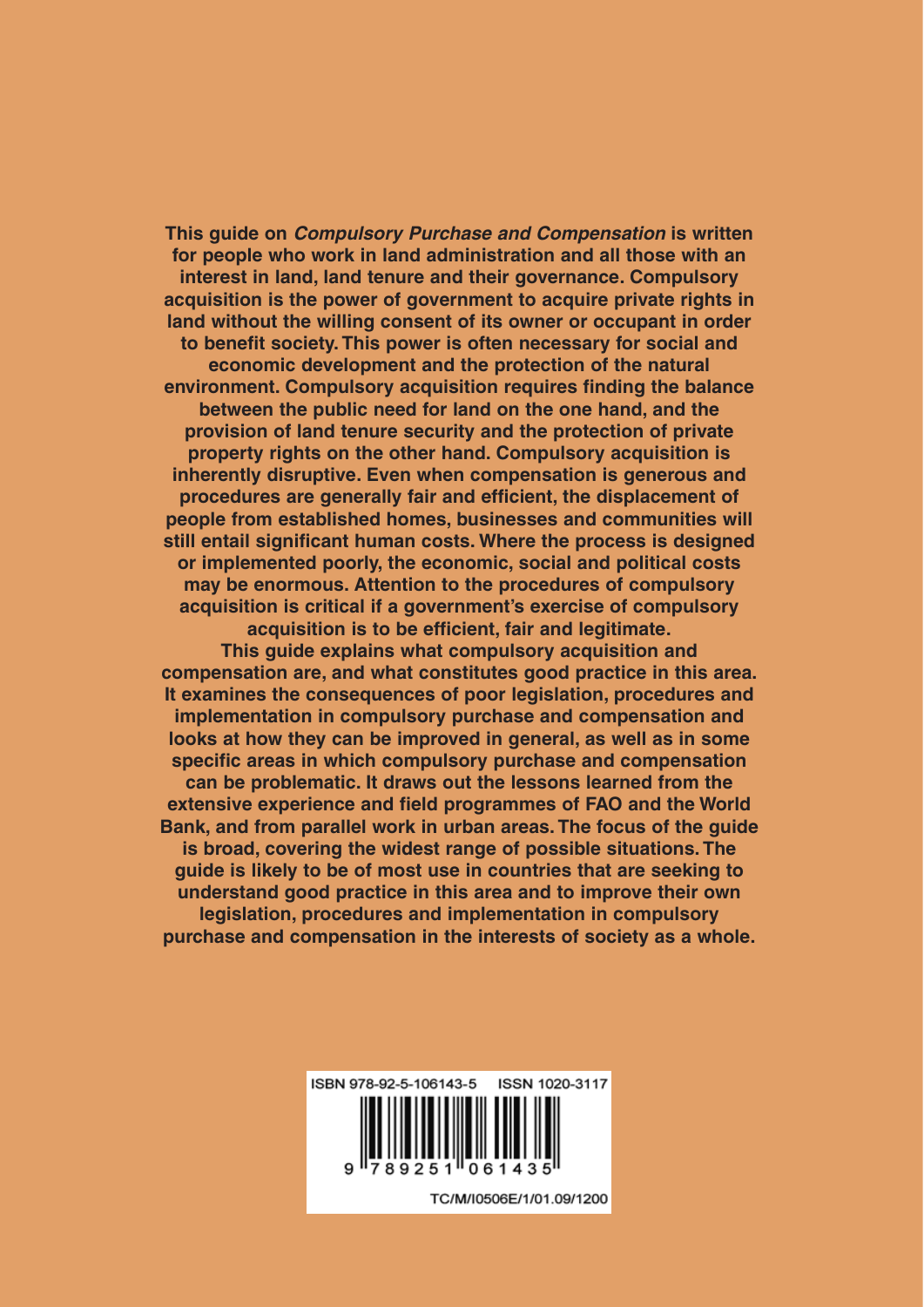**This guide on *Compulsory Purchase and Compensation* is written for people who work in land administration and all those with an interest in land, land tenure and their governance. Compulsory acquisition is the power of government to acquire private rights in land without the willing consent of its owner or occupant in order to benefit society. This power is often necessary for social and economic development and the protection of the natural environment. Compulsory acquisition requires finding the balance between the public need for land on the one hand, and the provision of land tenure security and the protection of private property rights on the other hand. Compulsory acquisition is inherently disruptive. Even when compensation is generous and procedures are generally fair and efficient, the displacement of people from established homes, businesses and communities will still entail significant human costs. Where the process is designed or implemented poorly, the economic, social and political costs may be enormous. Attention to the procedures of compulsory acquisition is critical if a government's exercise of compulsory acquisition is to be efficient, fair and legitimate.**

**This guide explains what compulsory acquisition and compensation are, and what constitutes good practice in this area. It examines the consequences of poor legislation, procedures and implementation in compulsory purchase and compensation and looks at how they can be improved in general, as well as in some specific areas in which compulsory purchase and compensation can be problematic. It draws out the lessons learned from the extensive experience and field programmes of FAO and the World Bank, and from parallel work in urban areas. The focus of the guide is broad, covering the widest range of possible situations. The guide is likely to be of most use in countries that are seeking to understand good practice in this area and to improve their own legislation, procedures and implementation in compulsory purchase and compensation in the interests of society as a whole.**

ISBN 978-92-5-106143-5 ISSN 1020-3117

9 789251 061435

TC/M/I0506E/1/01.09/1200